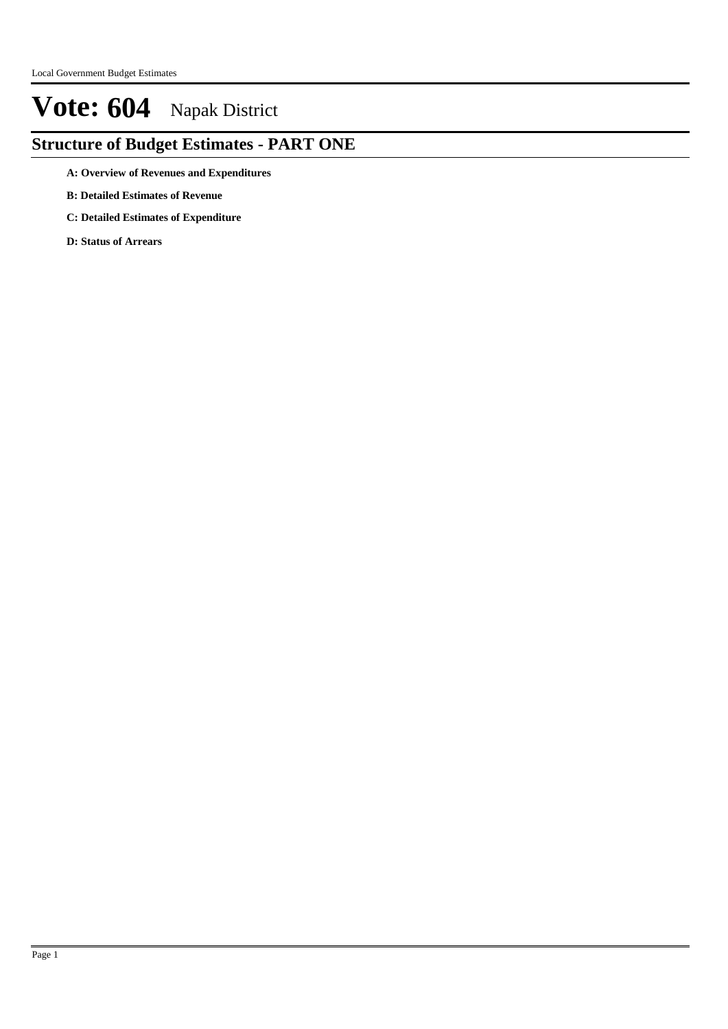# Vote: 604 Napak District

## Structure of Budget Estimates - PART ONE

**A: Overview of Revenues and Expenditures**

**B: Detailed Estimates of Revenue**

**C: Detailed Estimates of Expenditure**

**D: Status of Arrears**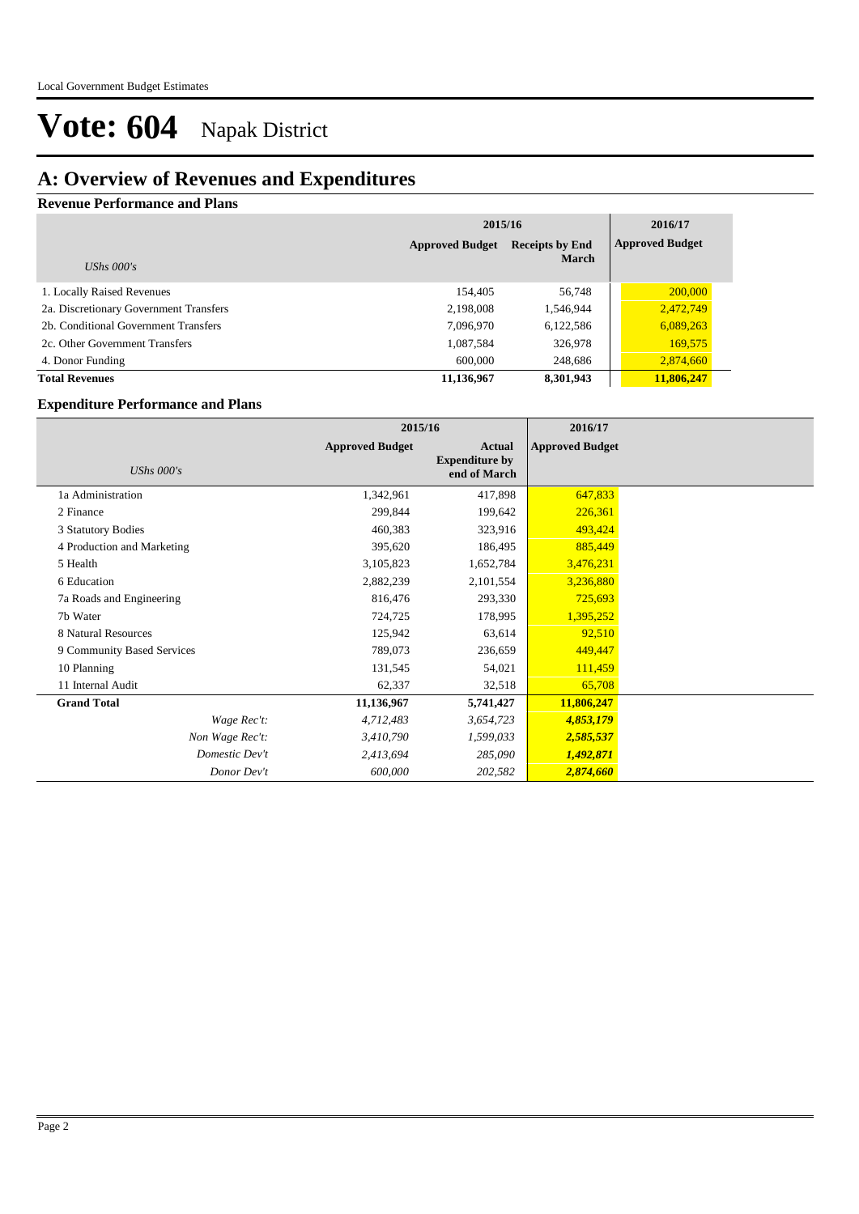# Vote: 604 Napak District

## A: Overview of Revenues and Expenditures

### Revenue Performance and Plans

| UShs 000's | 2015/16 Approved Budget | 2015/16 Receipts by End March | 2016/17 Approved Budget |
|---|---|---|---|
| 1. Locally Raised Revenues | 154,405 | 56,748 | 200,000 |
| 2a. Discretionary Government Transfers | 2,198,008 | 1,546,944 | 2,472,749 |
| 2b. Conditional Government Transfers | 7,096,970 | 6,122,586 | 6,089,263 |
| 2c. Other Government Transfers | 1,087,584 | 326,978 | 169,575 |
| 4. Donor Funding | 600,000 | 248,686 | 2,874,660 |
| **Total Revenues** | **11,136,967** | **8,301,943** | **11,806,247** |

### Expenditure Performance and Plans

| UShs 000's | 2015/16 Approved Budget | 2015/16 Actual Expenditure by end of March | 2016/17 Approved Budget |
|---|---|---|---|
| 1a Administration | 1,342,961 | 417,898 | 647,833 |
| 2 Finance | 299,844 | 199,642 | 226,361 |
| 3 Statutory Bodies | 460,383 | 323,916 | 493,424 |
| 4 Production and Marketing | 395,620 | 186,495 | 885,449 |
| 5 Health | 3,105,823 | 1,652,784 | 3,476,231 |
| 6 Education | 2,882,239 | 2,101,554 | 3,236,880 |
| 7a Roads and Engineering | 816,476 | 293,330 | 725,693 |
| 7b Water | 724,725 | 178,995 | 1,395,252 |
| 8 Natural Resources | 125,942 | 63,614 | 92,510 |
| 9 Community Based Services | 789,073 | 236,659 | 449,447 |
| 10 Planning | 131,545 | 54,021 | 111,459 |
| 11 Internal Audit | 62,337 | 32,518 | 65,708 |
| **Grand Total** | **11,136,967** | **5,741,427** | **11,806,247** |
| *Wage Rec't:* | *4,712,483* | *3,654,723* | ***4,853,179*** |
| *Non Wage Rec't:* | *3,410,790* | *1,599,033* | ***2,585,537*** |
| *Domestic Dev't* | *2,413,694* | *285,090* | ***1,492,871*** |
| *Donor Dev't* | *600,000* | *202,582* | ***2,874,660*** |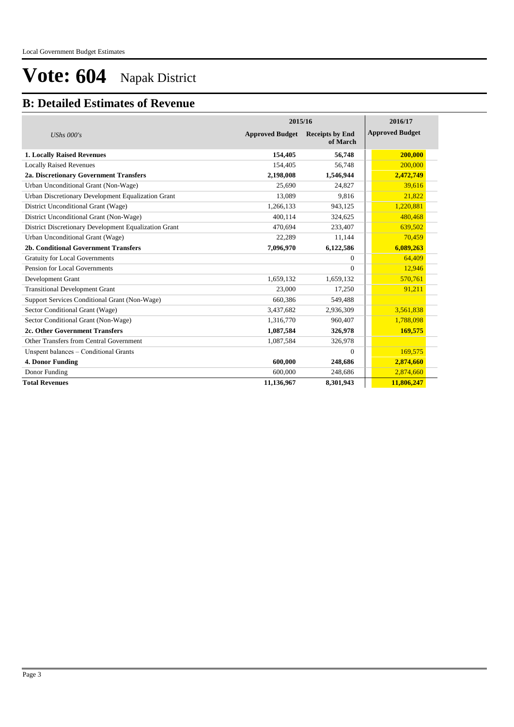# Vote: 604 Napak District

## B: Detailed Estimates of Revenue

| *UShs 000's* | 2015/16 Approved Budget | 2015/16 Receipts by End of March | 2016/17 Approved Budget |
|---|---|---|---|
| **1. Locally Raised Revenues** | **154,405** | **56,748** | **200,000** |
| Locally Raised Revenues | 154,405 | 56,748 | 200,000 |
| **2a. Discretionary Government Transfers** | **2,198,008** | **1,546,944** | **2,472,749** |
| Urban Unconditional Grant (Non-Wage) | 25,690 | 24,827 | 39,616 |
| Urban Discretionary Development Equalization Grant | 13,089 | 9,816 | 21,822 |
| District Unconditional Grant (Wage) | 1,266,133 | 943,125 | 1,220,881 |
| District Unconditional Grant (Non-Wage) | 400,114 | 324,625 | 480,468 |
| District Discretionary Development Equalization Grant | 470,694 | 233,407 | 639,502 |
| Urban Unconditional Grant (Wage) | 22,289 | 11,144 | 70,459 |
| **2b. Conditional Government Transfers** | **7,096,970** | **6,122,586** | **6,089,263** |
| Gratuity for Local Governments | | 0 | 64,409 |
| Pension for Local Governments | | 0 | 12,946 |
| Development Grant | 1,659,132 | 1,659,132 | 570,761 |
| Transitional Development Grant | 23,000 | 17,250 | 91,211 |
| Support Services Conditional Grant (Non-Wage) | 660,386 | 549,488 | |
| Sector Conditional Grant (Wage) | 3,437,682 | 2,936,309 | 3,561,838 |
| Sector Conditional Grant (Non-Wage) | 1,316,770 | 960,407 | 1,788,098 |
| **2c. Other Government Transfers** | **1,087,584** | **326,978** | **169,575** |
| Other Transfers from Central Government | 1,087,584 | 326,978 | |
| Unspent balances – Conditional Grants | | 0 | 169,575 |
| **4. Donor Funding** | **600,000** | **248,686** | **2,874,660** |
| Donor Funding | 600,000 | 248,686 | 2,874,660 |
| **Total Revenues** | **11,136,967** | **8,301,943** | **11,806,247** |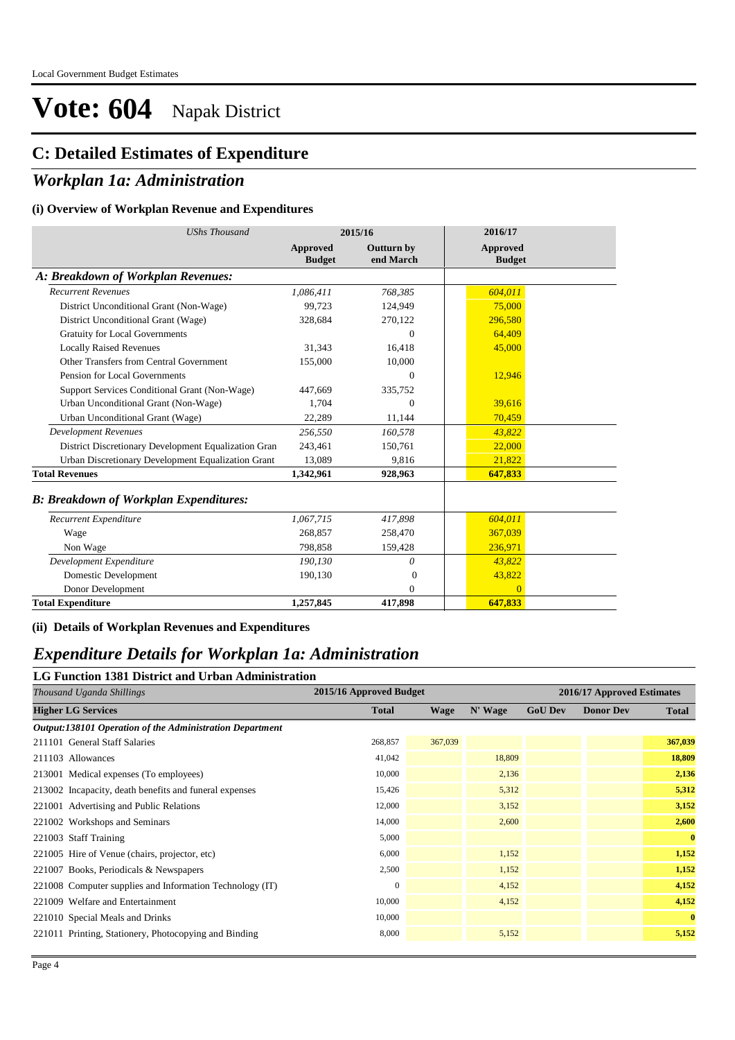# Vote: 604 Napak District

## C: Detailed Estimates of Expenditure

## *Workplan 1a: Administration*

### (i) Overview of Workplan Revenue and Expenditures

| *UShs Thousand* | 2015/16 | | 2016/17 |
|---|---|---|---|
| | **Approved Budget** | **Outturn by end March** | **Approved Budget** |
| ***A: Breakdown of Workplan Revenues:*** | | | |
| *Recurrent Revenues* | *1,086,411* | *768,385* | *604,011* |
| District Unconditional Grant (Non-Wage) | 99,723 | 124,949 | 75,000 |
| District Unconditional Grant (Wage) | 328,684 | 270,122 | 296,580 |
| Gratuity for Local Governments | | 0 | 64,409 |
| Locally Raised Revenues | 31,343 | 16,418 | 45,000 |
| Other Transfers from Central Government | 155,000 | 10,000 | |
| Pension for Local Governments | | 0 | 12,946 |
| Support Services Conditional Grant (Non-Wage) | 447,669 | 335,752 | |
| Urban Unconditional Grant (Non-Wage) | 1,704 | 0 | 39,616 |
| Urban Unconditional Grant (Wage) | 22,289 | 11,144 | 70,459 |
| *Development Revenues* | *256,550* | *160,578* | *43,822* |
| District Discretionary Development Equalization Gran | 243,461 | 150,761 | 22,000 |
| Urban Discretionary Development Equalization Grant | 13,089 | 9,816 | 21,822 |
| **Total Revenues** | **1,342,961** | **928,963** | **647,833** |
| ***B: Breakdown of Workplan Expenditures:*** | | | |
| *Recurrent Expenditure* | *1,067,715* | *417,898* | *604,011* |
| Wage | 268,857 | 258,470 | 367,039 |
| Non Wage | 798,858 | 159,428 | 236,971 |
| *Development Expenditure* | *190,130* | *0* | *43,822* |
| Domestic Development | 190,130 | 0 | 43,822 |
| Donor Development | | 0 | 0 |
| **Total Expenditure** | **1,257,845** | **417,898** | **647,833** |

### (ii) Details of Workplan Revenues and Expenditures

## *Expenditure Details for Workplan 1a: Administration*

### LG Function 1381 District and Urban Administration

| *Thousand Uganda Shillings* | 2015/16 Approved Budget | 2016/17 Approved Estimates | | | | |
|---|---|---|---|---|---|---|
| **Higher LG Services** | **Total** | **Wage** | **N' Wage** | **GoU Dev** | **Donor Dev** | **Total** |
| ***Output:138101 Operation of the Administration Department*** | | | | | | |
| 211101 General Staff Salaries | 268,857 | 367,039 | | | | **367,039** |
| 211103 Allowances | 41,042 | | 18,809 | | | **18,809** |
| 213001 Medical expenses (To employees) | 10,000 | | 2,136 | | | **2,136** |
| 213002 Incapacity, death benefits and funeral expenses | 15,426 | | 5,312 | | | **5,312** |
| 221001 Advertising and Public Relations | 12,000 | | 3,152 | | | **3,152** |
| 221002 Workshops and Seminars | 14,000 | | 2,600 | | | **2,600** |
| 221003 Staff Training | 5,000 | | | | | **0** |
| 221005 Hire of Venue (chairs, projector, etc) | 6,000 | | 1,152 | | | **1,152** |
| 221007 Books, Periodicals & Newspapers | 2,500 | | 1,152 | | | **1,152** |
| 221008 Computer supplies and Information Technology (IT) | 0 | | 4,152 | | | **4,152** |
| 221009 Welfare and Entertainment | 10,000 | | 4,152 | | | **4,152** |
| 221010 Special Meals and Drinks | 10,000 | | | | | **0** |
| 221011 Printing, Stationery, Photocopying and Binding | 8,000 | | 5,152 | | | **5,152** |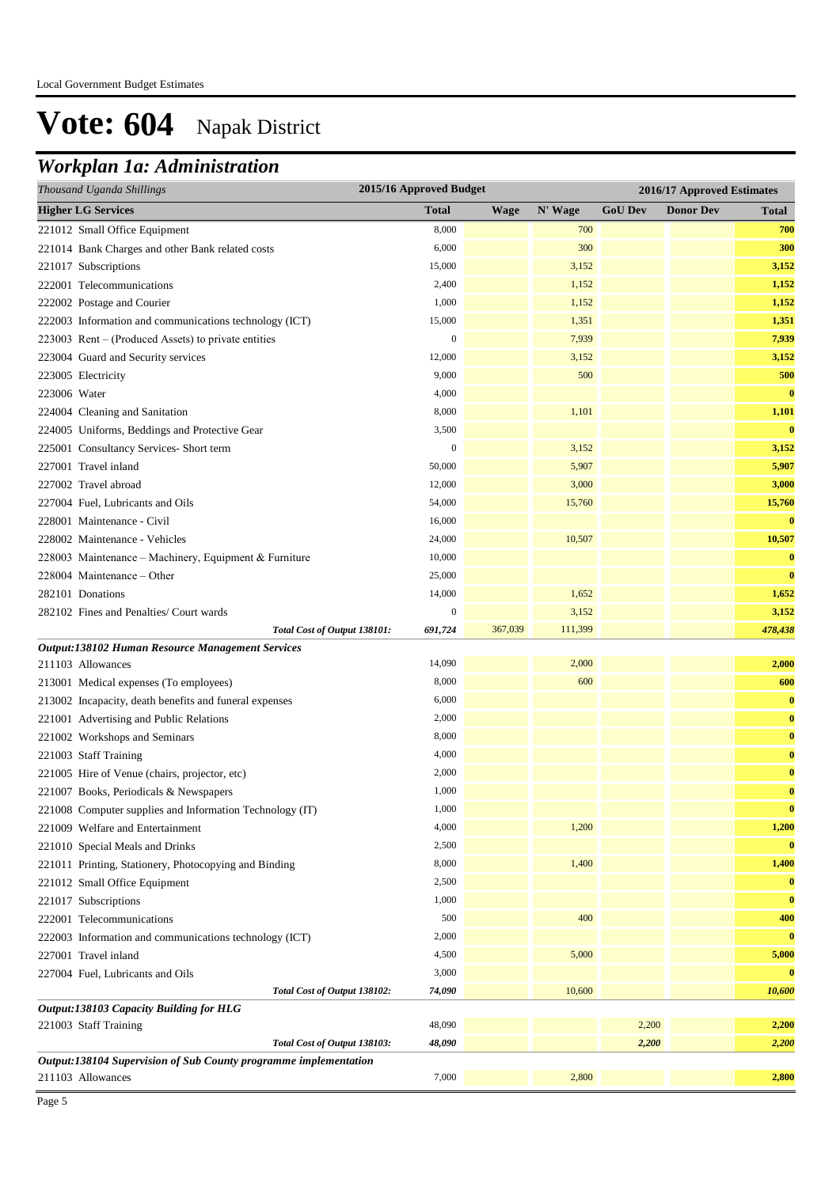# Vote: 604 Napak District

## Workplan 1a: Administration

| *Thousand Uganda Shillings* | 2015/16 Approved Budget | 2016/17 Approved Estimates | | | | |
|---|---|---|---|---|---|---|
| **Higher LG Services** | **Total** | **Wage** | **N' Wage** | **GoU Dev** | **Donor Dev** | **Total** |
| 221012 Small Office Equipment | 8,000 | | 700 | | | **700** |
| 221014 Bank Charges and other Bank related costs | 6,000 | | 300 | | | **300** |
| 221017 Subscriptions | 15,000 | | 3,152 | | | **3,152** |
| 222001 Telecommunications | 2,400 | | 1,152 | | | **1,152** |
| 222002 Postage and Courier | 1,000 | | 1,152 | | | **1,152** |
| 222003 Information and communications technology (ICT) | 15,000 | | 1,351 | | | **1,351** |
| 223003 Rent – (Produced Assets) to private entities | 0 | | 7,939 | | | **7,939** |
| 223004 Guard and Security services | 12,000 | | 3,152 | | | **3,152** |
| 223005 Electricity | 9,000 | | 500 | | | **500** |
| 223006 Water | 4,000 | | | | | **0** |
| 224004 Cleaning and Sanitation | 8,000 | | 1,101 | | | **1,101** |
| 224005 Uniforms, Beddings and Protective Gear | 3,500 | | | | | **0** |
| 225001 Consultancy Services- Short term | 0 | | 3,152 | | | **3,152** |
| 227001 Travel inland | 50,000 | | 5,907 | | | **5,907** |
| 227002 Travel abroad | 12,000 | | 3,000 | | | **3,000** |
| 227004 Fuel, Lubricants and Oils | 54,000 | | 15,760 | | | **15,760** |
| 228001 Maintenance - Civil | 16,000 | | | | | **0** |
| 228002 Maintenance - Vehicles | 24,000 | | 10,507 | | | **10,507** |
| 228003 Maintenance – Machinery, Equipment & Furniture | 10,000 | | | | | **0** |
| 228004 Maintenance – Other | 25,000 | | | | | **0** |
| 282101 Donations | 14,000 | | 1,652 | | | **1,652** |
| 282102 Fines and Penalties/ Court wards | 0 | | 3,152 | | | **3,152** |
| ***Total Cost of Output 138101:*** | ***691,724*** | 367,039 | 111,399 | | | ***478,438*** |
| ***Output:138102 Human Resource Management Services*** | | | | | | |
| 211103 Allowances | 14,090 | | 2,000 | | | **2,000** |
| 213001 Medical expenses (To employees) | 8,000 | | 600 | | | **600** |
| 213002 Incapacity, death benefits and funeral expenses | 6,000 | | | | | **0** |
| 221001 Advertising and Public Relations | 2,000 | | | | | **0** |
| 221002 Workshops and Seminars | 8,000 | | | | | **0** |
| 221003 Staff Training | 4,000 | | | | | **0** |
| 221005 Hire of Venue (chairs, projector, etc) | 2,000 | | | | | **0** |
| 221007 Books, Periodicals & Newspapers | 1,000 | | | | | **0** |
| 221008 Computer supplies and Information Technology (IT) | 1,000 | | | | | **0** |
| 221009 Welfare and Entertainment | 4,000 | | 1,200 | | | **1,200** |
| 221010 Special Meals and Drinks | 2,500 | | | | | **0** |
| 221011 Printing, Stationery, Photocopying and Binding | 8,000 | | 1,400 | | | **1,400** |
| 221012 Small Office Equipment | 2,500 | | | | | **0** |
| 221017 Subscriptions | 1,000 | | | | | **0** |
| 222001 Telecommunications | 500 | | 400 | | | **400** |
| 222003 Information and communications technology (ICT) | 2,000 | | | | | **0** |
| 227001 Travel inland | 4,500 | | 5,000 | | | **5,000** |
| 227004 Fuel, Lubricants and Oils | 3,000 | | | | | **0** |
| ***Total Cost of Output 138102:*** | ***74,090*** | | 10,600 | | | ***10,600*** |
| ***Output:138103 Capacity Building for HLG*** | | | | | | |
| 221003 Staff Training | 48,090 | | | 2,200 | | **2,200** |
| ***Total Cost of Output 138103:*** | ***48,090*** | | | ***2,200*** | | ***2,200*** |
| ***Output:138104 Supervision of Sub County programme implementation*** | | | | | | |
| 211103 Allowances | 7,000 | | 2,800 | | | **2,800** |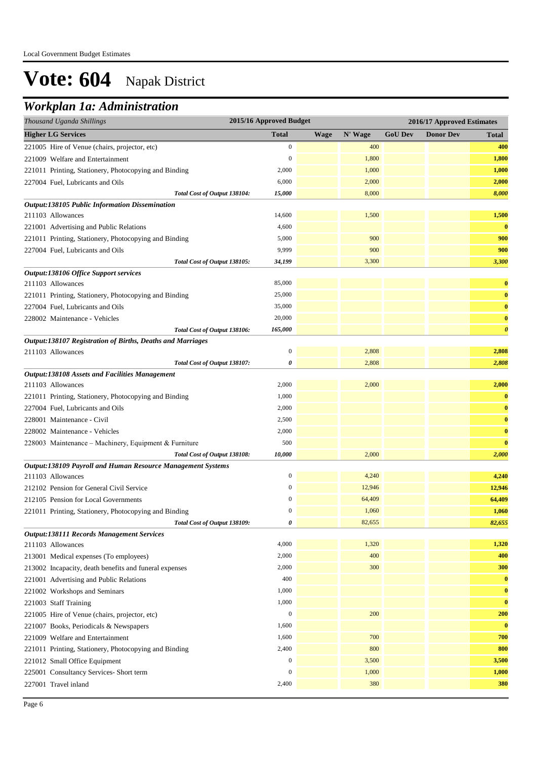# Vote: 604 Napak District

## *Workplan 1a: Administration*

| *Thousand Uganda Shillings* | 2015/16 Approved Budget | 2016/17 Approved Estimates | | | | |
|---|---|---|---|---|---|---|
| **Higher LG Services** | **Total** | **Wage** | **N' Wage** | **GoU Dev** | **Donor Dev** | **Total** |
| 221005 Hire of Venue (chairs, projector, etc) | 0 | | 400 | | | **400** |
| 221009 Welfare and Entertainment | 0 | | 1,800 | | | **1,800** |
| 221011 Printing, Stationery, Photocopying and Binding | 2,000 | | 1,000 | | | **1,000** |
| 227004 Fuel, Lubricants and Oils | 6,000 | | 2,000 | | | **2,000** |
| *Total Cost of Output 138104:* | *15,000* | | 8,000 | | | ***8,000*** |
| ***Output:138105 Public Information Dissemination*** | | | | | | |
| 211103 Allowances | 14,600 | | 1,500 | | | **1,500** |
| 221001 Advertising and Public Relations | 4,600 | | | | | **0** |
| 221011 Printing, Stationery, Photocopying and Binding | 5,000 | | 900 | | | **900** |
| 227004 Fuel, Lubricants and Oils | 9,999 | | 900 | | | **900** |
| *Total Cost of Output 138105:* | *34,199* | | 3,300 | | | ***3,300*** |
| ***Output:138106 Office Support services*** | | | | | | |
| 211103 Allowances | 85,000 | | | | | **0** |
| 221011 Printing, Stationery, Photocopying and Binding | 25,000 | | | | | **0** |
| 227004 Fuel, Lubricants and Oils | 35,000 | | | | | **0** |
| 228002 Maintenance - Vehicles | 20,000 | | | | | **0** |
| *Total Cost of Output 138106:* | *165,000* | | | | | ***0*** |
| ***Output:138107 Registration of Births, Deaths and Marriages*** | | | | | | |
| 211103 Allowances | 0 | | 2,808 | | | **2,808** |
| *Total Cost of Output 138107:* | *0* | | 2,808 | | | ***2,808*** |
| ***Output:138108 Assets and Facilities Management*** | | | | | | |
| 211103 Allowances | 2,000 | | 2,000 | | | **2,000** |
| 221011 Printing, Stationery, Photocopying and Binding | 1,000 | | | | | **0** |
| 227004 Fuel, Lubricants and Oils | 2,000 | | | | | **0** |
| 228001 Maintenance - Civil | 2,500 | | | | | **0** |
| 228002 Maintenance - Vehicles | 2,000 | | | | | **0** |
| 228003 Maintenance – Machinery, Equipment & Furniture | 500 | | | | | **0** |
| *Total Cost of Output 138108:* | *10,000* | | 2,000 | | | ***2,000*** |
| ***Output:138109 Payroll and Human Resource Management Systems*** | | | | | | |
| 211103 Allowances | 0 | | 4,240 | | | **4,240** |
| 212102 Pension for General Civil Service | 0 | | 12,946 | | | **12,946** |
| 212105 Pension for Local Governments | 0 | | 64,409 | | | **64,409** |
| 221011 Printing, Stationery, Photocopying and Binding | 0 | | 1,060 | | | **1,060** |
| *Total Cost of Output 138109:* | *0* | | 82,655 | | | ***82,655*** |
| ***Output:138111 Records Management Services*** | | | | | | |
| 211103 Allowances | 4,000 | | 1,320 | | | **1,320** |
| 213001 Medical expenses (To employees) | 2,000 | | 400 | | | **400** |
| 213002 Incapacity, death benefits and funeral expenses | 2,000 | | 300 | | | **300** |
| 221001 Advertising and Public Relations | 400 | | | | | **0** |
| 221002 Workshops and Seminars | 1,000 | | | | | **0** |
| 221003 Staff Training | 1,000 | | | | | **0** |
| 221005 Hire of Venue (chairs, projector, etc) | 0 | | 200 | | | **200** |
| 221007 Books, Periodicals & Newspapers | 1,600 | | | | | **0** |
| 221009 Welfare and Entertainment | 1,600 | | 700 | | | **700** |
| 221011 Printing, Stationery, Photocopying and Binding | 2,400 | | 800 | | | **800** |
| 221012 Small Office Equipment | 0 | | 3,500 | | | **3,500** |
| 225001 Consultancy Services- Short term | 0 | | 1,000 | | | **1,000** |
| 227001 Travel inland | 2,400 | | 380 | | | **380** |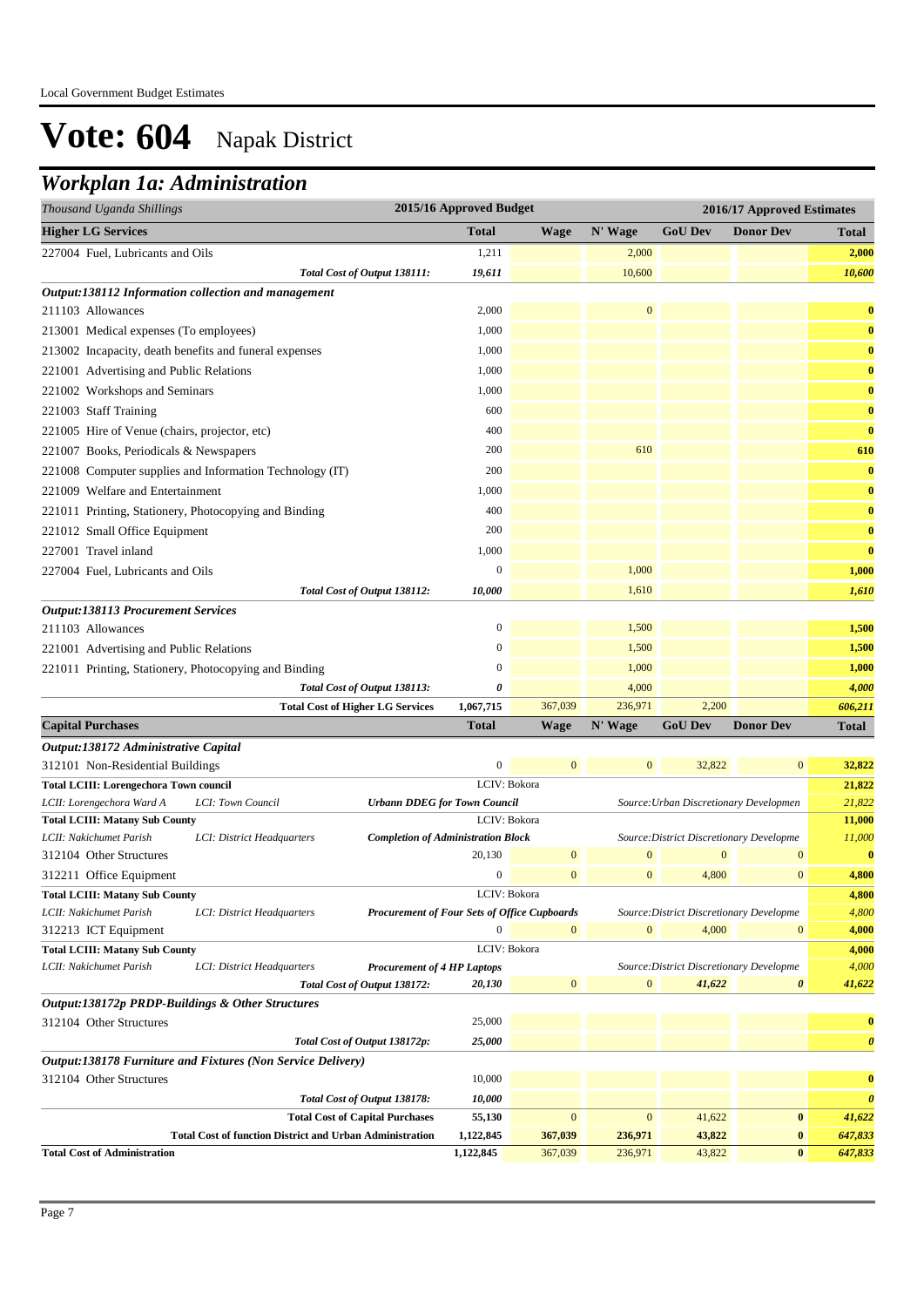Local Government Budget Estimates

# Vote: 604 Napak District

## Workplan 1a: Administration

| Thousand Uganda Shillings | 2015/16 Approved Budget | 2016/17 Approved Estimates | | | | |
|---|---|---|---|---|---|---|
| **Higher LG Services** | **Total** | **Wage** | **N' Wage** | **GoU Dev** | **Donor Dev** | **Total** |
| 227004 Fuel, Lubricants and Oils | 1,211 | | 2,000 | | | 2,000 |
| *Total Cost of Output 138111:* | *19,611* | | 10,600 | | | *10,600* |
| ***Output:138112 Information collection and management*** | | | | | | |
| 211103 Allowances | 2,000 | | 0 | | | 0 |
| 213001 Medical expenses (To employees) | 1,000 | | | | | 0 |
| 213002 Incapacity, death benefits and funeral expenses | 1,000 | | | | | 0 |
| 221001 Advertising and Public Relations | 1,000 | | | | | 0 |
| 221002 Workshops and Seminars | 1,000 | | | | | 0 |
| 221003 Staff Training | 600 | | | | | 0 |
| 221005 Hire of Venue (chairs, projector, etc) | 400 | | | | | 0 |
| 221007 Books, Periodicals & Newspapers | 200 | | 610 | | | 610 |
| 221008 Computer supplies and Information Technology (IT) | 200 | | | | | 0 |
| 221009 Welfare and Entertainment | 1,000 | | | | | 0 |
| 221011 Printing, Stationery, Photocopying and Binding | 400 | | | | | 0 |
| 221012 Small Office Equipment | 200 | | | | | 0 |
| 227001 Travel inland | 1,000 | | | | | 0 |
| 227004 Fuel, Lubricants and Oils | 0 | | 1,000 | | | 1,000 |
| *Total Cost of Output 138112:* | *10,000* | | 1,610 | | | *1,610* |
| ***Output:138113 Procurement Services*** | | | | | | |
| 211103 Allowances | 0 | | 1,500 | | | 1,500 |
| 221001 Advertising and Public Relations | 0 | | 1,500 | | | 1,500 |
| 221011 Printing, Stationery, Photocopying and Binding | 0 | | 1,000 | | | 1,000 |
| *Total Cost of Output 138113:* | *0* | | 4,000 | | | *4,000* |
| **Total Cost of Higher LG Services** | **1,067,715** | 367,039 | 236,971 | 2,200 | | *606,211* |
| **Capital Purchases** | **Total** | **Wage** | **N' Wage** | **GoU Dev** | **Donor Dev** | **Total** |
| ***Output:138172 Administrative Capital*** | | | | | | |
| 312101 Non-Residential Buildings | 0 | 0 | 0 | 32,822 | 0 | 32,822 |
| **Total LCIII: Lorengechora Town council** — LCIV: Bokora | | | | | | 21,822 |
| *LCII: Lorengechora Ward A — LCI: Town Council — Urbann DDEG for Town Council — Source:Urban Discretionary Developmen* | | | | | | *21,822* |
| **Total LCIII: Matany Sub County** — LCIV: Bokora | | | | | | 11,000 |
| *LCII: Nakichumet Parish — LCI: District Headquarters — Completion of Administration Block — Source:District Discretionary Developme* | | | | | | *11,000* |
| 312104 Other Structures | 20,130 | 0 | 0 | 0 | 0 | 0 |
| 312211 Office Equipment | 0 | 0 | 0 | 4,800 | 0 | 4,800 |
| **Total LCIII: Matany Sub County** — LCIV: Bokora | | | | | | 4,800 |
| *LCII: Nakichumet Parish — LCI: District Headquarters — Procurement of Four Sets of Office Cupboards — Source:District Discretionary Developme* | | | | | | *4,800* |
| 312213 ICT Equipment | 0 | 0 | 0 | 4,000 | 0 | 4,000 |
| **Total LCIII: Matany Sub County** — LCIV: Bokora | | | | | | 4,000 |
| *LCII: Nakichumet Parish — LCI: District Headquarters — Procurement of 4 HP Laptops — Source:District Discretionary Developme* | | | | | | *4,000* |
| *Total Cost of Output 138172:* | *20,130* | 0 | 0 | *41,622* | *0* | *41,622* |
| ***Output:138172p PRDP-Buildings & Other Structures*** | | | | | | |
| 312104 Other Structures | 25,000 | | | | | 0 |
| *Total Cost of Output 138172p:* | *25,000* | | | | | *0* |
| ***Output:138178 Furniture and Fixtures (Non Service Delivery)*** | | | | | | |
| 312104 Other Structures | 10,000 | | | | | 0 |
| *Total Cost of Output 138178:* | *10,000* | | | | | *0* |
| **Total Cost of Capital Purchases** | **55,130** | 0 | 0 | 41,622 | 0 | *41,622* |
| **Total Cost of function District and Urban Administration** | **1,122,845** | **367,039** | **236,971** | **43,822** | **0** | ***647,833*** |
| **Total Cost of Administration** | **1,122,845** | 367,039 | 236,971 | 43,822 | 0 | *647,833* |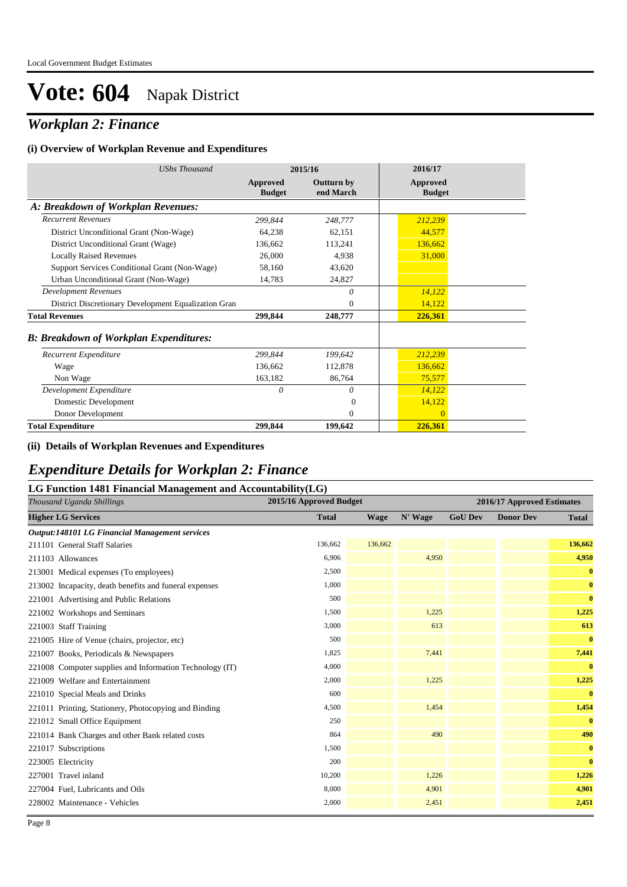Local Government Budget Estimates

# Vote: 604 Napak District

## Workplan 2: Finance

### (i) Overview of Workplan Revenue and Expenditures

| *UShs Thousand* | 2015/16 | | 2016/17 |
|---|---|---|---|
| | **Approved Budget** | **Outturn by end March** | **Approved Budget** |
| ***A: Breakdown of Workplan Revenues:*** | | | |
| *Recurrent Revenues* | *299,844* | *248,777* | *212,239* |
| District Unconditional Grant (Non-Wage) | 64,238 | 62,151 | 44,577 |
| District Unconditional Grant (Wage) | 136,662 | 113,241 | 136,662 |
| Locally Raised Revenues | 26,000 | 4,938 | 31,000 |
| Support Services Conditional Grant (Non-Wage) | 58,160 | 43,620 | |
| Urban Unconditional Grant (Non-Wage) | 14,783 | 24,827 | |
| *Development Revenues* | | *0* | *14,122* |
| District Discretionary Development Equalization Gran | | 0 | 14,122 |
| **Total Revenues** | **299,844** | **248,777** | **226,361** |
| ***B: Breakdown of Workplan Expenditures:*** | | | |
| *Recurrent Expenditure* | *299,844* | *199,642* | *212,239* |
| Wage | 136,662 | 112,878 | 136,662 |
| Non Wage | 163,182 | 86,764 | 75,577 |
| *Development Expenditure* | *0* | *0* | *14,122* |
| Domestic Development | | 0 | 14,122 |
| Donor Development | | 0 | 0 |
| **Total Expenditure** | **299,844** | **199,642** | **226,361** |

### (ii) Details of Workplan Revenues and Expenditures

## Expenditure Details for Workplan 2: Finance

### LG Function 1481 Financial Management and Accountability(LG)

| *Thousand Uganda Shillings* | 2015/16 Approved Budget | 2016/17 Approved Estimates | | | | |
|---|---|---|---|---|---|---|
| **Higher LG Services** | **Total** | **Wage** | **N' Wage** | **GoU Dev** | **Donor Dev** | **Total** |
| ***Output:148101 LG Financial Management services*** | | | | | | |
| 211101 General Staff Salaries | 136,662 | 136,662 | | | | **136,662** |
| 211103 Allowances | 6,906 | | 4,950 | | | **4,950** |
| 213001 Medical expenses (To employees) | 2,500 | | | | | **0** |
| 213002 Incapacity, death benefits and funeral expenses | 1,000 | | | | | **0** |
| 221001 Advertising and Public Relations | 500 | | | | | **0** |
| 221002 Workshops and Seminars | 1,500 | | 1,225 | | | **1,225** |
| 221003 Staff Training | 3,000 | | 613 | | | **613** |
| 221005 Hire of Venue (chairs, projector, etc) | 500 | | | | | **0** |
| 221007 Books, Periodicals & Newspapers | 1,825 | | 7,441 | | | **7,441** |
| 221008 Computer supplies and Information Technology (IT) | 4,000 | | | | | **0** |
| 221009 Welfare and Entertainment | 2,000 | | 1,225 | | | **1,225** |
| 221010 Special Meals and Drinks | 600 | | | | | **0** |
| 221011 Printing, Stationery, Photocopying and Binding | 4,500 | | 1,454 | | | **1,454** |
| 221012 Small Office Equipment | 250 | | | | | **0** |
| 221014 Bank Charges and other Bank related costs | 864 | | 490 | | | **490** |
| 221017 Subscriptions | 1,500 | | | | | **0** |
| 223005 Electricity | 200 | | | | | **0** |
| 227001 Travel inland | 10,200 | | 1,226 | | | **1,226** |
| 227004 Fuel, Lubricants and Oils | 8,000 | | 4,901 | | | **4,901** |
| 228002 Maintenance - Vehicles | 2,000 | | 2,451 | | | **2,451** |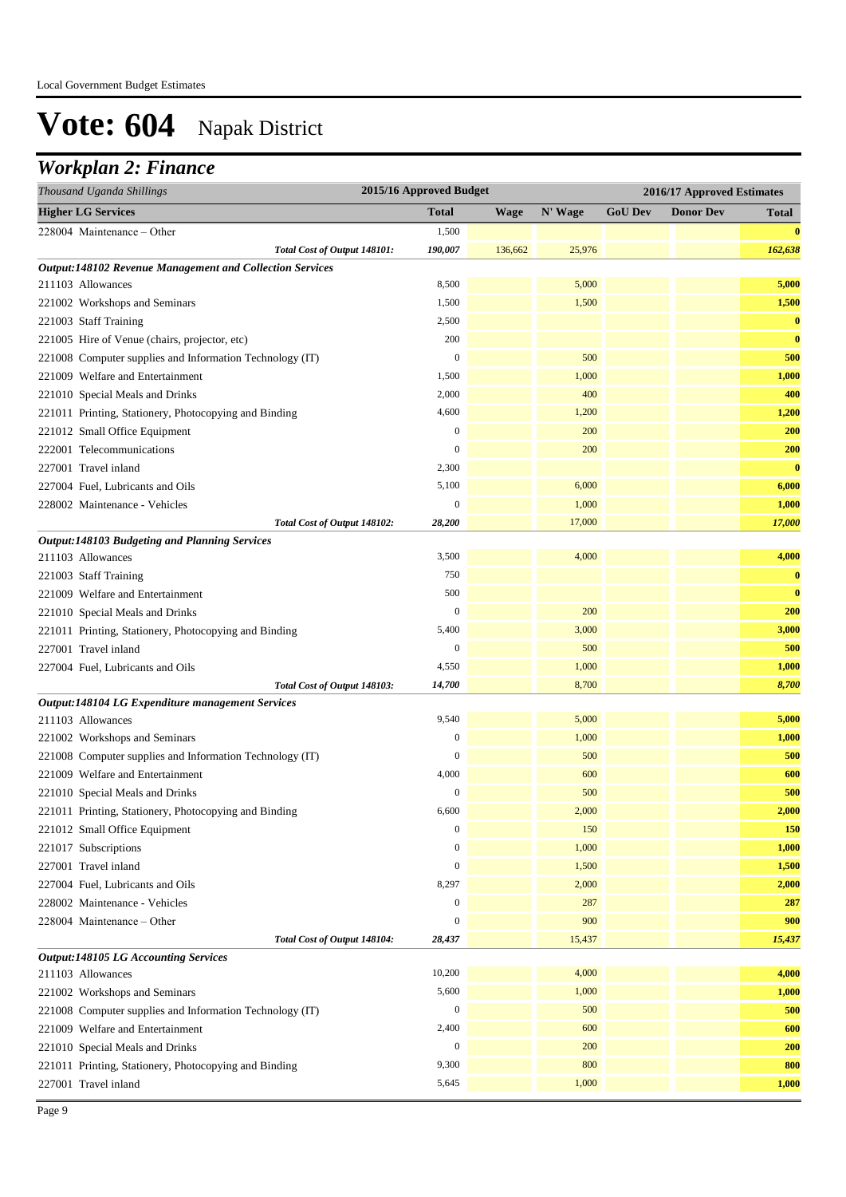# Vote: 604 Napak District

## *Workplan 2: Finance*

| *Thousand Uganda Shillings* | 2015/16 Approved Budget | 2016/17 Approved Estimates | | | | |
|---|---|---|---|---|---|---|
| **Higher LG Services** | **Total** | **Wage** | **N' Wage** | **GoU Dev** | **Donor Dev** | **Total** |
| 228004 Maintenance – Other | 1,500 | | | | | **0** |
| ***Total Cost of Output 148101:*** | ***190,007*** | 136,662 | 25,976 | | | ***162,638*** |
| ***Output:148102 Revenue Management and Collection Services*** | | | | | | |
| 211103 Allowances | 8,500 | | 5,000 | | | **5,000** |
| 221002 Workshops and Seminars | 1,500 | | 1,500 | | | **1,500** |
| 221003 Staff Training | 2,500 | | | | | **0** |
| 221005 Hire of Venue (chairs, projector, etc) | 200 | | | | | **0** |
| 221008 Computer supplies and Information Technology (IT) | 0 | | 500 | | | **500** |
| 221009 Welfare and Entertainment | 1,500 | | 1,000 | | | **1,000** |
| 221010 Special Meals and Drinks | 2,000 | | 400 | | | **400** |
| 221011 Printing, Stationery, Photocopying and Binding | 4,600 | | 1,200 | | | **1,200** |
| 221012 Small Office Equipment | 0 | | 200 | | | **200** |
| 222001 Telecommunications | 0 | | 200 | | | **200** |
| 227001 Travel inland | 2,300 | | | | | **0** |
| 227004 Fuel, Lubricants and Oils | 5,100 | | 6,000 | | | **6,000** |
| 228002 Maintenance - Vehicles | 0 | | 1,000 | | | **1,000** |
| ***Total Cost of Output 148102:*** | ***28,200*** | | 17,000 | | | ***17,000*** |
| ***Output:148103 Budgeting and Planning Services*** | | | | | | |
| 211103 Allowances | 3,500 | | 4,000 | | | **4,000** |
| 221003 Staff Training | 750 | | | | | **0** |
| 221009 Welfare and Entertainment | 500 | | | | | **0** |
| 221010 Special Meals and Drinks | 0 | | 200 | | | **200** |
| 221011 Printing, Stationery, Photocopying and Binding | 5,400 | | 3,000 | | | **3,000** |
| 227001 Travel inland | 0 | | 500 | | | **500** |
| 227004 Fuel, Lubricants and Oils | 4,550 | | 1,000 | | | **1,000** |
| ***Total Cost of Output 148103:*** | ***14,700*** | | 8,700 | | | ***8,700*** |
| ***Output:148104 LG Expenditure management Services*** | | | | | | |
| 211103 Allowances | 9,540 | | 5,000 | | | **5,000** |
| 221002 Workshops and Seminars | 0 | | 1,000 | | | **1,000** |
| 221008 Computer supplies and Information Technology (IT) | 0 | | 500 | | | **500** |
| 221009 Welfare and Entertainment | 4,000 | | 600 | | | **600** |
| 221010 Special Meals and Drinks | 0 | | 500 | | | **500** |
| 221011 Printing, Stationery, Photocopying and Binding | 6,600 | | 2,000 | | | **2,000** |
| 221012 Small Office Equipment | 0 | | 150 | | | **150** |
| 221017 Subscriptions | 0 | | 1,000 | | | **1,000** |
| 227001 Travel inland | 0 | | 1,500 | | | **1,500** |
| 227004 Fuel, Lubricants and Oils | 8,297 | | 2,000 | | | **2,000** |
| 228002 Maintenance - Vehicles | 0 | | 287 | | | **287** |
| 228004 Maintenance – Other | 0 | | 900 | | | **900** |
| ***Total Cost of Output 148104:*** | ***28,437*** | | 15,437 | | | ***15,437*** |
| ***Output:148105 LG Accounting Services*** | | | | | | |
| 211103 Allowances | 10,200 | | 4,000 | | | **4,000** |
| 221002 Workshops and Seminars | 5,600 | | 1,000 | | | **1,000** |
| 221008 Computer supplies and Information Technology (IT) | 0 | | 500 | | | **500** |
| 221009 Welfare and Entertainment | 2,400 | | 600 | | | **600** |
| 221010 Special Meals and Drinks | 0 | | 200 | | | **200** |
| 221011 Printing, Stationery, Photocopying and Binding | 9,300 | | 800 | | | **800** |
| 227001 Travel inland | 5,645 | | 1,000 | | | **1,000** |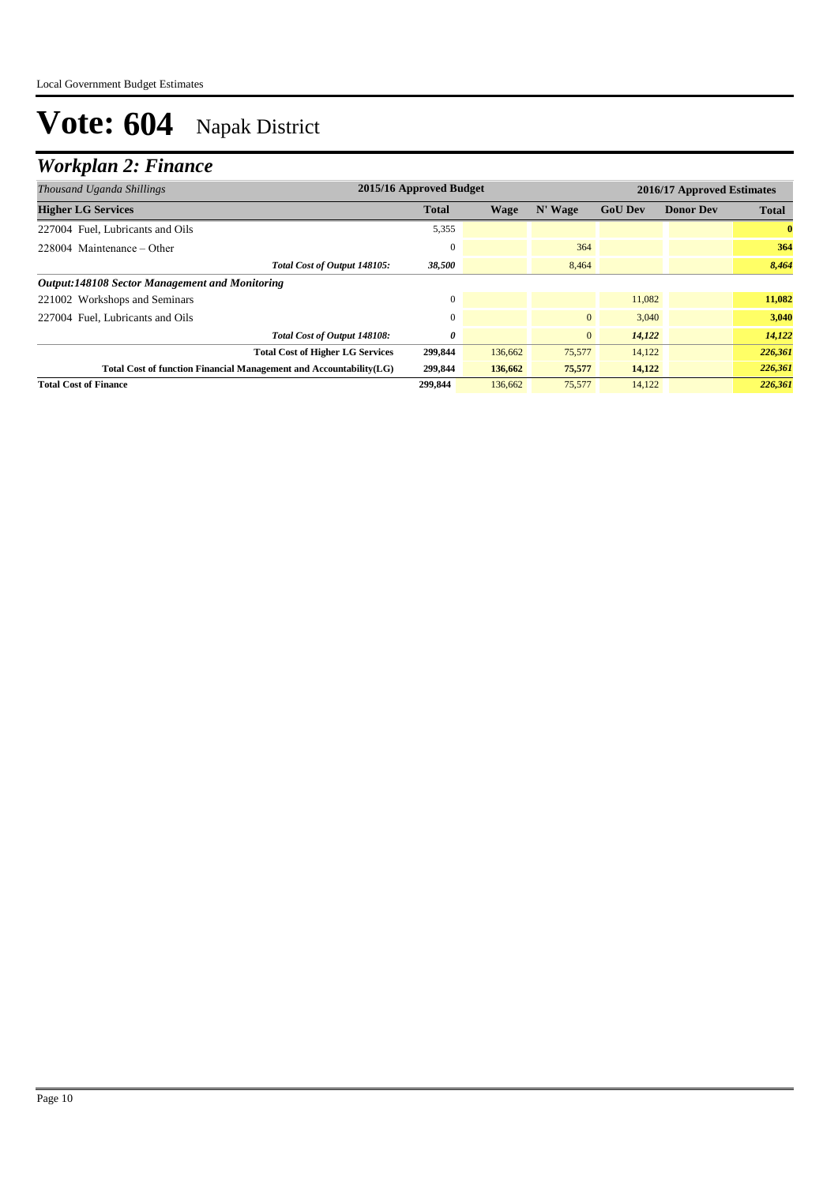# Vote: 604 Napak District

## *Workplan 2: Finance*

| *Thousand Uganda Shillings* | 2015/16 Approved Budget | 2016/17 Approved Estimates | | | | |
|---|---|---|---|---|---|---|
| **Higher LG Services** | **Total** | **Wage** | **N' Wage** | **GoU Dev** | **Donor Dev** | **Total** |
| 227004 Fuel, Lubricants and Oils | 5,355 | | | | | **0** |
| 228004 Maintenance – Other | 0 | | 364 | | | **364** |
| ***Total Cost of Output 148105:*** | ***38,500*** | | 8,464 | | | ***8,464*** |
| ***Output:148108 Sector Management and Monitoring*** | | | | | | |
| 221002 Workshops and Seminars | 0 | | | 11,082 | | **11,082** |
| 227004 Fuel, Lubricants and Oils | 0 | | 0 | 3,040 | | **3,040** |
| ***Total Cost of Output 148108:*** | ***0*** | | 0 | ***14,122*** | | ***14,122*** |
| **Total Cost of Higher LG Services** | **299,844** | 136,662 | 75,577 | 14,122 | | ***226,361*** |
| **Total Cost of function Financial Management and Accountability(LG)** | **299,844** | **136,662** | **75,577** | **14,122** | | ***226,361*** |
| **Total Cost of Finance** | **299,844** | 136,662 | 75,577 | 14,122 | | ***226,361*** |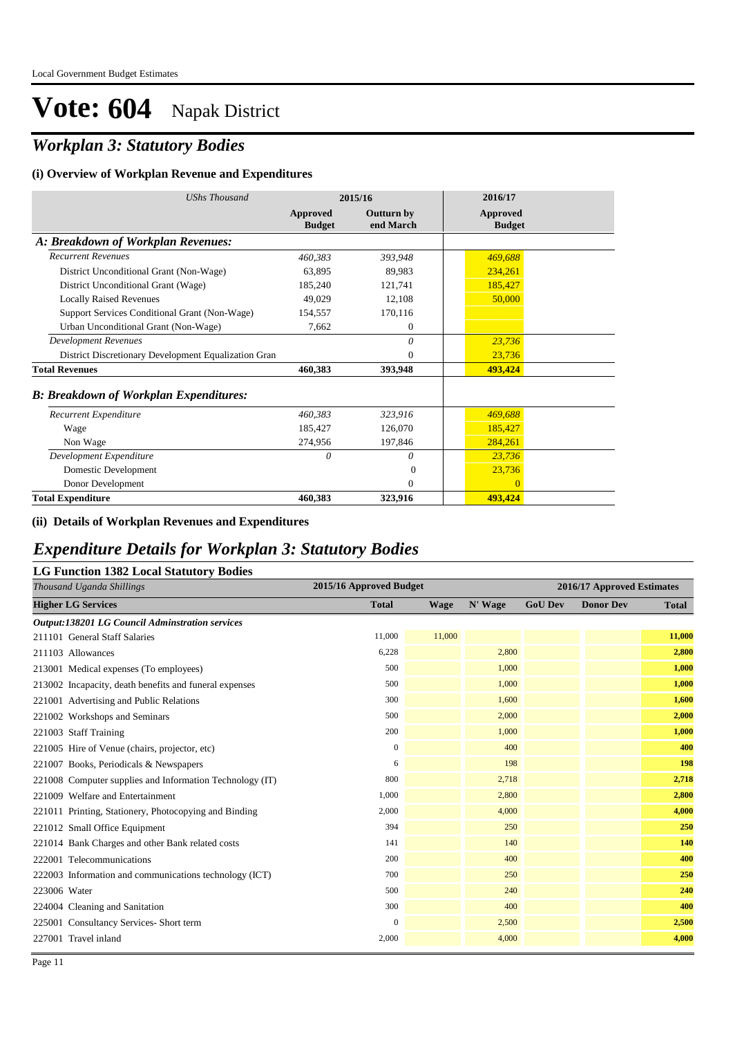# Vote: 604 Napak District

## *Workplan 3: Statutory Bodies*

### (i) Overview of Workplan Revenue and Expenditures

| *UShs Thousand* | 2015/16 | | 2016/17 |
|---|---|---|---|
| | **Approved Budget** | **Outturn by end March** | **Approved Budget** |
| ***A: Breakdown of Workplan Revenues:*** | | | |
| *Recurrent Revenues* | *460,383* | *393,948* | *469,688* |
| District Unconditional Grant (Non-Wage) | 63,895 | 89,983 | 234,261 |
| District Unconditional Grant (Wage) | 185,240 | 121,741 | 185,427 |
| Locally Raised Revenues | 49,029 | 12,108 | 50,000 |
| Support Services Conditional Grant (Non-Wage) | 154,557 | 170,116 | |
| Urban Unconditional Grant (Non-Wage) | 7,662 | 0 | |
| *Development Revenues* | | *0* | *23,736* |
| District Discretionary Development Equalization Gran | | 0 | 23,736 |
| **Total Revenues** | **460,383** | **393,948** | **493,424** |
| ***B: Breakdown of Workplan Expenditures:*** | | | |
| *Recurrent Expenditure* | *460,383* | *323,916* | *469,688* |
| Wage | 185,427 | 126,070 | 185,427 |
| Non Wage | 274,956 | 197,846 | 284,261 |
| *Development Expenditure* | *0* | *0* | *23,736* |
| Domestic Development | | 0 | 23,736 |
| Donor Development | | 0 | 0 |
| **Total Expenditure** | **460,383** | **323,916** | **493,424** |

### (ii) Details of Workplan Revenues and Expenditures

## *Expenditure Details for Workplan 3: Statutory Bodies*

### LG Function 1382 Local Statutory Bodies

| *Thousand Uganda Shillings* | 2015/16 Approved Budget | 2016/17 Approved Estimates | | | | |
|---|---|---|---|---|---|---|
| **Higher LG Services** | **Total** | **Wage** | **N' Wage** | **GoU Dev** | **Donor Dev** | **Total** |
| ***Output:138201 LG Council Adminstration services*** | | | | | | |
| 211101 General Staff Salaries | 11,000 | 11,000 | | | | **11,000** |
| 211103 Allowances | 6,228 | | 2,800 | | | **2,800** |
| 213001 Medical expenses (To employees) | 500 | | 1,000 | | | **1,000** |
| 213002 Incapacity, death benefits and funeral expenses | 500 | | 1,000 | | | **1,000** |
| 221001 Advertising and Public Relations | 300 | | 1,600 | | | **1,600** |
| 221002 Workshops and Seminars | 500 | | 2,000 | | | **2,000** |
| 221003 Staff Training | 200 | | 1,000 | | | **1,000** |
| 221005 Hire of Venue (chairs, projector, etc) | 0 | | 400 | | | **400** |
| 221007 Books, Periodicals & Newspapers | 6 | | 198 | | | **198** |
| 221008 Computer supplies and Information Technology (IT) | 800 | | 2,718 | | | **2,718** |
| 221009 Welfare and Entertainment | 1,000 | | 2,800 | | | **2,800** |
| 221011 Printing, Stationery, Photocopying and Binding | 2,000 | | 4,000 | | | **4,000** |
| 221012 Small Office Equipment | 394 | | 250 | | | **250** |
| 221014 Bank Charges and other Bank related costs | 141 | | 140 | | | **140** |
| 222001 Telecommunications | 200 | | 400 | | | **400** |
| 222003 Information and communications technology (ICT) | 700 | | 250 | | | **250** |
| 223006 Water | 500 | | 240 | | | **240** |
| 224004 Cleaning and Sanitation | 300 | | 400 | | | **400** |
| 225001 Consultancy Services- Short term | 0 | | 2,500 | | | **2,500** |
| 227001 Travel inland | 2,000 | | 4,000 | | | **4,000** |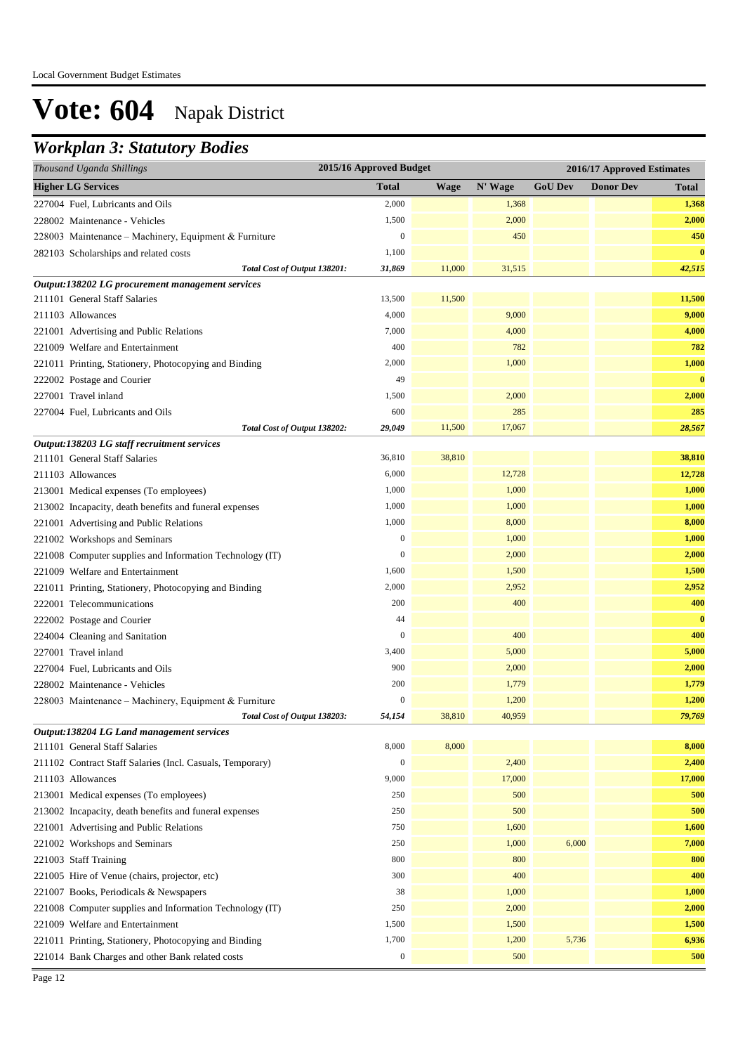# Vote: 604 Napak District

## *Workplan 3: Statutory Bodies*

| *Thousand Uganda Shillings* | 2015/16 Approved Budget | 2016/17 Approved Estimates | | | | |
|---|---|---|---|---|---|---|
| **Higher LG Services** | **Total** | **Wage** | **N' Wage** | **GoU Dev** | **Donor Dev** | **Total** |
| 227004 Fuel, Lubricants and Oils | 2,000 | | 1,368 | | | **1,368** |
| 228002 Maintenance - Vehicles | 1,500 | | 2,000 | | | **2,000** |
| 228003 Maintenance – Machinery, Equipment & Furniture | 0 | | 450 | | | **450** |
| 282103 Scholarships and related costs | 1,100 | | | | | **0** |
| *Total Cost of Output 138201:* | *31,869* | 11,000 | 31,515 | | | *42,515* |
| ***Output:138202 LG procurement management services*** | | | | | | |
| 211101 General Staff Salaries | 13,500 | 11,500 | | | | **11,500** |
| 211103 Allowances | 4,000 | | 9,000 | | | **9,000** |
| 221001 Advertising and Public Relations | 7,000 | | 4,000 | | | **4,000** |
| 221009 Welfare and Entertainment | 400 | | 782 | | | **782** |
| 221011 Printing, Stationery, Photocopying and Binding | 2,000 | | 1,000 | | | **1,000** |
| 222002 Postage and Courier | 49 | | | | | **0** |
| 227001 Travel inland | 1,500 | | 2,000 | | | **2,000** |
| 227004 Fuel, Lubricants and Oils | 600 | | 285 | | | **285** |
| *Total Cost of Output 138202:* | *29,049* | 11,500 | 17,067 | | | *28,567* |
| ***Output:138203 LG staff recruitment services*** | | | | | | |
| 211101 General Staff Salaries | 36,810 | 38,810 | | | | **38,810** |
| 211103 Allowances | 6,000 | | 12,728 | | | **12,728** |
| 213001 Medical expenses (To employees) | 1,000 | | 1,000 | | | **1,000** |
| 213002 Incapacity, death benefits and funeral expenses | 1,000 | | 1,000 | | | **1,000** |
| 221001 Advertising and Public Relations | 1,000 | | 8,000 | | | **8,000** |
| 221002 Workshops and Seminars | 0 | | 1,000 | | | **1,000** |
| 221008 Computer supplies and Information Technology (IT) | 0 | | 2,000 | | | **2,000** |
| 221009 Welfare and Entertainment | 1,600 | | 1,500 | | | **1,500** |
| 221011 Printing, Stationery, Photocopying and Binding | 2,000 | | 2,952 | | | **2,952** |
| 222001 Telecommunications | 200 | | 400 | | | **400** |
| 222002 Postage and Courier | 44 | | | | | **0** |
| 224004 Cleaning and Sanitation | 0 | | 400 | | | **400** |
| 227001 Travel inland | 3,400 | | 5,000 | | | **5,000** |
| 227004 Fuel, Lubricants and Oils | 900 | | 2,000 | | | **2,000** |
| 228002 Maintenance - Vehicles | 200 | | 1,779 | | | **1,779** |
| 228003 Maintenance – Machinery, Equipment & Furniture | 0 | | 1,200 | | | **1,200** |
| *Total Cost of Output 138203:* | *54,154* | 38,810 | 40,959 | | | *79,769* |
| ***Output:138204 LG Land management services*** | | | | | | |
| 211101 General Staff Salaries | 8,000 | 8,000 | | | | **8,000** |
| 211102 Contract Staff Salaries (Incl. Casuals, Temporary) | 0 | | 2,400 | | | **2,400** |
| 211103 Allowances | 9,000 | | 17,000 | | | **17,000** |
| 213001 Medical expenses (To employees) | 250 | | 500 | | | **500** |
| 213002 Incapacity, death benefits and funeral expenses | 250 | | 500 | | | **500** |
| 221001 Advertising and Public Relations | 750 | | 1,600 | | | **1,600** |
| 221002 Workshops and Seminars | 250 | | 1,000 | 6,000 | | **7,000** |
| 221003 Staff Training | 800 | | 800 | | | **800** |
| 221005 Hire of Venue (chairs, projector, etc) | 300 | | 400 | | | **400** |
| 221007 Books, Periodicals & Newspapers | 38 | | 1,000 | | | **1,000** |
| 221008 Computer supplies and Information Technology (IT) | 250 | | 2,000 | | | **2,000** |
| 221009 Welfare and Entertainment | 1,500 | | 1,500 | | | **1,500** |
| 221011 Printing, Stationery, Photocopying and Binding | 1,700 | | 1,200 | 5,736 | | **6,936** |
| 221014 Bank Charges and other Bank related costs | 0 | | 500 | | | **500** |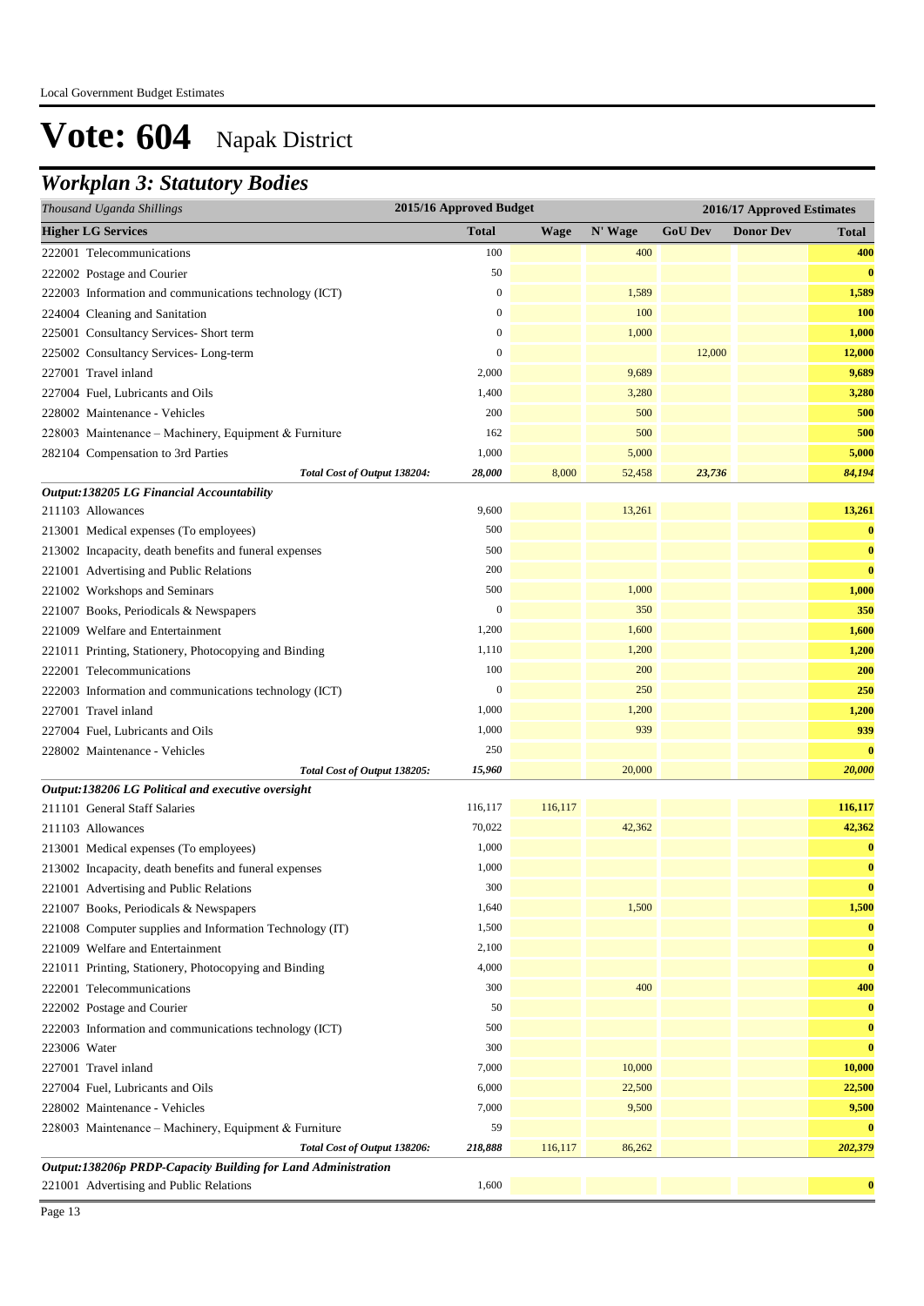# Vote: 604 Napak District

## *Workplan 3: Statutory Bodies*

| *Thousand Uganda Shillings* | 2015/16 Approved Budget | 2016/17 Approved Estimates | | | | |
|---|---|---|---|---|---|---|
| **Higher LG Services** | **Total** | **Wage** | **N' Wage** | **GoU Dev** | **Donor Dev** | **Total** |
| 222001 Telecommunications | 100 | | 400 | | | **400** |
| 222002 Postage and Courier | 50 | | | | | **0** |
| 222003 Information and communications technology (ICT) | 0 | | 1,589 | | | **1,589** |
| 224004 Cleaning and Sanitation | 0 | | 100 | | | **100** |
| 225001 Consultancy Services- Short term | 0 | | 1,000 | | | **1,000** |
| 225002 Consultancy Services- Long-term | 0 | | | 12,000 | | **12,000** |
| 227001 Travel inland | 2,000 | | 9,689 | | | **9,689** |
| 227004 Fuel, Lubricants and Oils | 1,400 | | 3,280 | | | **3,280** |
| 228002 Maintenance - Vehicles | 200 | | 500 | | | **500** |
| 228003 Maintenance – Machinery, Equipment & Furniture | 162 | | 500 | | | **500** |
| 282104 Compensation to 3rd Parties | 1,000 | | 5,000 | | | **5,000** |
| *Total Cost of Output 138204:* | *28,000* | 8,000 | 52,458 | *23,736* | | *84,194* |
| ***Output:138205 LG Financial Accountability*** | | | | | | |
| 211103 Allowances | 9,600 | | 13,261 | | | **13,261** |
| 213001 Medical expenses (To employees) | 500 | | | | | **0** |
| 213002 Incapacity, death benefits and funeral expenses | 500 | | | | | **0** |
| 221001 Advertising and Public Relations | 200 | | | | | **0** |
| 221002 Workshops and Seminars | 500 | | 1,000 | | | **1,000** |
| 221007 Books, Periodicals & Newspapers | 0 | | 350 | | | **350** |
| 221009 Welfare and Entertainment | 1,200 | | 1,600 | | | **1,600** |
| 221011 Printing, Stationery, Photocopying and Binding | 1,110 | | 1,200 | | | **1,200** |
| 222001 Telecommunications | 100 | | 200 | | | **200** |
| 222003 Information and communications technology (ICT) | 0 | | 250 | | | **250** |
| 227001 Travel inland | 1,000 | | 1,200 | | | **1,200** |
| 227004 Fuel, Lubricants and Oils | 1,000 | | 939 | | | **939** |
| 228002 Maintenance - Vehicles | 250 | | | | | **0** |
| *Total Cost of Output 138205:* | *15,960* | | 20,000 | | | *20,000* |
| ***Output:138206 LG Political and executive oversight*** | | | | | | |
| 211101 General Staff Salaries | 116,117 | 116,117 | | | | **116,117** |
| 211103 Allowances | 70,022 | | 42,362 | | | **42,362** |
| 213001 Medical expenses (To employees) | 1,000 | | | | | **0** |
| 213002 Incapacity, death benefits and funeral expenses | 1,000 | | | | | **0** |
| 221001 Advertising and Public Relations | 300 | | | | | **0** |
| 221007 Books, Periodicals & Newspapers | 1,640 | | 1,500 | | | **1,500** |
| 221008 Computer supplies and Information Technology (IT) | 1,500 | | | | | **0** |
| 221009 Welfare and Entertainment | 2,100 | | | | | **0** |
| 221011 Printing, Stationery, Photocopying and Binding | 4,000 | | | | | **0** |
| 222001 Telecommunications | 300 | | 400 | | | **400** |
| 222002 Postage and Courier | 50 | | | | | **0** |
| 222003 Information and communications technology (ICT) | 500 | | | | | **0** |
| 223006 Water | 300 | | | | | **0** |
| 227001 Travel inland | 7,000 | | 10,000 | | | **10,000** |
| 227004 Fuel, Lubricants and Oils | 6,000 | | 22,500 | | | **22,500** |
| 228002 Maintenance - Vehicles | 7,000 | | 9,500 | | | **9,500** |
| 228003 Maintenance – Machinery, Equipment & Furniture | 59 | | | | | **0** |
| *Total Cost of Output 138206:* | *218,888* | 116,117 | 86,262 | | | *202,379* |
| ***Output:138206p PRDP-Capacity Building for Land Administration*** | | | | | | |
| 221001 Advertising and Public Relations | 1,600 | | | | | **0** |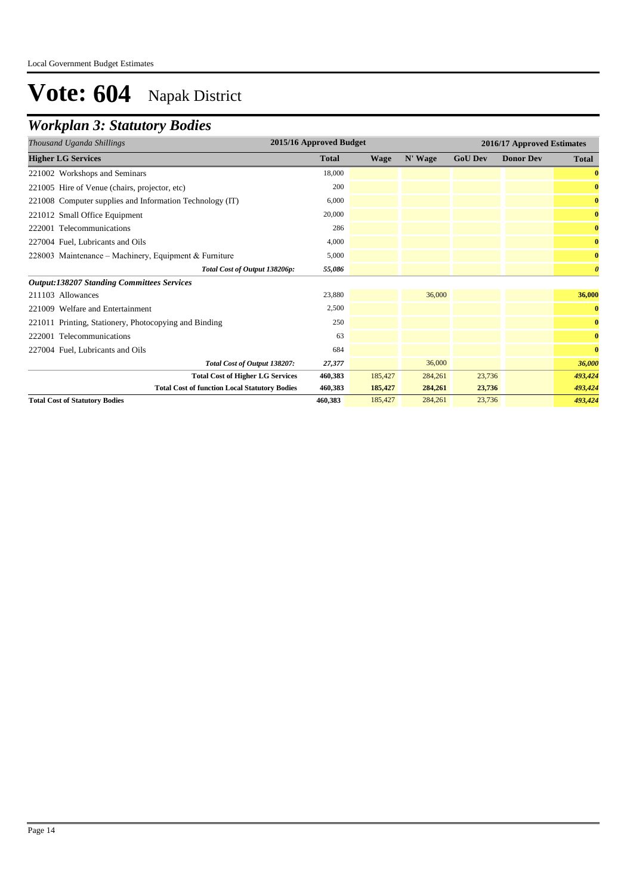# Vote: 604 Napak District

## *Workplan 3: Statutory Bodies*

| *Thousand Uganda Shillings* | 2015/16 Approved Budget | 2016/17 Approved Estimates | | | | |
|---|---|---|---|---|---|---|
| **Higher LG Services** | **Total** | **Wage** | **N' Wage** | **GoU Dev** | **Donor Dev** | **Total** |
| 221002 Workshops and Seminars | 18,000 | | | | | **0** |
| 221005 Hire of Venue (chairs, projector, etc) | 200 | | | | | **0** |
| 221008 Computer supplies and Information Technology (IT) | 6,000 | | | | | **0** |
| 221012 Small Office Equipment | 20,000 | | | | | **0** |
| 222001 Telecommunications | 286 | | | | | **0** |
| 227004 Fuel, Lubricants and Oils | 4,000 | | | | | **0** |
| 228003 Maintenance – Machinery, Equipment & Furniture | 5,000 | | | | | **0** |
| *Total Cost of Output 138206p:* | *55,086* | | | | | ***0*** |
| ***Output:138207 Standing Committees Services*** | | | | | | |
| 211103 Allowances | 23,880 | | 36,000 | | | **36,000** |
| 221009 Welfare and Entertainment | 2,500 | | | | | **0** |
| 221011 Printing, Stationery, Photocopying and Binding | 250 | | | | | **0** |
| 222001 Telecommunications | 63 | | | | | **0** |
| 227004 Fuel, Lubricants and Oils | 684 | | | | | **0** |
| *Total Cost of Output 138207:* | *27,377* | | 36,000 | | | ***36,000*** |
| **Total Cost of Higher LG Services** | **460,383** | 185,427 | 284,261 | 23,736 | | ***493,424*** |
| **Total Cost of function Local Statutory Bodies** | **460,383** | **185,427** | **284,261** | **23,736** | | ***493,424*** |
| **Total Cost of Statutory Bodies** | **460,383** | 185,427 | 284,261 | 23,736 | | ***493,424*** |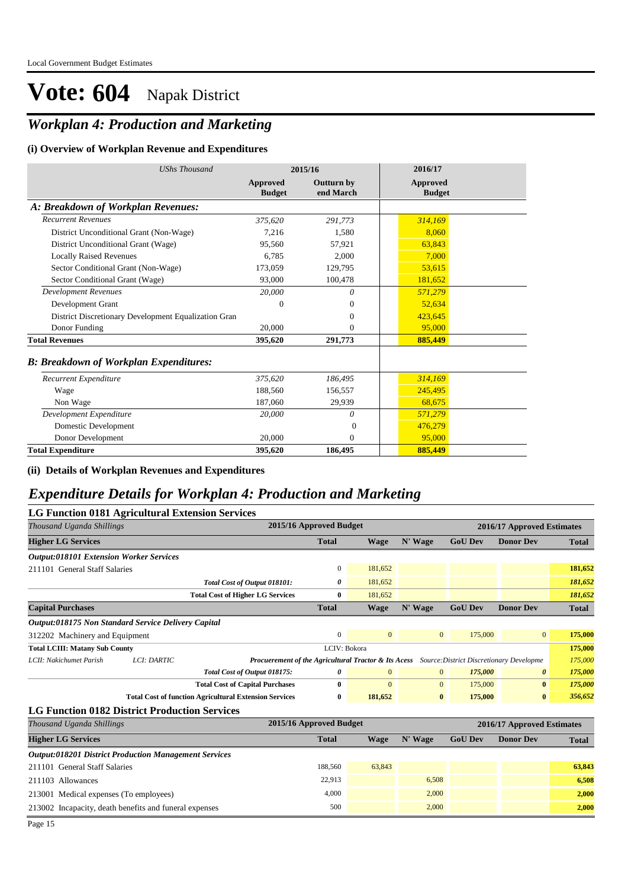# Vote: 604 Napak District

## *Workplan 4: Production and Marketing*

### (i) Overview of Workplan Revenue and Expenditures

| *UShs Thousand* | 2015/16 | | 2016/17 |
|---|---|---|---|
| | **Approved Budget** | **Outturn by end March** | **Approved Budget** |
| ***A: Breakdown of Workplan Revenues:*** | | | |
| *Recurrent Revenues* | *375,620* | *291,773* | *314,169* |
| District Unconditional Grant (Non-Wage) | 7,216 | 1,580 | 8,060 |
| District Unconditional Grant (Wage) | 95,560 | 57,921 | 63,843 |
| Locally Raised Revenues | 6,785 | 2,000 | 7,000 |
| Sector Conditional Grant (Non-Wage) | 173,059 | 129,795 | 53,615 |
| Sector Conditional Grant (Wage) | 93,000 | 100,478 | 181,652 |
| *Development Revenues* | *20,000* | *0* | *571,279* |
| Development Grant | 0 | 0 | 52,634 |
| District Discretionary Development Equalization Gran | | 0 | 423,645 |
| Donor Funding | 20,000 | 0 | 95,000 |
| **Total Revenues** | **395,620** | **291,773** | **885,449** |
| ***B: Breakdown of Workplan Expenditures:*** | | | |
| *Recurrent Expenditure* | *375,620* | *186,495* | *314,169* |
| Wage | 188,560 | 156,557 | 245,495 |
| Non Wage | 187,060 | 29,939 | 68,675 |
| *Development Expenditure* | *20,000* | *0* | *571,279* |
| Domestic Development | | 0 | 476,279 |
| Donor Development | 20,000 | 0 | 95,000 |
| **Total Expenditure** | **395,620** | **186,495** | **885,449** |

### (ii) Details of Workplan Revenues and Expenditures

## *Expenditure Details for Workplan 4: Production and Marketing*

### LG Function 0181 Agricultural Extension Services

| *Thousand Uganda Shillings* | 2015/16 Approved Budget | 2016/17 Approved Estimates | | | | |
|---|---|---|---|---|---|---|
| **Higher LG Services** | **Total** | **Wage** | **N' Wage** | **GoU Dev** | **Donor Dev** | **Total** |
| ***Output:018101 Extension Worker Services*** | | | | | | |
| 211101 General Staff Salaries | 0 | 181,652 | | | | 181,652 |
| *Total Cost of Output 018101:* | *0* | 181,652 | | | | *181,652* |
| **Total Cost of Higher LG Services** | **0** | 181,652 | | | | *181,652* |
| **Capital Purchases** | **Total** | **Wage** | **N' Wage** | **GoU Dev** | **Donor Dev** | **Total** |
| ***Output:018175 Non Standard Service Delivery Capital*** | | | | | | |
| 312202 Machinery and Equipment | 0 | 0 | 0 | 175,000 | 0 | 175,000 |
| **Total LCIII: Matany Sub County** | LCIV: Bokora | | | | | 175,000 |
| *LCII: Nakichumet Parish* *LCI: DARTIC* | ***Procuerement of the Agricultural Tractor & Its Acess*** | | *Source:District Discretionary Developme* | | | *175,000* |
| *Total Cost of Output 018175:* | *0* | 0 | 0 | *175,000* | *0* | *175,000* |
| **Total Cost of Capital Purchases** | **0** | 0 | 0 | 175,000 | **0** | *175,000* |
| **Total Cost of function Agricultural Extension Services** | **0** | **181,652** | **0** | **175,000** | **0** | *356,652* |

### LG Function 0182 District Production Services

| *Thousand Uganda Shillings* | 2015/16 Approved Budget | 2016/17 Approved Estimates | | | | |
|---|---|---|---|---|---|---|
| **Higher LG Services** | **Total** | **Wage** | **N' Wage** | **GoU Dev** | **Donor Dev** | **Total** |
| ***Output:018201 District Production Management Services*** | | | | | | |
| 211101 General Staff Salaries | 188,560 | 63,843 | | | | 63,843 |
| 211103 Allowances | 22,913 | | 6,508 | | | 6,508 |
| 213001 Medical expenses (To employees) | 4,000 | | 2,000 | | | 2,000 |
| 213002 Incapacity, death benefits and funeral expenses | 500 | | 2,000 | | | 2,000 |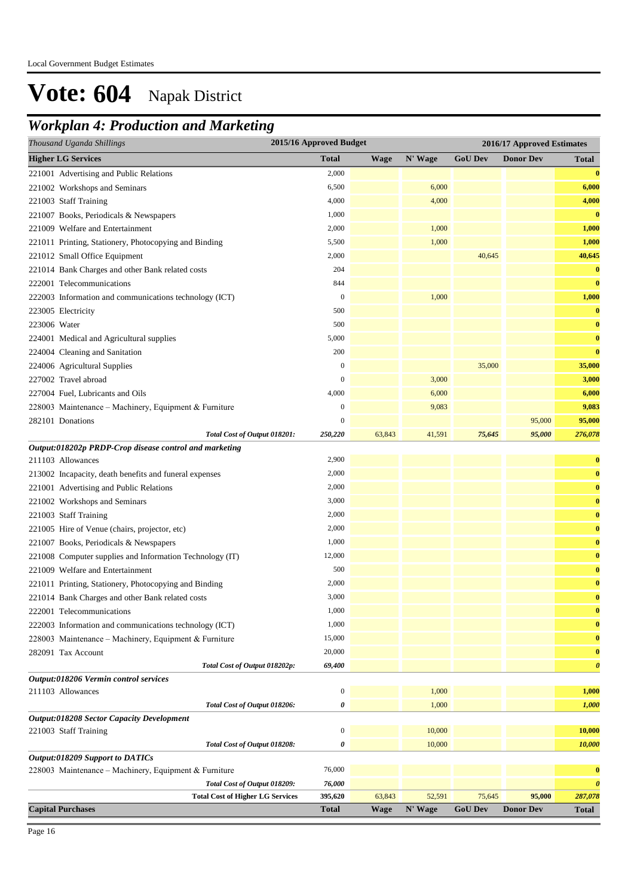# Vote: 604 Napak District

## Workplan 4: Production and Marketing

| Thousand Uganda Shillings | 2015/16 Approved Budget | 2016/17 Approved Estimates | | | | |
|---|---|---|---|---|---|---|
| **Higher LG Services** | **Total** | **Wage** | **N' Wage** | **GoU Dev** | **Donor Dev** | **Total** |
| 221001 Advertising and Public Relations | 2,000 | | | | | **0** |
| 221002 Workshops and Seminars | 6,500 | | 6,000 | | | **6,000** |
| 221003 Staff Training | 4,000 | | 4,000 | | | **4,000** |
| 221007 Books, Periodicals & Newspapers | 1,000 | | | | | **0** |
| 221009 Welfare and Entertainment | 2,000 | | 1,000 | | | **1,000** |
| 221011 Printing, Stationery, Photocopying and Binding | 5,500 | | 1,000 | | | **1,000** |
| 221012 Small Office Equipment | 2,000 | | | 40,645 | | **40,645** |
| 221014 Bank Charges and other Bank related costs | 204 | | | | | **0** |
| 222001 Telecommunications | 844 | | | | | **0** |
| 222003 Information and communications technology (ICT) | 0 | | 1,000 | | | **1,000** |
| 223005 Electricity | 500 | | | | | **0** |
| 223006 Water | 500 | | | | | **0** |
| 224001 Medical and Agricultural supplies | 5,000 | | | | | **0** |
| 224004 Cleaning and Sanitation | 200 | | | | | **0** |
| 224006 Agricultural Supplies | 0 | | | 35,000 | | **35,000** |
| 227002 Travel abroad | 0 | | 3,000 | | | **3,000** |
| 227004 Fuel, Lubricants and Oils | 4,000 | | 6,000 | | | **6,000** |
| 228003 Maintenance – Machinery, Equipment & Furniture | 0 | | 9,083 | | | **9,083** |
| 282101 Donations | 0 | | | | 95,000 | **95,000** |
| ***Total Cost of Output 018201:*** | ***250,220*** | 63,843 | 41,591 | ***75,645*** | ***95,000*** | ***276,078*** |
| ***Output:018202p PRDP-Crop disease control and marketing*** | | | | | | |
| 211103 Allowances | 2,900 | | | | | **0** |
| 213002 Incapacity, death benefits and funeral expenses | 2,000 | | | | | **0** |
| 221001 Advertising and Public Relations | 2,000 | | | | | **0** |
| 221002 Workshops and Seminars | 3,000 | | | | | **0** |
| 221003 Staff Training | 2,000 | | | | | **0** |
| 221005 Hire of Venue (chairs, projector, etc) | 2,000 | | | | | **0** |
| 221007 Books, Periodicals & Newspapers | 1,000 | | | | | **0** |
| 221008 Computer supplies and Information Technology (IT) | 12,000 | | | | | **0** |
| 221009 Welfare and Entertainment | 500 | | | | | **0** |
| 221011 Printing, Stationery, Photocopying and Binding | 2,000 | | | | | **0** |
| 221014 Bank Charges and other Bank related costs | 3,000 | | | | | **0** |
| 222001 Telecommunications | 1,000 | | | | | **0** |
| 222003 Information and communications technology (ICT) | 1,000 | | | | | **0** |
| 228003 Maintenance – Machinery, Equipment & Furniture | 15,000 | | | | | **0** |
| 282091 Tax Account | 20,000 | | | | | **0** |
| ***Total Cost of Output 018202p:*** | ***69,400*** | | | | | ***0*** |
| ***Output:018206 Vermin control services*** | | | | | | |
| 211103 Allowances | 0 | | 1,000 | | | **1,000** |
| ***Total Cost of Output 018206:*** | ***0*** | | 1,000 | | | ***1,000*** |
| ***Output:018208 Sector Capacity Development*** | | | | | | |
| 221003 Staff Training | 0 | | 10,000 | | | **10,000** |
| ***Total Cost of Output 018208:*** | ***0*** | | 10,000 | | | ***10,000*** |
| ***Output:018209 Support to DATICs*** | | | | | | |
| 228003 Maintenance – Machinery, Equipment & Furniture | 76,000 | | | | | **0** |
| ***Total Cost of Output 018209:*** | ***76,000*** | | | | | ***0*** |
| **Total Cost of Higher LG Services** | **395,620** | 63,843 | 52,591 | 75,645 | **95,000** | ***287,078*** |
| **Capital Purchases** | **Total** | **Wage** | **N' Wage** | **GoU Dev** | **Donor Dev** | **Total** |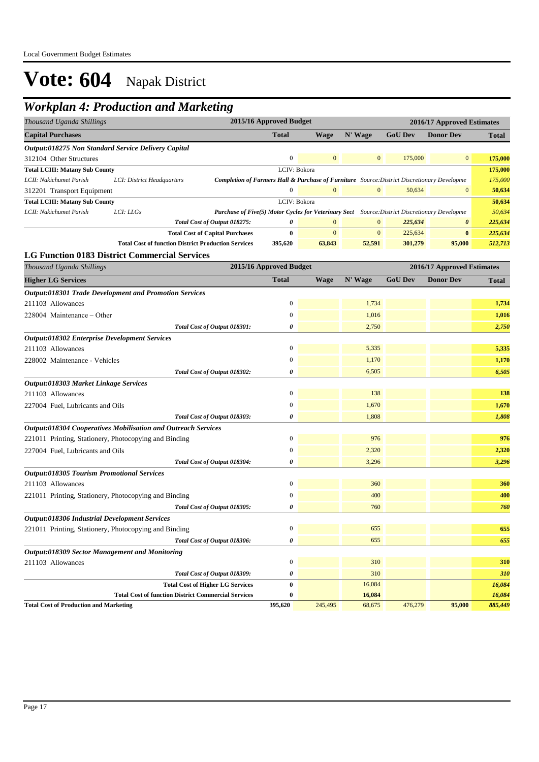# Vote: 604 Napak District

## Workplan 4: Production and Marketing

| Thousand Uganda Shillings | | 2015/16 Approved Budget | 2016/17 Approved Estimates | | | | |
|---|---|---|---|---|---|---|---|
| **Capital Purchases** | | **Total** | **Wage** | **N' Wage** | **GoU Dev** | **Donor Dev** | **Total** |
| ***Output:018275 Non Standard Service Delivery Capital*** | | | | | | | |
| 312104 Other Structures | | 0 | 0 | 0 | 175,000 | 0 | **175,000** |
| **Total LCIII: Matany Sub County** | | LCIV: Bokora | | | | | **175,000** |
| *LCII: Nakichumet Parish* | *LCI: District Headquarters* | ***Completion of Farmers Hall & Purchase of Furniture*** *Source:District Discretionary Developme* | | | | | *175,000* |
| 312201 Transport Equipment | | 0 | 0 | 0 | 50,634 | 0 | **50,634** |
| **Total LCIII: Matany Sub County** | | LCIV: Bokora | | | | | **50,634** |
| *LCII: Nakichumet Parish* | *LCI: LLGs* | ***Purchase of Five(5) Motor Cycles for Veterinary Sect*** *Source:District Discretionary Developme* | | | | | *50,634* |
| | *Total Cost of Output 018275:* | *0* | 0 | 0 | *225,634* | *0* | *225,634* |
| | **Total Cost of Capital Purchases** | **0** | 0 | 0 | 225,634 | **0** | *225,634* |
| | **Total Cost of function District Production Services** | **395,620** | **63,843** | **52,591** | **301,279** | **95,000** | ***512,713*** |

### LG Function 0183 District Commercial Services

| Thousand Uganda Shillings | 2015/16 Approved Budget | 2016/17 Approved Estimates | | | | |
|---|---|---|---|---|---|---|
| **Higher LG Services** | **Total** | **Wage** | **N' Wage** | **GoU Dev** | **Donor Dev** | **Total** |
| ***Output:018301 Trade Development and Promotion Services*** | | | | | | |
| 211103 Allowances | 0 | | 1,734 | | | **1,734** |
| 228004 Maintenance – Other | 0 | | 1,016 | | | **1,016** |
| *Total Cost of Output 018301:* | *0* | | 2,750 | | | *2,750* |
| ***Output:018302 Enterprise Development Services*** | | | | | | |
| 211103 Allowances | 0 | | 5,335 | | | **5,335** |
| 228002 Maintenance - Vehicles | 0 | | 1,170 | | | **1,170** |
| *Total Cost of Output 018302:* | *0* | | 6,505 | | | *6,505* |
| ***Output:018303 Market Linkage Services*** | | | | | | |
| 211103 Allowances | 0 | | 138 | | | **138** |
| 227004 Fuel, Lubricants and Oils | 0 | | 1,670 | | | **1,670** |
| *Total Cost of Output 018303:* | *0* | | 1,808 | | | *1,808* |
| ***Output:018304 Cooperatives Mobilisation and Outreach Services*** | | | | | | |
| 221011 Printing, Stationery, Photocopying and Binding | 0 | | 976 | | | **976** |
| 227004 Fuel, Lubricants and Oils | 0 | | 2,320 | | | **2,320** |
| *Total Cost of Output 018304:* | *0* | | 3,296 | | | *3,296* |
| ***Output:018305 Tourism Promotional Services*** | | | | | | |
| 211103 Allowances | 0 | | 360 | | | **360** |
| 221011 Printing, Stationery, Photocopying and Binding | 0 | | 400 | | | **400** |
| *Total Cost of Output 018305:* | *0* | | 760 | | | *760* |
| ***Output:018306 Industrial Development Services*** | | | | | | |
| 221011 Printing, Stationery, Photocopying and Binding | 0 | | 655 | | | **655** |
| *Total Cost of Output 018306:* | *0* | | 655 | | | *655* |
| ***Output:018309 Sector Management and Monitoring*** | | | | | | |
| 211103 Allowances | 0 | | 310 | | | **310** |
| *Total Cost of Output 018309:* | *0* | | 310 | | | *310* |
| **Total Cost of Higher LG Services** | **0** | | 16,084 | | | *16,084* |
| **Total Cost of function District Commercial Services** | **0** | | **16,084** | | | ***16,084*** |
| **Total Cost of Production and Marketing** | **395,620** | 245,495 | 68,675 | 476,279 | **95,000** | ***885,449*** |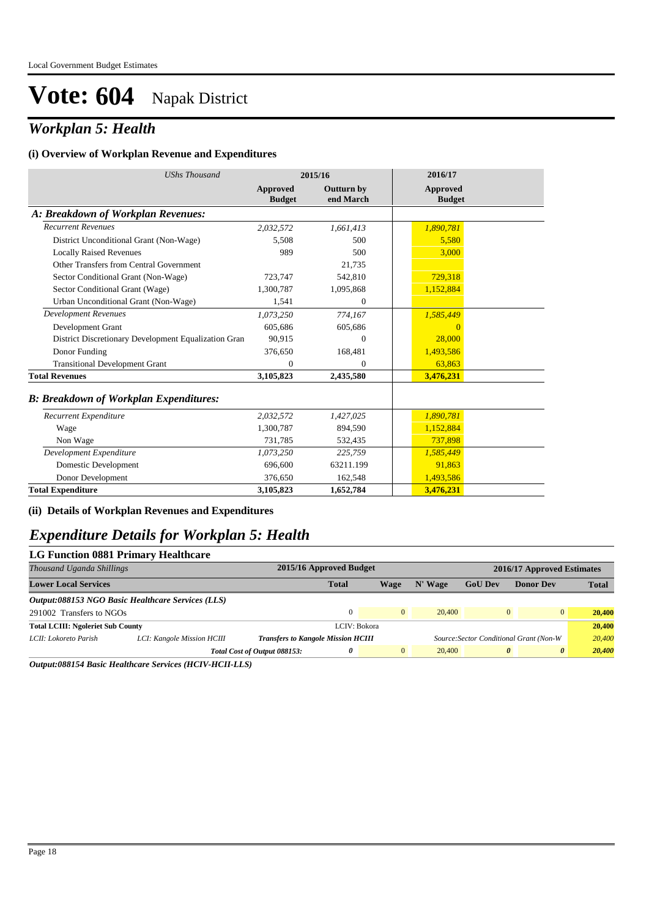# Vote: 604 Napak District

## *Workplan 5: Health*

### (i) Overview of Workplan Revenue and Expenditures

| *UShs Thousand* | 2015/16 | | 2016/17 |
|---|---|---|---|
| | **Approved Budget** | **Outturn by end March** | **Approved Budget** |
| ***A: Breakdown of Workplan Revenues:*** | | | |
| *Recurrent Revenues* | *2,032,572* | *1,661,413* | *1,890,781* |
| District Unconditional Grant (Non-Wage) | 5,508 | 500 | 5,580 |
| Locally Raised Revenues | 989 | 500 | 3,000 |
| Other Transfers from Central Government | | 21,735 | |
| Sector Conditional Grant (Non-Wage) | 723,747 | 542,810 | 729,318 |
| Sector Conditional Grant (Wage) | 1,300,787 | 1,095,868 | 1,152,884 |
| Urban Unconditional Grant (Non-Wage) | 1,541 | 0 | |
| *Development Revenues* | *1,073,250* | *774,167* | *1,585,449* |
| Development Grant | 605,686 | 605,686 | 0 |
| District Discretionary Development Equalization Gran | 90,915 | 0 | 28,000 |
| Donor Funding | 376,650 | 168,481 | 1,493,586 |
| Transitional Development Grant | 0 | 0 | 63,863 |
| **Total Revenues** | **3,105,823** | **2,435,580** | **3,476,231** |
| ***B: Breakdown of Workplan Expenditures:*** | | | |
| *Recurrent Expenditure* | *2,032,572* | *1,427,025* | *1,890,781* |
| Wage | 1,300,787 | 894,590 | 1,152,884 |
| Non Wage | 731,785 | 532,435 | 737,898 |
| *Development Expenditure* | *1,073,250* | *225,759* | *1,585,449* |
| Domestic Development | 696,600 | 63211.199 | 91,863 |
| Donor Development | 376,650 | 162,548 | 1,493,586 |
| **Total Expenditure** | **3,105,823** | **1,652,784** | **3,476,231** |

### (ii) Details of Workplan Revenues and Expenditures

## *Expenditure Details for Workplan 5: Health*

### LG Function 0881 Primary Healthcare

| *Thousand Uganda Shillings* | | 2015/16 Approved Budget | 2016/17 Approved Estimates | | | | |
|---|---|---|---|---|---|---|---|
| **Lower Local Services** | | **Total** | **Wage** | **N' Wage** | **GoU Dev** | **Donor Dev** | **Total** |
| ***Output:088153 NGO Basic Healthcare Services (LLS)*** | | | | | | | |
| 291002 Transfers to NGOs | | 0 | 0 | 20,400 | 0 | 0 | **20,400** |
| **Total LCIII: Ngoleriet Sub County** | | LCIV: Bokora | | | | | **20,400** |
| *LCII: Lokoreto Parish* | *LCI: Kangole Mission HCIII* | ***Transfers to Kangole Mission HCIII*** | | *Source:Sector Conditional Grant (Non-W* | | | *20,400* |
| | ***Total Cost of Output 088153:*** | *0* | 0 | 20,400 | *0* | *0* | ***20,400*** |

***Output:088154 Basic Healthcare Services (HCIV-HCII-LLS)***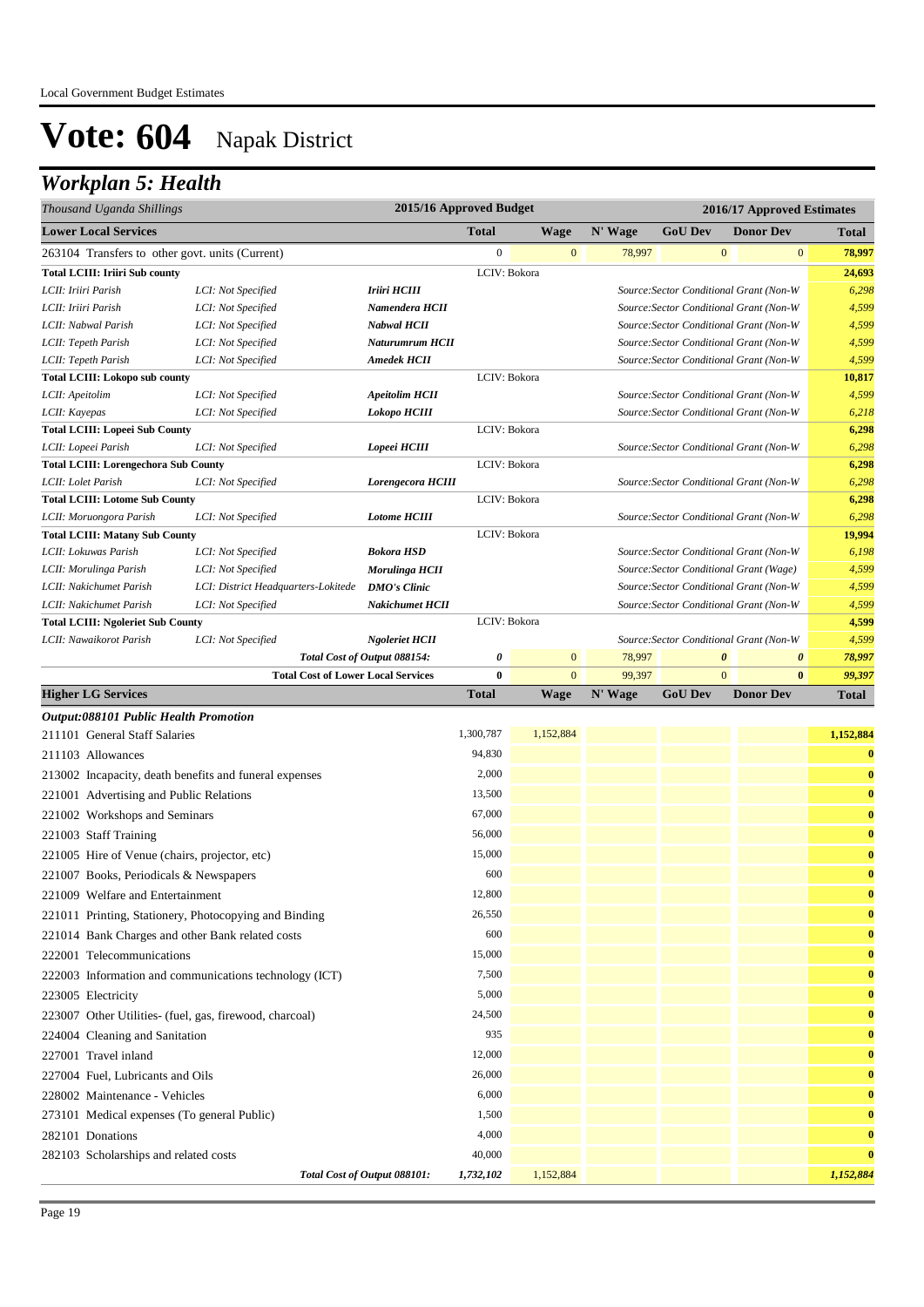Local Government Budget Estimates

# Vote: 604 Napak District

## Workplan 5: Health

| Thousand Uganda Shillings | | | 2015/16 Approved Budget | 2016/17 Approved Estimates | | | | |
|---|---|---|---|---|---|---|---|---|
| **Lower Local Services** | | | **Total** | **Wage** | **N' Wage** | **GoU Dev** | **Donor Dev** | **Total** |
| 263104 Transfers to other govt. units (Current) | | | 0 | 0 | 78,997 | 0 | 0 | 78,997 |
| **Total LCIII: Iriiri Sub county** | | | LCIV: Bokora | | | | | **24,693** |
| *LCII: Iriiri Parish* | *LCI: Not Specified* | ***Iriiri HCIII*** | | | *Source:Sector Conditional Grant (Non-W* | | | *6,298* |
| *LCII: Iriiri Parish* | *LCI: Not Specified* | ***Namendera HCII*** | | | *Source:Sector Conditional Grant (Non-W* | | | *4,599* |
| *LCII: Nabwal Parish* | *LCI: Not Specified* | ***Nabwal HCII*** | | | *Source:Sector Conditional Grant (Non-W* | | | *4,599* |
| *LCII: Tepeth Parish* | *LCI: Not Specified* | ***Naturumrum HCII*** | | | *Source:Sector Conditional Grant (Non-W* | | | *4,599* |
| *LCII: Tepeth Parish* | *LCI: Not Specified* | ***Amedek HCII*** | | | *Source:Sector Conditional Grant (Non-W* | | | *4,599* |
| **Total LCIII: Lokopo sub county** | | | LCIV: Bokora | | | | | **10,817** |
| *LCII: Apeitolim* | *LCI: Not Specified* | ***Apeitolim HCII*** | | | *Source:Sector Conditional Grant (Non-W* | | | *4,599* |
| *LCII: Kayepas* | *LCI: Not Specified* | ***Lokopo HCIII*** | | | *Source:Sector Conditional Grant (Non-W* | | | *6,218* |
| **Total LCIII: Lopeei Sub County** | | | LCIV: Bokora | | | | | **6,298** |
| *LCII: Lopeei Parish* | *LCI: Not Specified* | ***Lopeei HCIII*** | | | *Source:Sector Conditional Grant (Non-W* | | | *6,298* |
| **Total LCIII: Lorengechora Sub County** | | | LCIV: Bokora | | | | | **6,298** |
| *LCII: Lolet Parish* | *LCI: Not Specified* | ***Lorengecora HCIII*** | | | *Source:Sector Conditional Grant (Non-W* | | | *6,298* |
| **Total LCIII: Lotome Sub County** | | | LCIV: Bokora | | | | | **6,298** |
| *LCII: Moruongora Parish* | *LCI: Not Specified* | ***Lotome HCIII*** | | | *Source:Sector Conditional Grant (Non-W* | | | *6,298* |
| **Total LCIII: Matany Sub County** | | | LCIV: Bokora | | | | | **19,994** |
| *LCII: Lokuwas Parish* | *LCI: Not Specified* | ***Bokora HSD*** | | | *Source:Sector Conditional Grant (Non-W* | | | *6,198* |
| *LCII: Morulinga Parish* | *LCI: Not Specified* | ***Morulinga HCII*** | | | *Source:Sector Conditional Grant (Wage)* | | | *4,599* |
| *LCII: Nakichumet Parish* | *LCI: District Headquarters-Lokitede* | ***DMO's Clinic*** | | | *Source:Sector Conditional Grant (Non-W* | | | *4,599* |
| *LCII: Nakichumet Parish* | *LCI: Not Specified* | ***Nakichumet HCII*** | | | *Source:Sector Conditional Grant (Non-W* | | | *4,599* |
| **Total LCIII: Ngoleriet Sub County** | | | LCIV: Bokora | | | | | **4,599** |
| *LCII: Nawaikorot Parish* | *LCI: Not Specified* | ***Ngoleriet HCII*** | | | *Source:Sector Conditional Grant (Non-W* | | | *4,599* |
| | | ***Total Cost of Output 088154:*** | *0* | 0 | 78,997 | *0* | *0* | *78,997* |
| | | **Total Cost of Lower Local Services** | **0** | 0 | 99,397 | 0 | **0** | ***99,397*** |
| **Higher LG Services** | | | **Total** | **Wage** | **N' Wage** | **GoU Dev** | **Donor Dev** | **Total** |
| ***Output:088101 Public Health Promotion*** | | | | | | | | |
| 211101 General Staff Salaries | | | 1,300,787 | 1,152,884 | | | | 1,152,884 |
| 211103 Allowances | | | 94,830 | | | | | 0 |
| 213002 Incapacity, death benefits and funeral expenses | | | 2,000 | | | | | 0 |
| 221001 Advertising and Public Relations | | | 13,500 | | | | | 0 |
| 221002 Workshops and Seminars | | | 67,000 | | | | | 0 |
| 221003 Staff Training | | | 56,000 | | | | | 0 |
| 221005 Hire of Venue (chairs, projector, etc) | | | 15,000 | | | | | 0 |
| 221007 Books, Periodicals & Newspapers | | | 600 | | | | | 0 |
| 221009 Welfare and Entertainment | | | 12,800 | | | | | 0 |
| 221011 Printing, Stationery, Photocopying and Binding | | | 26,550 | | | | | 0 |
| 221014 Bank Charges and other Bank related costs | | | 600 | | | | | 0 |
| 222001 Telecommunications | | | 15,000 | | | | | 0 |
| 222003 Information and communications technology (ICT) | | | 7,500 | | | | | 0 |
| 223005 Electricity | | | 5,000 | | | | | 0 |
| 223007 Other Utilities- (fuel, gas, firewood, charcoal) | | | 24,500 | | | | | 0 |
| 224004 Cleaning and Sanitation | | | 935 | | | | | 0 |
| 227001 Travel inland | | | 12,000 | | | | | 0 |
| 227004 Fuel, Lubricants and Oils | | | 26,000 | | | | | 0 |
| 228002 Maintenance - Vehicles | | | 6,000 | | | | | 0 |
| 273101 Medical expenses (To general Public) | | | 1,500 | | | | | 0 |
| 282101 Donations | | | 4,000 | | | | | 0 |
| 282103 Scholarships and related costs | | | 40,000 | | | | | 0 |
| | | ***Total Cost of Output 088101:*** | *1,732,102* | 1,152,884 | | | | *1,152,884* |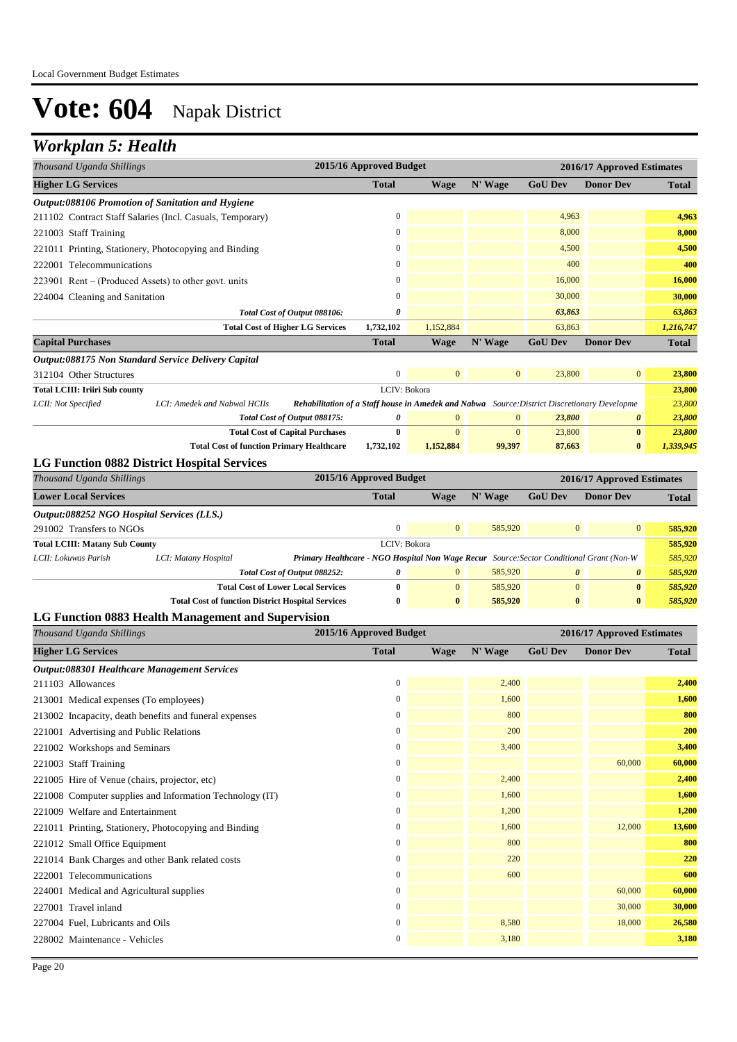# Vote: 604 Napak District

## Workplan 5: Health

| Thousand Uganda Shillings | 2015/16 Approved Budget | 2016/17 Approved Estimates | | | | |
|---|---|---|---|---|---|---|
| **Higher LG Services** | **Total** | **Wage** | **N' Wage** | **GoU Dev** | **Donor Dev** | **Total** |
| ***Output:088106 Promotion of Sanitation and Hygiene*** | | | | | | |
| 211102 Contract Staff Salaries (Incl. Casuals, Temporary) | 0 | | | 4,963 | | **4,963** |
| 221003 Staff Training | 0 | | | 8,000 | | **8,000** |
| 221011 Printing, Stationery, Photocopying and Binding | 0 | | | 4,500 | | **4,500** |
| 222001 Telecommunications | 0 | | | 400 | | **400** |
| 223901 Rent – (Produced Assets) to other govt. units | 0 | | | 16,000 | | **16,000** |
| 224004 Cleaning and Sanitation | 0 | | | 30,000 | | **30,000** |
| *Total Cost of Output 088106:* | *0* | | | *63,863* | | *63,863* |
| **Total Cost of Higher LG Services** | **1,732,102** | 1,152,884 | | 63,863 | | *1,216,747* |
| **Capital Purchases** | **Total** | **Wage** | **N' Wage** | **GoU Dev** | **Donor Dev** | **Total** |
| ***Output:088175 Non Standard Service Delivery Capital*** | | | | | | |
| 312104 Other Structures | 0 | 0 | 0 | 23,800 | 0 | **23,800** |
| **Total LCIII: Iriiri Sub county** | LCIV: Bokora | | | | | **23,800** |
| *LCII: Not Specified* — *LCI: Amedek and Nabwal HCIIs* | ***Rehabilitation of a Staff house in Amedek and Nabwa*** | *Source:District Discretionary Developme* | | | | *23,800* |
| *Total Cost of Output 088175:* | *0* | 0 | 0 | *23,800* | *0* | *23,800* |
| **Total Cost of Capital Purchases** | **0** | 0 | 0 | 23,800 | **0** | *23,800* |
| **Total Cost of function Primary Healthcare** | **1,732,102** | **1,152,884** | **99,397** | **87,663** | **0** | *1,339,945* |

### LG Function 0882 District Hospital Services

| Thousand Uganda Shillings | 2015/16 Approved Budget | 2016/17 Approved Estimates | | | | |
|---|---|---|---|---|---|---|
| **Lower Local Services** | **Total** | **Wage** | **N' Wage** | **GoU Dev** | **Donor Dev** | **Total** |
| ***Output:088252 NGO Hospital Services (LLS.)*** | | | | | | |
| 291002 Transfers to NGOs | 0 | 0 | 585,920 | 0 | 0 | **585,920** |
| **Total LCIII: Matany Sub County** | LCIV: Bokora | | | | | **585,920** |
| *LCII: Lokuwas Parish* — *LCI: Matany Hospital* | ***Primary Healthcare - NGO Hospital Non Wage Recur*** | *Source:Sector Conditional Grant (Non-W* | | | | *585,920* |
| *Total Cost of Output 088252:* | *0* | 0 | 585,920 | *0* | *0* | *585,920* |
| **Total Cost of Lower Local Services** | **0** | 0 | 585,920 | 0 | **0** | *585,920* |
| **Total Cost of function District Hospital Services** | **0** | **0** | **585,920** | **0** | **0** | *585,920* |

### LG Function 0883 Health Management and Supervision

| Thousand Uganda Shillings | 2015/16 Approved Budget | 2016/17 Approved Estimates | | | | |
|---|---|---|---|---|---|---|
| **Higher LG Services** | **Total** | **Wage** | **N' Wage** | **GoU Dev** | **Donor Dev** | **Total** |
| ***Output:088301 Healthcare Management Services*** | | | | | | |
| 211103 Allowances | 0 | | 2,400 | | | **2,400** |
| 213001 Medical expenses (To employees) | 0 | | 1,600 | | | **1,600** |
| 213002 Incapacity, death benefits and funeral expenses | 0 | | 800 | | | **800** |
| 221001 Advertising and Public Relations | 0 | | 200 | | | **200** |
| 221002 Workshops and Seminars | 0 | | 3,400 | | | **3,400** |
| 221003 Staff Training | 0 | | | | 60,000 | **60,000** |
| 221005 Hire of Venue (chairs, projector, etc) | 0 | | 2,400 | | | **2,400** |
| 221008 Computer supplies and Information Technology (IT) | 0 | | 1,600 | | | **1,600** |
| 221009 Welfare and Entertainment | 0 | | 1,200 | | | **1,200** |
| 221011 Printing, Stationery, Photocopying and Binding | 0 | | 1,600 | | 12,000 | **13,600** |
| 221012 Small Office Equipment | 0 | | 800 | | | **800** |
| 221014 Bank Charges and other Bank related costs | 0 | | 220 | | | **220** |
| 222001 Telecommunications | 0 | | 600 | | | **600** |
| 224001 Medical and Agricultural supplies | 0 | | | | 60,000 | **60,000** |
| 227001 Travel inland | 0 | | | | 30,000 | **30,000** |
| 227004 Fuel, Lubricants and Oils | 0 | | 8,580 | | 18,000 | **26,580** |
| 228002 Maintenance - Vehicles | 0 | | 3,180 | | | **3,180** |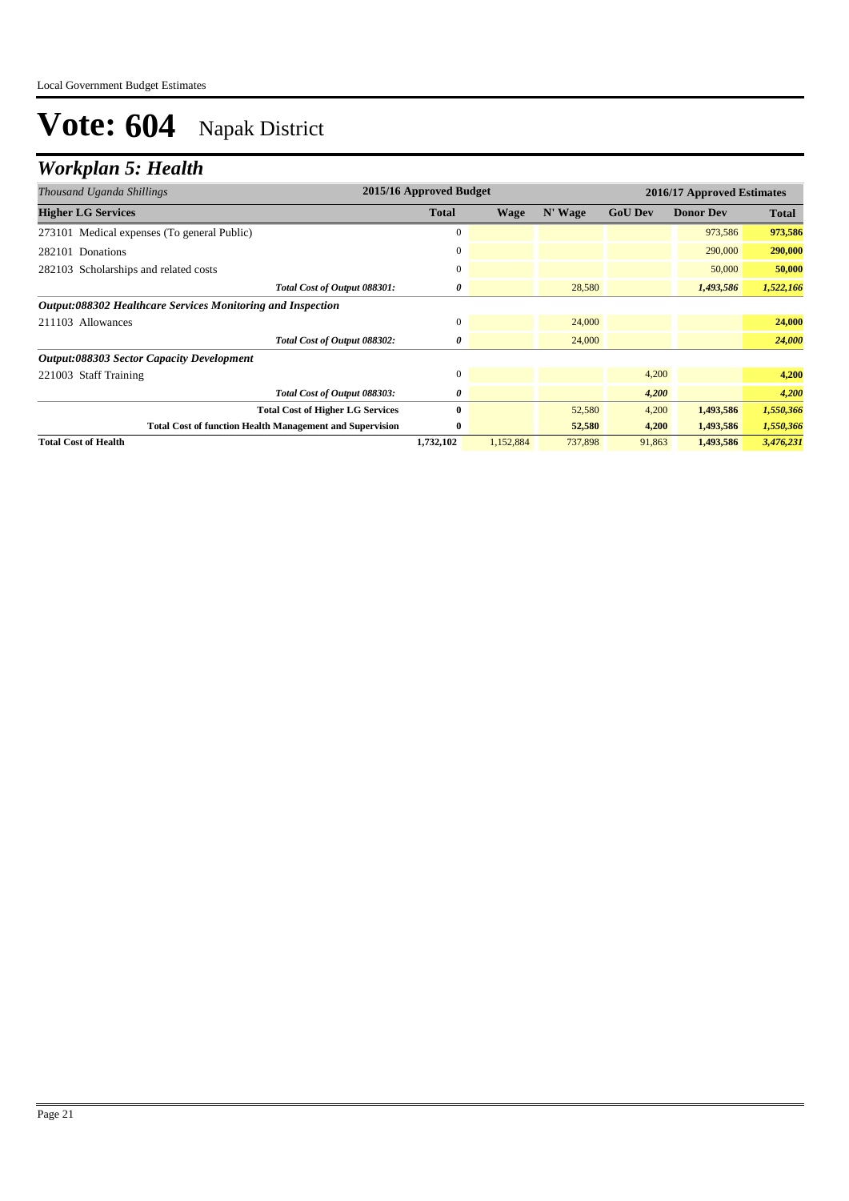# Vote: 604 Napak District

## *Workplan 5: Health*

| *Thousand Uganda Shillings* | 2015/16 Approved Budget | 2016/17 Approved Estimates | | | | |
|---|---|---|---|---|---|---|
| **Higher LG Services** | **Total** | **Wage** | **N' Wage** | **GoU Dev** | **Donor Dev** | **Total** |
| 273101 Medical expenses (To general Public) | 0 | | | | 973,586 | **973,586** |
| 282101 Donations | 0 | | | | 290,000 | **290,000** |
| 282103 Scholarships and related costs | 0 | | | | 50,000 | **50,000** |
| *Total Cost of Output 088301:* | *0* | | 28,580 | | *1,493,586* | *1,522,166* |
| ***Output:088302 Healthcare Services Monitoring and Inspection*** | | | | | | |
| 211103 Allowances | 0 | | 24,000 | | | **24,000** |
| *Total Cost of Output 088302:* | *0* | | 24,000 | | | *24,000* |
| ***Output:088303 Sector Capacity Development*** | | | | | | |
| 221003 Staff Training | 0 | | | 4,200 | | **4,200** |
| *Total Cost of Output 088303:* | *0* | | | *4,200* | | *4,200* |
| **Total Cost of Higher LG Services** | **0** | | 52,580 | 4,200 | **1,493,586** | *1,550,366* |
| **Total Cost of function Health Management and Supervision** | **0** | | **52,580** | **4,200** | **1,493,586** | *1,550,366* |
| **Total Cost of Health** | **1,732,102** | 1,152,884 | 737,898 | 91,863 | **1,493,586** | *3,476,231* |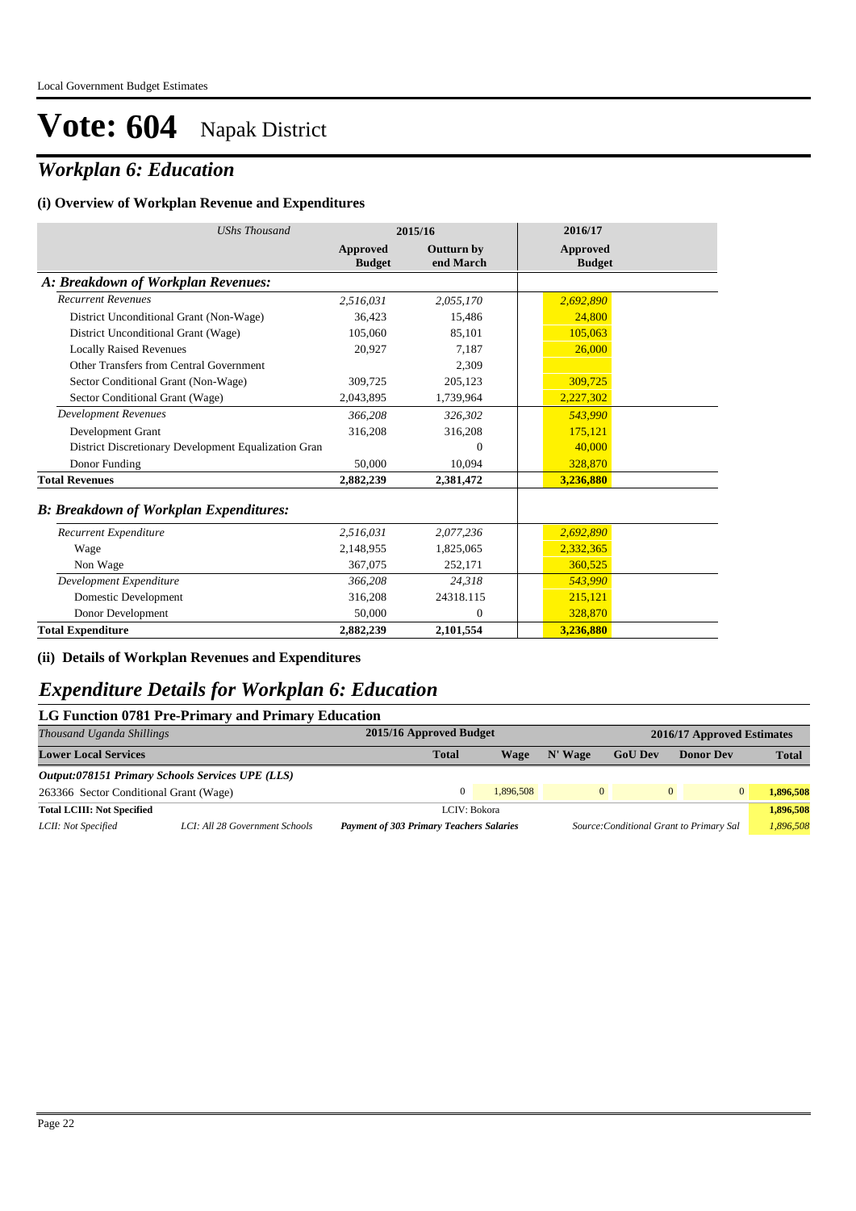# Vote: 604 Napak District

## *Workplan 6: Education*

### (i) Overview of Workplan Revenue and Expenditures

| *UShs Thousand* | 2015/16 | | 2016/17 |
|---|---|---|---|
| | **Approved Budget** | **Outturn by end March** | **Approved Budget** |
| ***A: Breakdown of Workplan Revenues:*** | | | |
| *Recurrent Revenues* | *2,516,031* | *2,055,170* | *2,692,890* |
| District Unconditional Grant (Non-Wage) | 36,423 | 15,486 | 24,800 |
| District Unconditional Grant (Wage) | 105,060 | 85,101 | 105,063 |
| Locally Raised Revenues | 20,927 | 7,187 | 26,000 |
| Other Transfers from Central Government | | 2,309 | |
| Sector Conditional Grant (Non-Wage) | 309,725 | 205,123 | 309,725 |
| Sector Conditional Grant (Wage) | 2,043,895 | 1,739,964 | 2,227,302 |
| *Development Revenues* | *366,208* | *326,302* | *543,990* |
| Development Grant | 316,208 | 316,208 | 175,121 |
| District Discretionary Development Equalization Gran | | 0 | 40,000 |
| Donor Funding | 50,000 | 10,094 | 328,870 |
| **Total Revenues** | **2,882,239** | **2,381,472** | **3,236,880** |
| ***B: Breakdown of Workplan Expenditures:*** | | | |
| *Recurrent Expenditure* | *2,516,031* | *2,077,236* | *2,692,890* |
| Wage | 2,148,955 | 1,825,065 | 2,332,365 |
| Non Wage | 367,075 | 252,171 | 360,525 |
| *Development Expenditure* | *366,208* | *24,318* | *543,990* |
| Domestic Development | 316,208 | 24318.115 | 215,121 |
| Donor Development | 50,000 | 0 | 328,870 |
| **Total Expenditure** | **2,882,239** | **2,101,554** | **3,236,880** |

### (ii) Details of Workplan Revenues and Expenditures

## *Expenditure Details for Workplan 6: Education*

### LG Function 0781 Pre-Primary and Primary Education

| *Thousand Uganda Shillings* | | 2015/16 Approved Budget | 2016/17 Approved Estimates | | | | |
|---|---|---|---|---|---|---|---|
| **Lower Local Services** | | **Total** | **Wage** | **N' Wage** | **GoU Dev** | **Donor Dev** | **Total** |
| ***Output:078151 Primary Schools Services UPE (LLS)*** | | | | | | | |
| 263366 Sector Conditional Grant (Wage) | | 0 | 1,896,508 | 0 | 0 | 0 | **1,896,508** |
| **Total LCIII: Not Specified** | | LCIV: Bokora | | | | | **1,896,508** |
| *LCII: Not Specified* | *LCI: All 28 Government Schools* | ***Payment of 303 Primary Teachers Salaries*** | | *Source:Conditional Grant to Primary Sal* | | | *1,896,508* |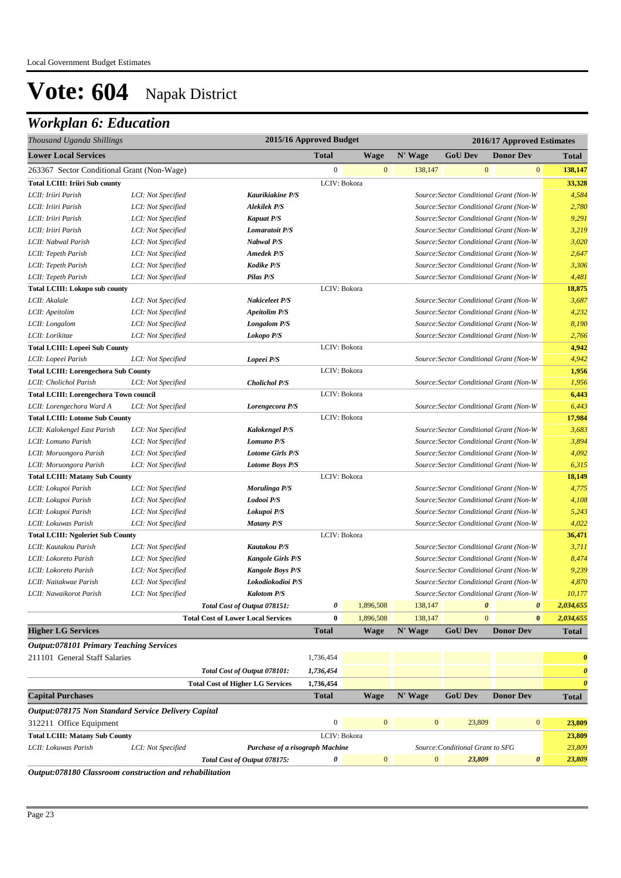Local Government Budget Estimates

# Vote: 604 Napak District

## Workplan 6: Education

| Thousand Uganda Shillings | | | 2015/16 Approved Budget | | 2016/17 Approved Estimates | | | |
|---|---|---|---|---|---|---|---|---|
| **Lower Local Services** | | | **Total** | **Wage** | **N' Wage** | **GoU Dev** | **Donor Dev** | **Total** |
| 263367 Sector Conditional Grant (Non-Wage) | | | 0 | 0 | 138,147 | 0 | 0 | **138,147** |
| **Total LCIII: Iriiri Sub county** | | | LCIV: Bokora | | | | | **33,328** |
| *LCII: Iriiri Parish* | *LCI: Not Specified* | ***Kaurikiakine P/S*** | | | *Source:Sector Conditional Grant (Non-W* | | | *4,584* |
| *LCII: Iriiri Parish* | *LCI: Not Specified* | ***Alekilek P/S*** | | | *Source:Sector Conditional Grant (Non-W* | | | *2,780* |
| *LCII: Iriiri Parish* | *LCI: Not Specified* | ***Kapuat P/S*** | | | *Source:Sector Conditional Grant (Non-W* | | | *9,291* |
| *LCII: Iriiri Parish* | *LCI: Not Specified* | ***Lomaratoit P/S*** | | | *Source:Sector Conditional Grant (Non-W* | | | *3,219* |
| *LCII: Nabwal Parish* | *LCI: Not Specified* | ***Nabwal P/S*** | | | *Source:Sector Conditional Grant (Non-W* | | | *3,020* |
| *LCII: Tepeth Parish* | *LCI: Not Specified* | ***Amedek P/S*** | | | *Source:Sector Conditional Grant (Non-W* | | | *2,647* |
| *LCII: Tepeth Parish* | *LCI: Not Specified* | ***Kodike P/S*** | | | *Source:Sector Conditional Grant (Non-W* | | | *3,306* |
| *LCII: Tepeth Parish* | *LCI: Not Specified* | ***Pilas P/S*** | | | *Source:Sector Conditional Grant (Non-W* | | | *4,481* |
| **Total LCIII: Lokopo sub county** | | | LCIV: Bokora | | | | | **18,875** |
| *LCII: Akalale* | *LCI: Not Specified* | ***Nakiceleet P/S*** | | | *Source:Sector Conditional Grant (Non-W* | | | *3,687* |
| *LCII: Apeitolim* | *LCI: Not Specified* | ***Apeitolim P/S*** | | | *Source:Sector Conditional Grant (Non-W* | | | *4,232* |
| *LCII: Longalom* | *LCI: Not Specified* | ***Longalom P/S*** | | | *Source:Sector Conditional Grant (Non-W* | | | *8,190* |
| *LCII: Lorikitae* | *LCI: Not Specified* | ***Lokopo P/S*** | | | *Source:Sector Conditional Grant (Non-W* | | | *2,766* |
| **Total LCIII: Lopeei Sub County** | | | LCIV: Bokora | | | | | **4,942** |
| *LCII: Lopeei Parish* | *LCI: Not Specified* | ***Lopeei P/S*** | | | *Source:Sector Conditional Grant (Non-W* | | | *4,942* |
| **Total LCIII: Lorengechora Sub County** | | | LCIV: Bokora | | | | | **1,956** |
| *LCII: Cholichol Parish* | *LCI: Not Specified* | ***Cholichol P/S*** | | | *Source:Sector Conditional Grant (Non-W* | | | *1,956* |
| **Total LCIII: Lorengechora Town council** | | | LCIV: Bokora | | | | | **6,443** |
| *LCII: Lorengechora Ward A* | *LCI: Not Specified* | ***Lorengecora P/S*** | | | *Source:Sector Conditional Grant (Non-W* | | | *6,443* |
| **Total LCIII: Lotome Sub County** | | | LCIV: Bokora | | | | | **17,984** |
| *LCII: Kalokengel East Parish* | *LCI: Not Specified* | ***Kalokengel P/S*** | | | *Source:Sector Conditional Grant (Non-W* | | | *3,683* |
| *LCII: Lomuno Parish* | *LCI: Not Specified* | ***Lomuno P/S*** | | | *Source:Sector Conditional Grant (Non-W* | | | *3,894* |
| *LCII: Moruongora Parish* | *LCI: Not Specified* | ***Lotome Girls P/S*** | | | *Source:Sector Conditional Grant (Non-W* | | | *4,092* |
| *LCII: Moruongora Parish* | *LCI: Not Specified* | ***Lotome Boys P/S*** | | | *Source:Sector Conditional Grant (Non-W* | | | *6,315* |
| **Total LCIII: Matany Sub County** | | | LCIV: Bokora | | | | | **18,149** |
| *LCII: Lokupoi Parish* | *LCI: Not Specified* | ***Morulinga P/S*** | | | *Source:Sector Conditional Grant (Non-W* | | | *4,775* |
| *LCII: Lokupoi Parish* | *LCI: Not Specified* | ***Lodooi P/S*** | | | *Source:Sector Conditional Grant (Non-W* | | | *4,108* |
| *LCII: Lokupoi Parish* | *LCI: Not Specified* | ***Lokupoi P/S*** | | | *Source:Sector Conditional Grant (Non-W* | | | *5,243* |
| *LCII: Lokuwas Parish* | *LCI: Not Specified* | ***Matany P/S*** | | | *Source:Sector Conditional Grant (Non-W* | | | *4,022* |
| **Total LCIII: Ngoleriet Sub County** | | | LCIV: Bokora | | | | | **36,471** |
| *LCII: Kautakou Parish* | *LCI: Not Specified* | ***Kautakou P/S*** | | | *Source:Sector Conditional Grant (Non-W* | | | *3,711* |
| *LCII: Lokoreto Parish* | *LCI: Not Specified* | ***Kangole Girls P/S*** | | | *Source:Sector Conditional Grant (Non-W* | | | *8,474* |
| *LCII: Lokoreto Parish* | *LCI: Not Specified* | ***Kangole Boys P/S*** | | | *Source:Sector Conditional Grant (Non-W* | | | *9,239* |
| *LCII: Naitakwae Parish* | *LCI: Not Specified* | ***Lokodiokodioi P/S*** | | | *Source:Sector Conditional Grant (Non-W* | | | *4,870* |
| *LCII: Nawaikorot Parish* | *LCI: Not Specified* | ***Kalotom P/S*** | | | *Source:Sector Conditional Grant (Non-W* | | | *10,177* |
| | | *Total Cost of Output 078151:* | *0* | 1,896,508 | 138,147 | *0* | *0* | *2,034,655* |
| | | **Total Cost of Lower Local Services** | **0** | 1,896,508 | 138,147 | 0 | **0** | **2,034,655** |
| **Higher LG Services** | | | **Total** | **Wage** | **N' Wage** | **GoU Dev** | **Donor Dev** | **Total** |
| ***Output:078101 Primary Teaching Services*** | | | | | | | | |
| 211101 General Staff Salaries | | | 1,736,454 | | | | | **0** |
| | | *Total Cost of Output 078101:* | *1,736,454* | | | | | *0* |
| | | **Total Cost of Higher LG Services** | **1,736,454** | | | | | *0* |
| **Capital Purchases** | | | **Total** | **Wage** | **N' Wage** | **GoU Dev** | **Donor Dev** | **Total** |
| ***Output:078175 Non Standard Service Delivery Capital*** | | | | | | | | |
| 312211 Office Equipment | | | 0 | 0 | 0 | 23,809 | 0 | **23,809** |
| **Total LCIII: Matany Sub County** | | | LCIV: Bokora | | | | | **23,809** |
| *LCII: Lokuwas Parish* | *LCI: Not Specified* | ***Purchase of a risograph Machine*** | | | *Source:Conditional Grant to SFG* | | | *23,809* |
| | | *Total Cost of Output 078175:* | *0* | 0 | 0 | *23,809* | *0* | *23,809* |

***Output:078180 Classroom construction and rehabilitation***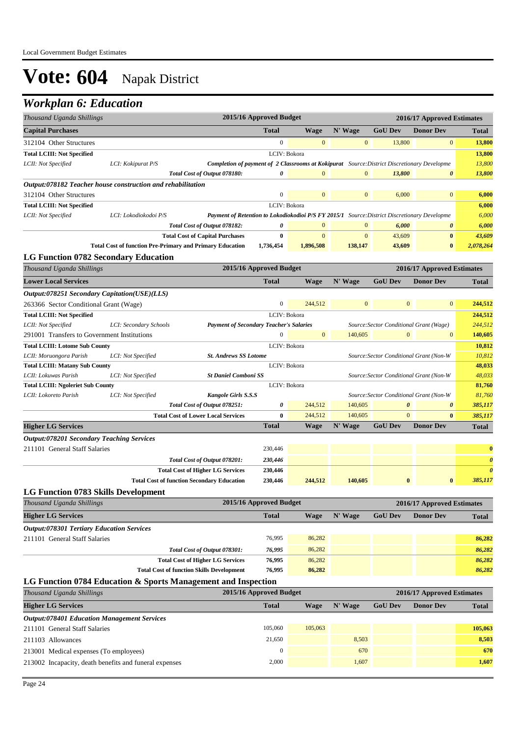# Vote: 604 Napak District

## Workplan 6: Education

| Thousand Uganda Shillings | | | 2015/16 Approved Budget | 2016/17 Approved Estimates | | | | |
|---|---|---|---|---|---|---|---|---|
| **Capital Purchases** | | | **Total** | **Wage** | **N' Wage** | **GoU Dev** | **Donor Dev** | **Total** |
| 312104 Other Structures | | | 0 | 0 | 0 | 13,800 | 0 | 13,800 |
| **Total LCIII: Not Specified** | | | LCIV: Bokora | | | | | 13,800 |
| *LCII: Not Specified* | *LCI: Kokipurat P/S* | ***Completion of payment of 2 Classrooms at Kokipurat*** | | | | *Source:District Discretionary Developme* | | *13,800* |
| | | ***Total Cost of Output 078180:*** | *0* | 0 | 0 | *13,800* | *0* | *13,800* |
| ***Output:078182 Teacher house construction and rehabilitation*** | | | | | | | | |
| 312104 Other Structures | | | 0 | 0 | 0 | 6,000 | 0 | 6,000 |
| **Total LCIII: Not Specified** | | | LCIV: Bokora | | | | | 6,000 |
| *LCII: Not Specified* | *LCI: Lokodiokodoi P/S* | ***Payment of Retention to Lokodiokodoi P/S FY 2015/1*** | | | | *Source:District Discretionary Developme* | | *6,000* |
| | | ***Total Cost of Output 078182:*** | *0* | 0 | 0 | *6,000* | *0* | *6,000* |
| | | **Total Cost of Capital Purchases** | **0** | 0 | 0 | 43,609 | **0** | **43,609** |
| | | **Total Cost of function Pre-Primary and Primary Education** | **1,736,454** | **1,896,508** | **138,147** | **43,609** | **0** | **2,078,264** |

### LG Function 0782 Secondary Education

| Thousand Uganda Shillings | | | 2015/16 Approved Budget | 2016/17 Approved Estimates | | | | |
|---|---|---|---|---|---|---|---|---|
| **Lower Local Services** | | | **Total** | **Wage** | **N' Wage** | **GoU Dev** | **Donor Dev** | **Total** |
| ***Output:078251 Secondary Capitation(USE)(LLS)*** | | | | | | | | |
| 263366 Sector Conditional Grant (Wage) | | | 0 | 244,512 | 0 | 0 | 0 | 244,512 |
| **Total LCIII: Not Specified** | | | LCIV: Bokora | | | | | 244,512 |
| *LCII: Not Specified* | *LCI: Secondary Schools* | ***Payment of Secondary Teacher's Salaries*** | | | *Source:Sector Conditional Grant (Wage)* | | | *244,512* |
| 291001 Transfers to Government Institutions | | | 0 | 0 | 140,605 | 0 | 0 | 140,605 |
| **Total LCIII: Lotome Sub County** | | | LCIV: Bokora | | | | | 10,812 |
| *LCII: Moruongora Parish* | *LCI: Not Specified* | ***St. Andrews SS Lotome*** | | | *Source:Sector Conditional Grant (Non-W* | | | *10,812* |
| **Total LCIII: Matany Sub County** | | | LCIV: Bokora | | | | | 48,033 |
| *LCII: Lokuwas Parish* | *LCI: Not Specified* | ***St Daniel Comboni SS*** | | | *Source:Sector Conditional Grant (Non-W* | | | *48,033* |
| **Total LCIII: Ngoleriet Sub County** | | | LCIV: Bokora | | | | | 81,760 |
| *LCII: Lokoreto Parish* | *LCI: Not Specified* | ***Kangole Girls S.S.S*** | | | *Source:Sector Conditional Grant (Non-W* | | | *81,760* |
| | | ***Total Cost of Output 078251:*** | *0* | 244,512 | 140,605 | *0* | *0* | *385,117* |
| | | **Total Cost of Lower Local Services** | **0** | 244,512 | 140,605 | 0 | **0** | **385,117** |
| **Higher LG Services** | | | **Total** | **Wage** | **N' Wage** | **GoU Dev** | **Donor Dev** | **Total** |
| ***Output:078201 Secondary Teaching Services*** | | | | | | | | |
| 211101 General Staff Salaries | | | 230,446 | | | | | 0 |
| | | ***Total Cost of Output 078201:*** | *230,446* | | | | | *0* |
| | | **Total Cost of Higher LG Services** | **230,446** | | | | | *0* |
| | | **Total Cost of function Secondary Education** | **230,446** | **244,512** | **140,605** | **0** | **0** | **385,117** |

### LG Function 0783 Skills Development

| Thousand Uganda Shillings | | | 2015/16 Approved Budget | 2016/17 Approved Estimates | | | | |
|---|---|---|---|---|---|---|---|---|
| **Higher LG Services** | | | **Total** | **Wage** | **N' Wage** | **GoU Dev** | **Donor Dev** | **Total** |
| ***Output:078301 Tertiary Education Services*** | | | | | | | | |
| 211101 General Staff Salaries | | | 76,995 | 86,282 | | | | 86,282 |
| | | ***Total Cost of Output 078301:*** | *76,995* | 86,282 | | | | *86,282* |
| | | **Total Cost of Higher LG Services** | **76,995** | 86,282 | | | | **86,282** |
| | | **Total Cost of function Skills Development** | **76,995** | **86,282** | | | | **86,282** |

### LG Function 0784 Education & Sports Management and Inspection

| Thousand Uganda Shillings | 2015/16 Approved Budget | 2016/17 Approved Estimates | | | | |
|---|---|---|---|---|---|---|
| **Higher LG Services** | **Total** | **Wage** | **N' Wage** | **GoU Dev** | **Donor Dev** | **Total** |
| ***Output:078401 Education Management Services*** | | | | | | |
| 211101 General Staff Salaries | 105,060 | 105,063 | | | | 105,063 |
| 211103 Allowances | 21,650 | | 8,503 | | | 8,503 |
| 213001 Medical expenses (To employees) | 0 | | 670 | | | 670 |
| 213002 Incapacity, death benefits and funeral expenses | 2,000 | | 1,607 | | | 1,607 |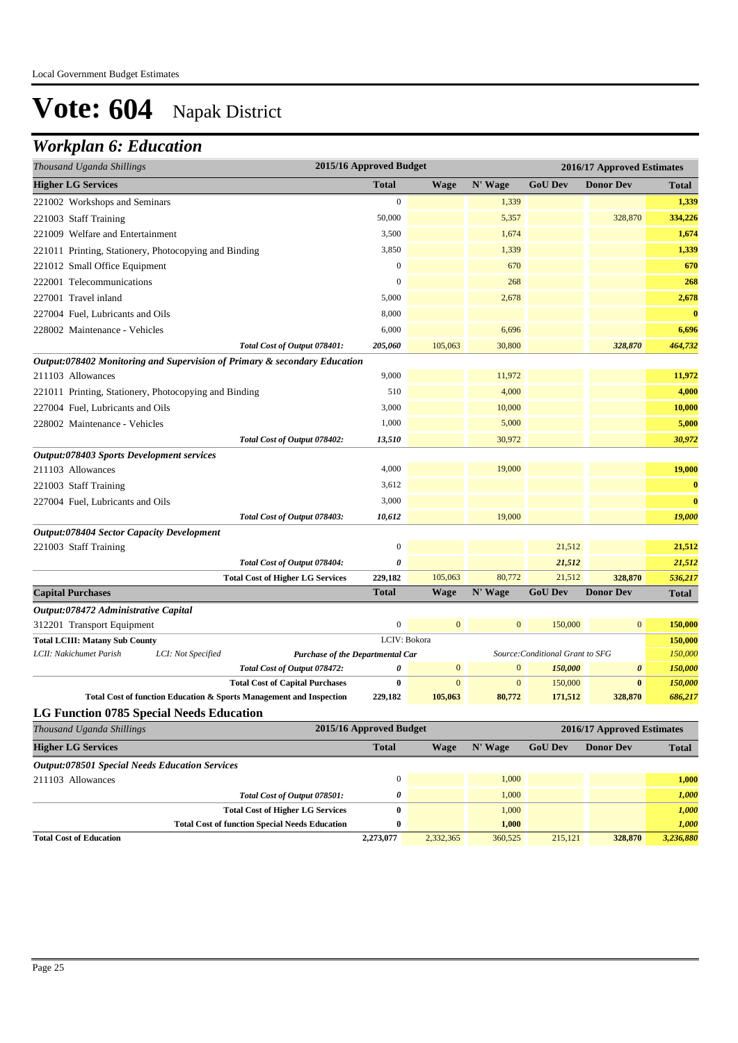# Vote: 604 Napak District

## Workplan 6: Education

| Thousand Uganda Shillings | 2015/16 Approved Budget | 2016/17 Approved Estimates | | | | |
|---|---|---|---|---|---|---|
| **Higher LG Services** | **Total** | **Wage** | **N' Wage** | **GoU Dev** | **Donor Dev** | **Total** |
| 221002 Workshops and Seminars | 0 | | 1,339 | | | 1,339 |
| 221003 Staff Training | 50,000 | | 5,357 | | 328,870 | 334,226 |
| 221009 Welfare and Entertainment | 3,500 | | 1,674 | | | 1,674 |
| 221011 Printing, Stationery, Photocopying and Binding | 3,850 | | 1,339 | | | 1,339 |
| 221012 Small Office Equipment | 0 | | 670 | | | 670 |
| 222001 Telecommunications | 0 | | 268 | | | 268 |
| 227001 Travel inland | 5,000 | | 2,678 | | | 2,678 |
| 227004 Fuel, Lubricants and Oils | 8,000 | | | | | 0 |
| 228002 Maintenance - Vehicles | 6,000 | | 6,696 | | | 6,696 |
| *Total Cost of Output 078401:* | *205,060* | 105,063 | 30,800 | | *328,870* | *464,732* |
| ***Output:078402 Monitoring and Supervision of Primary & secondary Education*** | | | | | | |
| 211103 Allowances | 9,000 | | 11,972 | | | 11,972 |
| 221011 Printing, Stationery, Photocopying and Binding | 510 | | 4,000 | | | 4,000 |
| 227004 Fuel, Lubricants and Oils | 3,000 | | 10,000 | | | 10,000 |
| 228002 Maintenance - Vehicles | 1,000 | | 5,000 | | | 5,000 |
| *Total Cost of Output 078402:* | *13,510* | | 30,972 | | | *30,972* |
| ***Output:078403 Sports Development services*** | | | | | | |
| 211103 Allowances | 4,000 | | 19,000 | | | 19,000 |
| 221003 Staff Training | 3,612 | | | | | 0 |
| 227004 Fuel, Lubricants and Oils | 3,000 | | | | | 0 |
| *Total Cost of Output 078403:* | *10,612* | | 19,000 | | | *19,000* |
| ***Output:078404 Sector Capacity Development*** | | | | | | |
| 221003 Staff Training | 0 | | | 21,512 | | 21,512 |
| *Total Cost of Output 078404:* | *0* | | | *21,512* | | *21,512* |
| **Total Cost of Higher LG Services** | **229,182** | 105,063 | 80,772 | 21,512 | **328,870** | *536,217* |
| **Capital Purchases** | **Total** | **Wage** | **N' Wage** | **GoU Dev** | **Donor Dev** | **Total** |
| ***Output:078472 Administrative Capital*** | | | | | | |
| 312201 Transport Equipment | 0 | 0 | 0 | 150,000 | 0 | 150,000 |
| **Total LCIII: Matany Sub County** | LCIV: Bokora | | | | | 150,000 |
| *LCII: Nakichumet Parish* / *LCI: Not Specified* / ***Purchase of the Departmental Car*** | | | *Source:Conditional Grant to SFG* | | | *150,000* |
| *Total Cost of Output 078472:* | *0* | 0 | 0 | *150,000* | *0* | *150,000* |
| **Total Cost of Capital Purchases** | **0** | 0 | 0 | 150,000 | **0** | *150,000* |
| **Total Cost of function Education & Sports Management and Inspection** | **229,182** | **105,063** | **80,772** | **171,512** | **328,870** | ***686,217*** |

### LG Function 0785 Special Needs Education

| Thousand Uganda Shillings | 2015/16 Approved Budget | 2016/17 Approved Estimates | | | | |
|---|---|---|---|---|---|---|
| **Higher LG Services** | **Total** | **Wage** | **N' Wage** | **GoU Dev** | **Donor Dev** | **Total** |
| ***Output:078501 Special Needs Education Services*** | | | | | | |
| 211103 Allowances | 0 | | 1,000 | | | 1,000 |
| *Total Cost of Output 078501:* | *0* | | 1,000 | | | *1,000* |
| **Total Cost of Higher LG Services** | **0** | | 1,000 | | | *1,000* |
| **Total Cost of function Special Needs Education** | **0** | | **1,000** | | | ***1,000*** |
| **Total Cost of Education** | **2,273,077** | 2,332,365 | 360,525 | 215,121 | **328,870** | ***3,236,880*** |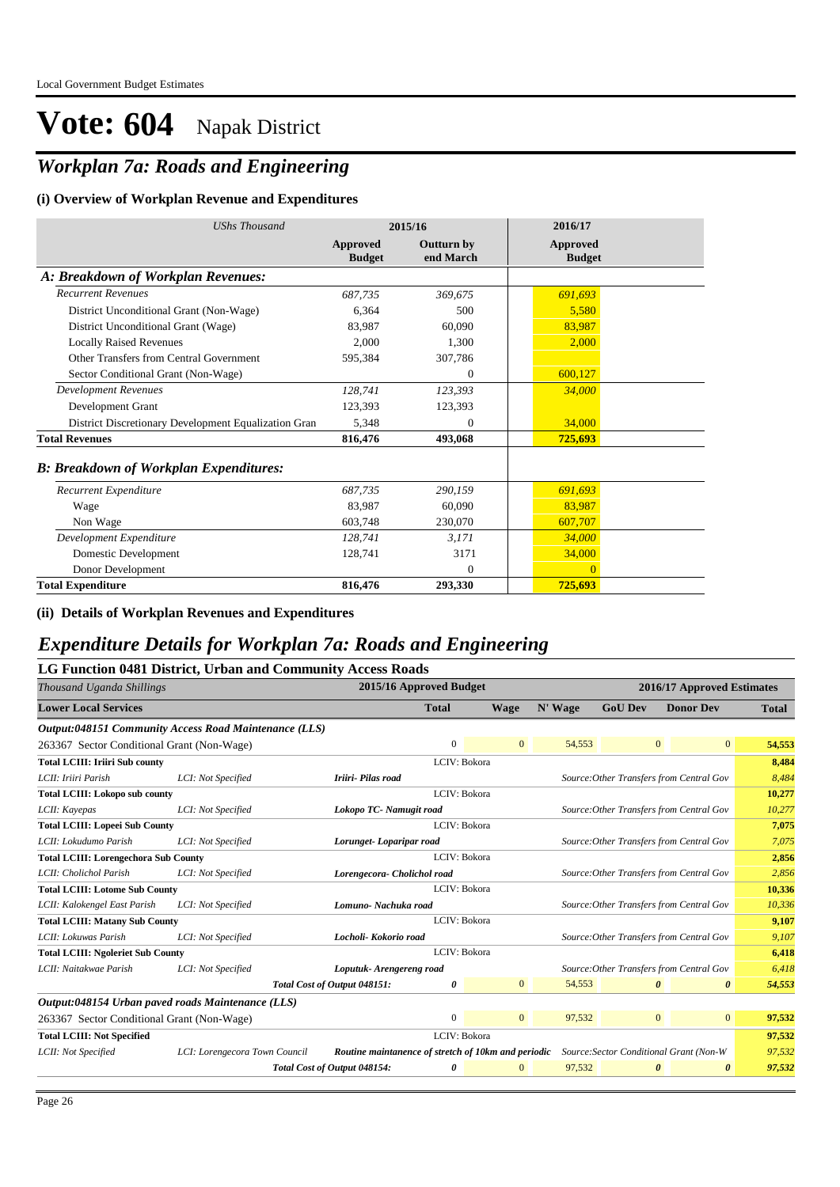# Vote: 604 Napak District

## *Workplan 7a: Roads and Engineering*

### (i) Overview of Workplan Revenue and Expenditures

| *UShs Thousand* | 2015/16 | | 2016/17 |
|---|---|---|---|
| | **Approved Budget** | **Outturn by end March** | **Approved Budget** |
| ***A: Breakdown of Workplan Revenues:*** | | | |
| *Recurrent Revenues* | *687,735* | *369,675* | *691,693* |
| District Unconditional Grant (Non-Wage) | 6,364 | 500 | 5,580 |
| District Unconditional Grant (Wage) | 83,987 | 60,090 | 83,987 |
| Locally Raised Revenues | 2,000 | 1,300 | 2,000 |
| Other Transfers from Central Government | 595,384 | 307,786 | |
| Sector Conditional Grant (Non-Wage) | | 0 | 600,127 |
| *Development Revenues* | *128,741* | *123,393* | *34,000* |
| Development Grant | 123,393 | 123,393 | |
| District Discretionary Development Equalization Gran | 5,348 | 0 | 34,000 |
| **Total Revenues** | **816,476** | **493,068** | **725,693** |
| ***B: Breakdown of Workplan Expenditures:*** | | | |
| *Recurrent Expenditure* | *687,735* | *290,159* | *691,693* |
| Wage | 83,987 | 60,090 | 83,987 |
| Non Wage | 603,748 | 230,070 | 607,707 |
| *Development Expenditure* | *128,741* | *3,171* | *34,000* |
| Domestic Development | 128,741 | 3171 | 34,000 |
| Donor Development | | 0 | 0 |
| **Total Expenditure** | **816,476** | **293,330** | **725,693** |

### (ii) Details of Workplan Revenues and Expenditures

## *Expenditure Details for Workplan 7a: Roads and Engineering*

### LG Function 0481 District, Urban and Community Access Roads

| *Thousand Uganda Shillings* | | 2015/16 Approved Budget | | 2016/17 Approved Estimates | | | |
|---|---|---|---|---|---|---|---|
| **Lower Local Services** | | **Total** | **Wage** | **N' Wage** | **GoU Dev** | **Donor Dev** | **Total** |
| ***Output:048151 Community Access Road Maintenance (LLS)*** | | | | | | | |
| 263367 Sector Conditional Grant (Non-Wage) | | 0 | 0 | 54,553 | 0 | 0 | **54,553** |
| **Total LCIII: Iriiri Sub county** | | LCIV: Bokora | | | | | **8,484** |
| *LCII: Iriiri Parish* | *LCI: Not Specified* | ***Iriiri- Pilas road*** | | *Source:Other Transfers from Central Gov* | | | *8,484* |
| **Total LCIII: Lokopo sub county** | | LCIV: Bokora | | | | | **10,277** |
| *LCII: Kayepas* | *LCI: Not Specified* | ***Lokopo TC- Namugit road*** | | *Source:Other Transfers from Central Gov* | | | *10,277* |
| **Total LCIII: Lopeei Sub County** | | LCIV: Bokora | | | | | **7,075** |
| *LCII: Lokudumo Parish* | *LCI: Not Specified* | ***Lorunget- Loparipar road*** | | *Source:Other Transfers from Central Gov* | | | *7,075* |
| **Total LCIII: Lorengechora Sub County** | | LCIV: Bokora | | | | | **2,856** |
| *LCII: Cholichol Parish* | *LCI: Not Specified* | ***Lorengecora- Cholichol road*** | | *Source:Other Transfers from Central Gov* | | | *2,856* |
| **Total LCIII: Lotome Sub County** | | LCIV: Bokora | | | | | **10,336** |
| *LCII: Kalokengel East Parish* | *LCI: Not Specified* | ***Lomuno- Nachuka road*** | | *Source:Other Transfers from Central Gov* | | | *10,336* |
| **Total LCIII: Matany Sub County** | | LCIV: Bokora | | | | | **9,107** |
| *LCII: Lokuwas Parish* | *LCI: Not Specified* | ***Locholi- Kokorio road*** | | *Source:Other Transfers from Central Gov* | | | *9,107* |
| **Total LCIII: Ngoleriet Sub County** | | LCIV: Bokora | | | | | **6,418** |
| *LCII: Naitakwae Parish* | *LCI: Not Specified* | ***Loputuk- Arengereng road*** | | *Source:Other Transfers from Central Gov* | | | *6,418* |
| | | ***Total Cost of Output 048151:*** | 0 | 54,553 | 0 | 0 | **54,553** |
| ***Output:048154 Urban paved roads Maintenance (LLS)*** | | | | | | | |
| 263367 Sector Conditional Grant (Non-Wage) | | 0 | 0 | 97,532 | 0 | 0 | **97,532** |
| **Total LCIII: Not Specified** | | LCIV: Bokora | | | | | **97,532** |
| *LCII: Not Specified* | *LCI: Lorengecora Town Council* | ***Routine maintanence of stretch of 10km and periodic*** | | *Source:Sector Conditional Grant (Non-W* | | | *97,532* |
| | | ***Total Cost of Output 048154:*** | 0 | 97,532 | 0 | 0 | **97,532** |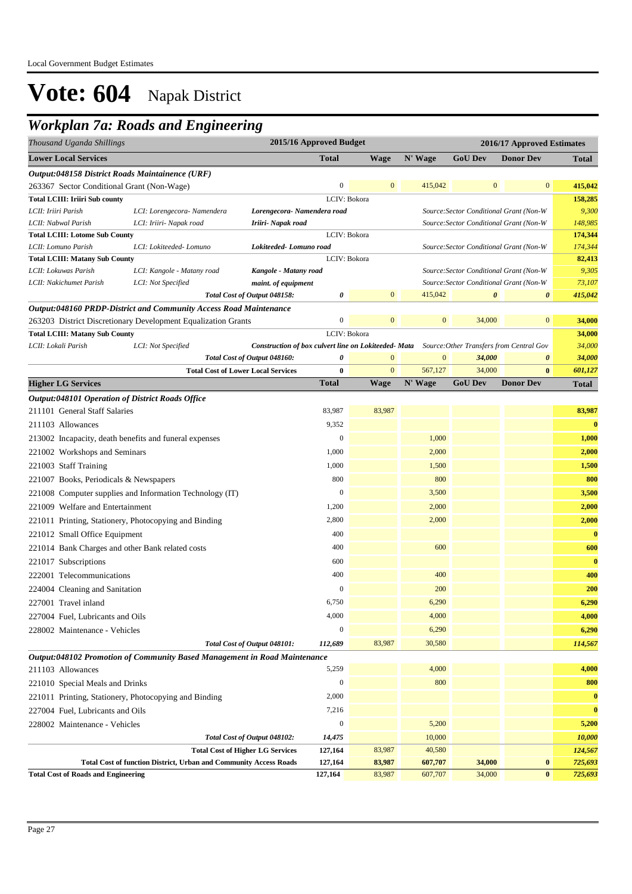Local Government Budget Estimates

# Vote: 604 Napak District

## *Workplan 7a: Roads and Engineering*

| *Thousand Uganda Shillings* | | | 2015/16 Approved Budget | | 2016/17 Approved Estimates | | | |
|---|---|---|---|---|---|---|---|---|
| **Lower Local Services** | | | **Total** | **Wage** | **N' Wage** | **GoU Dev** | **Donor Dev** | **Total** |
| ***Output:048158 District Roads Maintainence (URF)*** | | | | | | | | |
| 263367 Sector Conditional Grant (Non-Wage) | | | 0 | 0 | 415,042 | 0 | 0 | **415,042** |
| **Total LCIII: Iriiri Sub county** | | | LCIV: Bokora | | | | | **158,285** |
| *LCII: Iriiri Parish* | *LCI: Lorengecora- Namendera* | ***Lorengecora- Namendera road*** | | | | *Source:Sector Conditional Grant (Non-W* | | *9,300* |
| *LCII: Nabwal Parish* | *LCI: Iriiri- Napak road* | ***Iriiri- Napak road*** | | | | *Source:Sector Conditional Grant (Non-W* | | *148,985* |
| **Total LCIII: Lotome Sub County** | | | LCIV: Bokora | | | | | **174,344** |
| *LCII: Lomuno Parish* | *LCI: Lokiteeded- Lomuno* | ***Lokiteeded- Lomuno road*** | | | | *Source:Sector Conditional Grant (Non-W* | | *174,344* |
| **Total LCIII: Matany Sub County** | | | LCIV: Bokora | | | | | **82,413** |
| *LCII: Lokuwas Parish* | *LCI: Kangole - Matany road* | ***Kangole - Matany road*** | | | | *Source:Sector Conditional Grant (Non-W* | | *9,305* |
| *LCII: Nakichumet Parish* | *LCI: Not Specified* | ***maint. of equipment*** | | | | *Source:Sector Conditional Grant (Non-W* | | *73,107* |
| | | ***Total Cost of Output 048158:*** | ***0*** | 0 | 415,042 | ***0*** | ***0*** | ***415,042*** |
| ***Output:048160 PRDP-District and Community Access Road Maintenance*** | | | | | | | | |
| 263203 District Discretionary Development Equalization Grants | | | 0 | 0 | 0 | 34,000 | 0 | **34,000** |
| **Total LCIII: Matany Sub County** | | | LCIV: Bokora | | | | | **34,000** |
| *LCII: Lokali Parish* | *LCI: Not Specified* | ***Construction of box culvert line on Lokiteeded- Mata*** | | | | *Source:Other Transfers from Central Gov* | | *34,000* |
| | | ***Total Cost of Output 048160:*** | ***0*** | 0 | 0 | ***34,000*** | ***0*** | ***34,000*** |
| | | **Total Cost of Lower Local Services** | **0** | 0 | 567,127 | 34,000 | **0** | ***601,127*** |
| **Higher LG Services** | | | **Total** | **Wage** | **N' Wage** | **GoU Dev** | **Donor Dev** | **Total** |
| ***Output:048101 Operation of District Roads Office*** | | | | | | | | |
| 211101 General Staff Salaries | | | 83,987 | 83,987 | | | | **83,987** |
| 211103 Allowances | | | 9,352 | | | | | **0** |
| 213002 Incapacity, death benefits and funeral expenses | | | 0 | | 1,000 | | | **1,000** |
| 221002 Workshops and Seminars | | | 1,000 | | 2,000 | | | **2,000** |
| 221003 Staff Training | | | 1,000 | | 1,500 | | | **1,500** |
| 221007 Books, Periodicals & Newspapers | | | 800 | | 800 | | | **800** |
| 221008 Computer supplies and Information Technology (IT) | | | 0 | | 3,500 | | | **3,500** |
| 221009 Welfare and Entertainment | | | 1,200 | | 2,000 | | | **2,000** |
| 221011 Printing, Stationery, Photocopying and Binding | | | 2,800 | | 2,000 | | | **2,000** |
| 221012 Small Office Equipment | | | 400 | | | | | **0** |
| 221014 Bank Charges and other Bank related costs | | | 400 | | 600 | | | **600** |
| 221017 Subscriptions | | | 600 | | | | | **0** |
| 222001 Telecommunications | | | 400 | | 400 | | | **400** |
| 224004 Cleaning and Sanitation | | | 0 | | 200 | | | **200** |
| 227001 Travel inland | | | 6,750 | | 6,290 | | | **6,290** |
| 227004 Fuel, Lubricants and Oils | | | 4,000 | | 4,000 | | | **4,000** |
| 228002 Maintenance - Vehicles | | | 0 | | 6,290 | | | **6,290** |
| | | ***Total Cost of Output 048101:*** | ***112,689*** | 83,987 | 30,580 | | | ***114,567*** |
| ***Output:048102 Promotion of Community Based Management in Road Maintenance*** | | | | | | | | |
| 211103 Allowances | | | 5,259 | | 4,000 | | | **4,000** |
| 221010 Special Meals and Drinks | | | 0 | | 800 | | | **800** |
| 221011 Printing, Stationery, Photocopying and Binding | | | 2,000 | | | | | **0** |
| 227004 Fuel, Lubricants and Oils | | | 7,216 | | | | | **0** |
| 228002 Maintenance - Vehicles | | | 0 | | 5,200 | | | **5,200** |
| | | ***Total Cost of Output 048102:*** | ***14,475*** | | 10,000 | | | ***10,000*** |
| | | **Total Cost of Higher LG Services** | **127,164** | 83,987 | 40,580 | | | ***124,567*** |
| | | **Total Cost of function District, Urban and Community Access Roads** | **127,164** | **83,987** | **607,707** | **34,000** | **0** | ***725,693*** |
| **Total Cost of Roads and Engineering** | | | **127,164** | 83,987 | 607,707 | 34,000 | **0** | ***725,693*** |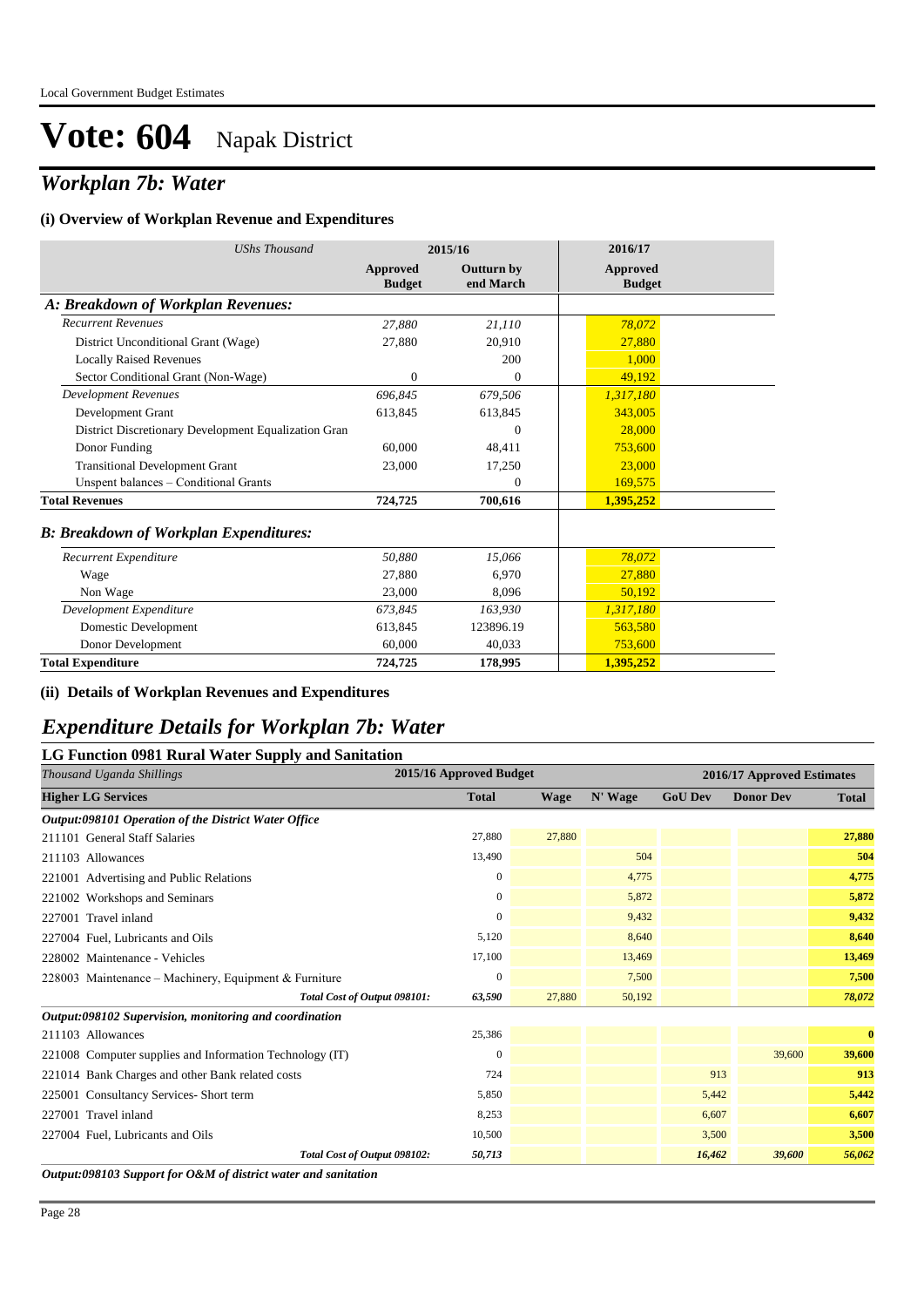Local Government Budget Estimates

# Vote: 604 Napak District

## *Workplan 7b: Water*

### (i) Overview of Workplan Revenue and Expenditures

| *UShs Thousand* | 2015/16 Approved Budget | 2015/16 Outturn by end March | 2016/17 Approved Budget |
|---|---|---|---|
| ***A: Breakdown of Workplan Revenues:*** | | | |
| *Recurrent Revenues* | *27,880* | *21,110* | *78,072* |
| District Unconditional Grant (Wage) | 27,880 | 20,910 | 27,880 |
| Locally Raised Revenues | | 200 | 1,000 |
| Sector Conditional Grant (Non-Wage) | 0 | 0 | 49,192 |
| *Development Revenues* | *696,845* | *679,506* | *1,317,180* |
| Development Grant | 613,845 | 613,845 | 343,005 |
| District Discretionary Development Equalization Gran | | 0 | 28,000 |
| Donor Funding | 60,000 | 48,411 | 753,600 |
| Transitional Development Grant | 23,000 | 17,250 | 23,000 |
| Unspent balances – Conditional Grants | | 0 | 169,575 |
| **Total Revenues** | **724,725** | **700,616** | **1,395,252** |
| ***B: Breakdown of Workplan Expenditures:*** | | | |
| *Recurrent Expenditure* | *50,880* | *15,066* | *78,072* |
| Wage | 27,880 | 6,970 | 27,880 |
| Non Wage | 23,000 | 8,096 | 50,192 |
| *Development Expenditure* | *673,845* | *163,930* | *1,317,180* |
| Domestic Development | 613,845 | 123896.19 | 563,580 |
| Donor Development | 60,000 | 40,033 | 753,600 |
| **Total Expenditure** | **724,725** | **178,995** | **1,395,252** |

### (ii) Details of Workplan Revenues and Expenditures

## *Expenditure Details for Workplan 7b: Water*

### LG Function 0981 Rural Water Supply and Sanitation

| *Thousand Uganda Shillings* | 2015/16 Approved Budget | | | 2016/17 Approved Estimates | | |
|---|---|---|---|---|---|---|
| **Higher LG Services** | **Total** | **Wage** | **N' Wage** | **GoU Dev** | **Donor Dev** | **Total** |
| ***Output:098101 Operation of the District Water Office*** | | | | | | |
| 211101 General Staff Salaries | 27,880 | 27,880 | | | | **27,880** |
| 211103 Allowances | 13,490 | | 504 | | | **504** |
| 221001 Advertising and Public Relations | 0 | | 4,775 | | | **4,775** |
| 221002 Workshops and Seminars | 0 | | 5,872 | | | **5,872** |
| 227001 Travel inland | 0 | | 9,432 | | | **9,432** |
| 227004 Fuel, Lubricants and Oils | 5,120 | | 8,640 | | | **8,640** |
| 228002 Maintenance - Vehicles | 17,100 | | 13,469 | | | **13,469** |
| 228003 Maintenance – Machinery, Equipment & Furniture | 0 | | 7,500 | | | **7,500** |
| *Total Cost of Output 098101:* | *63,590* | 27,880 | 50,192 | | | ***78,072*** |
| ***Output:098102 Supervision, monitoring and coordination*** | | | | | | |
| 211103 Allowances | 25,386 | | | | | **0** |
| 221008 Computer supplies and Information Technology (IT) | 0 | | | | 39,600 | **39,600** |
| 221014 Bank Charges and other Bank related costs | 724 | | | 913 | | **913** |
| 225001 Consultancy Services- Short term | 5,850 | | | 5,442 | | **5,442** |
| 227001 Travel inland | 8,253 | | | 6,607 | | **6,607** |
| 227004 Fuel, Lubricants and Oils | 10,500 | | | 3,500 | | **3,500** |
| *Total Cost of Output 098102:* | *50,713* | | | *16,462* | *39,600* | ***56,062*** |

***Output:098103 Support for O&M of district water and sanitation***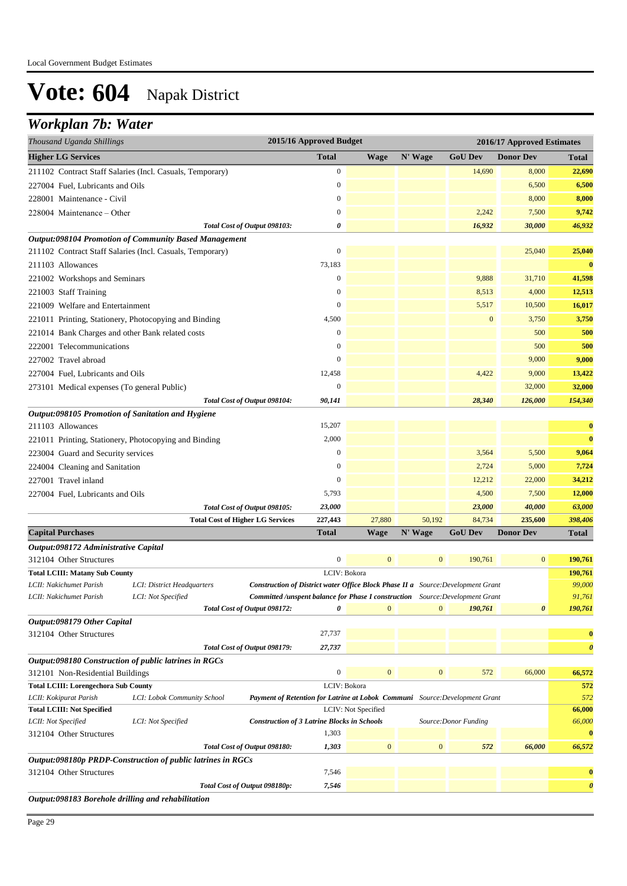Local Government Budget Estimates

# Vote: 604 Napak District

## Workplan 7b: Water

| Thousand Uganda Shillings | | | 2015/16 Approved Budget | 2016/17 Approved Estimates | | | | |
|---|---|---|---|---|---|---|---|---|
| **Higher LG Services** | | | **Total** | **Wage** | **N' Wage** | **GoU Dev** | **Donor Dev** | **Total** |
| 211102 Contract Staff Salaries (Incl. Casuals, Temporary) | | | 0 | | | 14,690 | 8,000 | **22,690** |
| 227004 Fuel, Lubricants and Oils | | | 0 | | | | 6,500 | **6,500** |
| 228001 Maintenance - Civil | | | 0 | | | | 8,000 | **8,000** |
| 228004 Maintenance – Other | | | 0 | | | 2,242 | 7,500 | **9,742** |
| | | *Total Cost of Output 098103:* | *0* | | | *16,932* | *30,000* | *46,932* |
| ***Output:098104 Promotion of Community Based Management*** | | | | | | | | |
| 211102 Contract Staff Salaries (Incl. Casuals, Temporary) | | | 0 | | | | 25,040 | **25,040** |
| 211103 Allowances | | | 73,183 | | | | | **0** |
| 221002 Workshops and Seminars | | | 0 | | | 9,888 | 31,710 | **41,598** |
| 221003 Staff Training | | | 0 | | | 8,513 | 4,000 | **12,513** |
| 221009 Welfare and Entertainment | | | 0 | | | 5,517 | 10,500 | **16,017** |
| 221011 Printing, Stationery, Photocopying and Binding | | | 4,500 | | | 0 | 3,750 | **3,750** |
| 221014 Bank Charges and other Bank related costs | | | 0 | | | | 500 | **500** |
| 222001 Telecommunications | | | 0 | | | | 500 | **500** |
| 227002 Travel abroad | | | 0 | | | | 9,000 | **9,000** |
| 227004 Fuel, Lubricants and Oils | | | 12,458 | | | 4,422 | 9,000 | **13,422** |
| 273101 Medical expenses (To general Public) | | | 0 | | | | 32,000 | **32,000** |
| | | *Total Cost of Output 098104:* | *90,141* | | | *28,340* | *126,000* | *154,340* |
| ***Output:098105 Promotion of Sanitation and Hygiene*** | | | | | | | | |
| 211103 Allowances | | | 15,207 | | | | | **0** |
| 221011 Printing, Stationery, Photocopying and Binding | | | 2,000 | | | | | **0** |
| 223004 Guard and Security services | | | 0 | | | 3,564 | 5,500 | **9,064** |
| 224004 Cleaning and Sanitation | | | 0 | | | 2,724 | 5,000 | **7,724** |
| 227001 Travel inland | | | 0 | | | 12,212 | 22,000 | **34,212** |
| 227004 Fuel, Lubricants and Oils | | | 5,793 | | | 4,500 | 7,500 | **12,000** |
| | | *Total Cost of Output 098105:* | *23,000* | | | *23,000* | *40,000* | *63,000* |
| | | **Total Cost of Higher LG Services** | **227,443** | 27,880 | 50,192 | 84,734 | **235,600** | ***398,406*** |
| **Capital Purchases** | | | **Total** | **Wage** | **N' Wage** | **GoU Dev** | **Donor Dev** | **Total** |
| ***Output:098172 Administrative Capital*** | | | | | | | | |
| 312104 Other Structures | | | 0 | 0 | 0 | 190,761 | 0 | **190,761** |
| **Total LCIII: Matany Sub County** | | | LCIV: Bokora | | | | | **190,761** |
| *LCII: Nakichumet Parish* | *LCI: District Headquarters* | ***Construction of District water Office Block Phase II a*** | | | | *Source:Development Grant* | | *99,000* |
| *LCII: Nakichumet Parish* | *LCI: Not Specified* | ***Committed /unspent balance for Phase I construction*** | | | | *Source:Development Grant* | | *91,761* |
| | | *Total Cost of Output 098172:* | *0* | 0 | 0 | *190,761* | *0* | *190,761* |
| ***Output:098179 Other Capital*** | | | | | | | | |
| 312104 Other Structures | | | 27,737 | | | | | **0** |
| | | *Total Cost of Output 098179:* | *27,737* | | | | | *0* |
| ***Output:098180 Construction of public latrines in RGCs*** | | | | | | | | |
| 312101 Non-Residential Buildings | | | 0 | 0 | 0 | 572 | 66,000 | **66,572** |
| **Total LCIII: Lorengechora Sub County** | | | LCIV: Bokora | | | | | **572** |
| *LCII: Kokipurat Parish* | *LCI: Lobok Community School* | ***Payment of Retention for Latrine at Lobok Communi*** | | | | *Source:Development Grant* | | *572* |
| **Total LCIII: Not Specified** | | | LCIV: Not Specified | | | | | **66,000** |
| *LCII: Not Specified* | *LCI: Not Specified* | ***Construction of 3 Latrine Blocks in Schools*** | | | | *Source:Donor Funding* | | *66,000* |
| 312104 Other Structures | | | 1,303 | | | | | **0** |
| | | *Total Cost of Output 098180:* | *1,303* | 0 | 0 | *572* | *66,000* | *66,572* |
| ***Output:098180p PRDP-Construction of public latrines in RGCs*** | | | | | | | | |
| 312104 Other Structures | | | 7,546 | | | | | **0** |
| | | *Total Cost of Output 098180p:* | *7,546* | | | | | *0* |
| ***Output:098183 Borehole drilling and rehabilitation*** | | | | | | | | |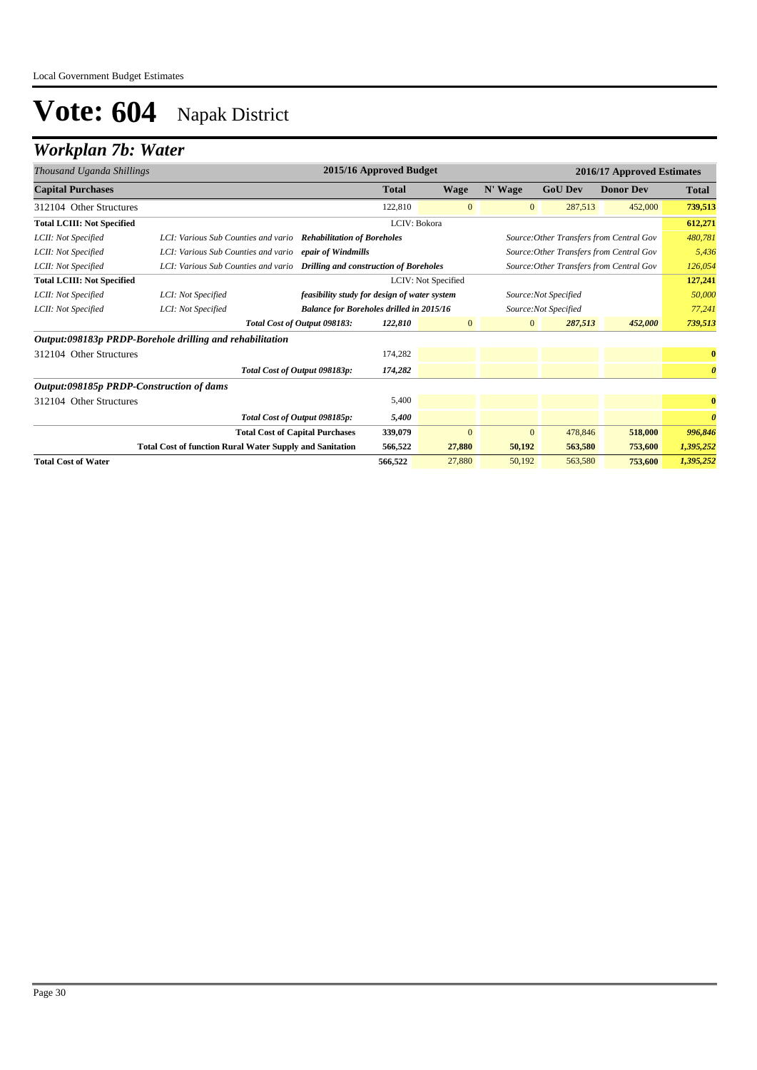# Vote: 604 Napak District

## Workplan 7b: Water

| *Thousand Uganda Shillings* | | | 2015/16 Approved Budget | 2016/17 Approved Estimates | | | | |
|---|---|---|---|---|---|---|---|---|
| **Capital Purchases** | | | **Total** | **Wage** | **N' Wage** | **GoU Dev** | **Donor Dev** | **Total** |
| 312104 Other Structures | | | 122,810 | 0 | 0 | 287,513 | 452,000 | **739,513** |
| **Total LCIII: Not Specified** | | | LCIV: Bokora | | | | | **612,271** |
| *LCII: Not Specified* | *LCI: Various Sub Counties and vario* | ***Rehabilitation of Boreholes*** | | | *Source:Other Transfers from Central Gov* | | | *480,781* |
| *LCII: Not Specified* | *LCI: Various Sub Counties and vario* | ***epair of Windmills*** | | | *Source:Other Transfers from Central Gov* | | | *5,436* |
| *LCII: Not Specified* | *LCI: Various Sub Counties and vario* | ***Drilling and construction of Boreholes*** | | | *Source:Other Transfers from Central Gov* | | | *126,054* |
| **Total LCIII: Not Specified** | | | LCIV: Not Specified | | | | | **127,241** |
| *LCII: Not Specified* | *LCI: Not Specified* | ***feasibility study for design of water system*** | | | *Source:Not Specified* | | | *50,000* |
| *LCII: Not Specified* | *LCI: Not Specified* | ***Balance for Boreholes drilled in 2015/16*** | | | *Source:Not Specified* | | | *77,241* |
| | | ***Total Cost of Output 098183:*** | ***122,810*** | 0 | 0 | ***287,513*** | ***452,000*** | ***739,513*** |
| ***Output:098183p PRDP-Borehole drilling and rehabilitation*** | | | | | | | | |
| 312104 Other Structures | | | 174,282 | | | | | **0** |
| | | ***Total Cost of Output 098183p:*** | ***174,282*** | | | | | ***0*** |
| ***Output:098185p PRDP-Construction of dams*** | | | | | | | | |
| 312104 Other Structures | | | 5,400 | | | | | **0** |
| | | ***Total Cost of Output 098185p:*** | ***5,400*** | | | | | ***0*** |
| | | **Total Cost of Capital Purchases** | **339,079** | 0 | 0 | 478,846 | **518,000** | ***996,846*** |
| | | **Total Cost of function Rural Water Supply and Sanitation** | **566,522** | **27,880** | **50,192** | **563,580** | **753,600** | ***1,395,252*** |
| **Total Cost of Water** | | | **566,522** | 27,880 | 50,192 | 563,580 | **753,600** | ***1,395,252*** |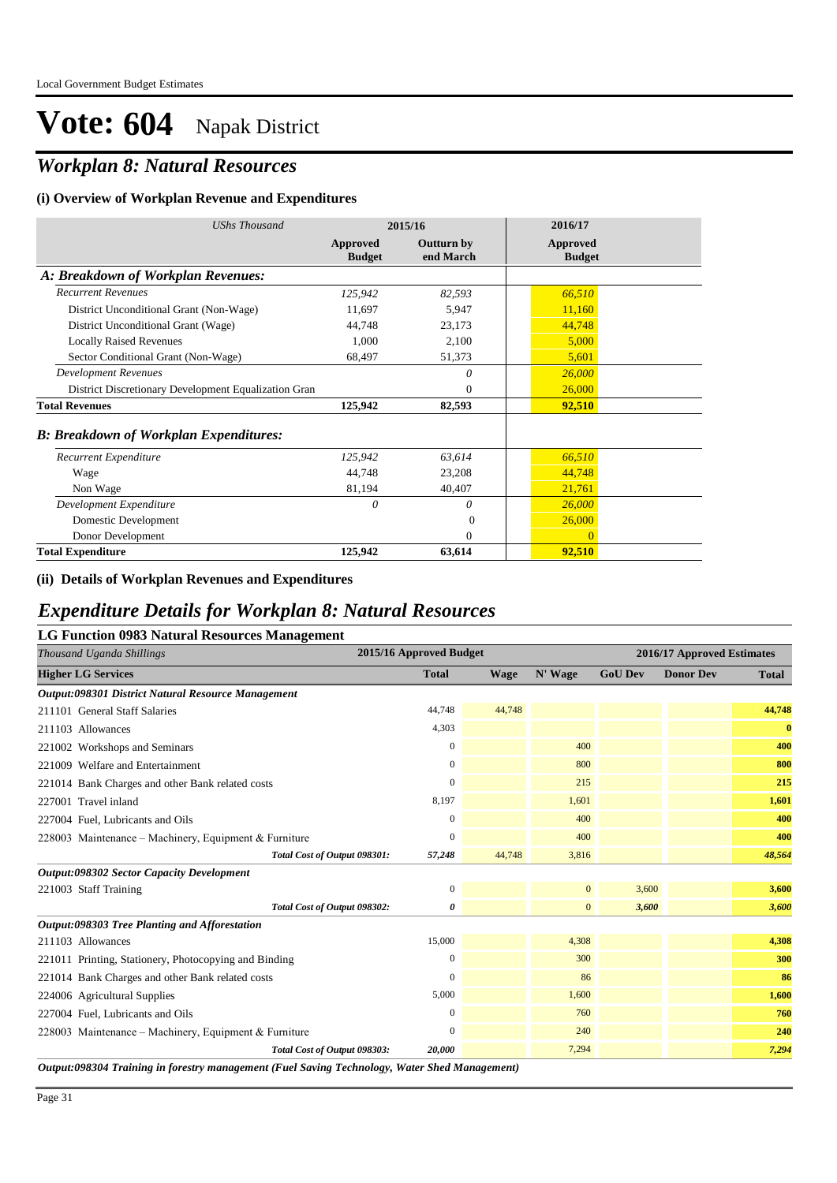Local Government Budget Estimates

# Vote: 604 Napak District

## *Workplan 8: Natural Resources*

### (i) Overview of Workplan Revenue and Expenditures

| *UShs Thousand* | 2015/16 | | 2016/17 |
|---|---|---|---|
| | **Approved Budget** | **Outturn by end March** | **Approved Budget** |
| ***A: Breakdown of Workplan Revenues:*** | | | |
| *Recurrent Revenues* | *125,942* | *82,593* | *66,510* |
| District Unconditional Grant (Non-Wage) | 11,697 | 5,947 | 11,160 |
| District Unconditional Grant (Wage) | 44,748 | 23,173 | 44,748 |
| Locally Raised Revenues | 1,000 | 2,100 | 5,000 |
| Sector Conditional Grant (Non-Wage) | 68,497 | 51,373 | 5,601 |
| *Development Revenues* | | *0* | *26,000* |
| District Discretionary Development Equalization Gran | | 0 | 26,000 |
| **Total Revenues** | **125,942** | **82,593** | **92,510** |
| ***B: Breakdown of Workplan Expenditures:*** | | | |
| *Recurrent Expenditure* | *125,942* | *63,614* | *66,510* |
| Wage | 44,748 | 23,208 | 44,748 |
| Non Wage | 81,194 | 40,407 | 21,761 |
| *Development Expenditure* | *0* | *0* | *26,000* |
| Domestic Development | | 0 | 26,000 |
| Donor Development | | 0 | 0 |
| **Total Expenditure** | **125,942** | **63,614** | **92,510** |

### (ii) Details of Workplan Revenues and Expenditures

## *Expenditure Details for Workplan 8: Natural Resources*

### LG Function 0983 Natural Resources Management

| *Thousand Uganda Shillings* | 2015/16 Approved Budget | 2016/17 Approved Estimates | | | | |
|---|---|---|---|---|---|---|
| **Higher LG Services** | **Total** | **Wage** | **N' Wage** | **GoU Dev** | **Donor Dev** | **Total** |
| ***Output:098301 District Natural Resource Management*** | | | | | | |
| 211101 General Staff Salaries | 44,748 | 44,748 | | | | **44,748** |
| 211103 Allowances | 4,303 | | | | | **0** |
| 221002 Workshops and Seminars | 0 | | 400 | | | **400** |
| 221009 Welfare and Entertainment | 0 | | 800 | | | **800** |
| 221014 Bank Charges and other Bank related costs | 0 | | 215 | | | **215** |
| 227001 Travel inland | 8,197 | | 1,601 | | | **1,601** |
| 227004 Fuel, Lubricants and Oils | 0 | | 400 | | | **400** |
| 228003 Maintenance – Machinery, Equipment & Furniture | 0 | | 400 | | | **400** |
| ***Total Cost of Output 098301:*** | ***57,248*** | 44,748 | 3,816 | | | ***48,564*** |
| ***Output:098302 Sector Capacity Development*** | | | | | | |
| 221003 Staff Training | 0 | | 0 | 3,600 | | **3,600** |
| ***Total Cost of Output 098302:*** | ***0*** | | 0 | ***3,600*** | | ***3,600*** |
| ***Output:098303 Tree Planting and Afforestation*** | | | | | | |
| 211103 Allowances | 15,000 | | 4,308 | | | **4,308** |
| 221011 Printing, Stationery, Photocopying and Binding | 0 | | 300 | | | **300** |
| 221014 Bank Charges and other Bank related costs | 0 | | 86 | | | **86** |
| 224006 Agricultural Supplies | 5,000 | | 1,600 | | | **1,600** |
| 227004 Fuel, Lubricants and Oils | 0 | | 760 | | | **760** |
| 228003 Maintenance – Machinery, Equipment & Furniture | 0 | | 240 | | | **240** |
| ***Total Cost of Output 098303:*** | ***20,000*** | | 7,294 | | | ***7,294*** |

***Output:098304 Training in forestry management (Fuel Saving Technology, Water Shed Management)***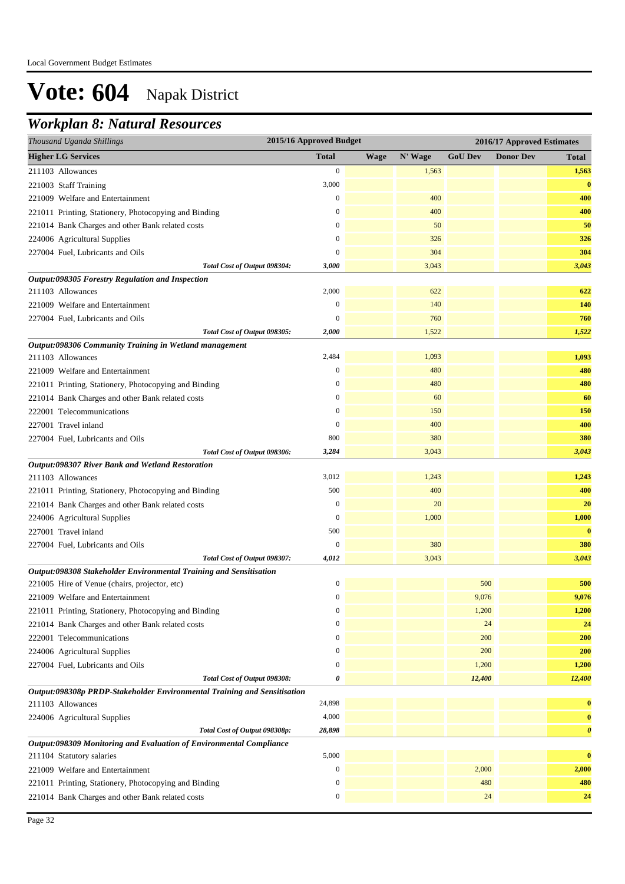# Vote: 604 Napak District

## Workplan 8: Natural Resources

| Thousand Uganda Shillings | 2015/16 Approved Budget | 2016/17 Approved Estimates | | | | |
|---|---|---|---|---|---|---|
| **Higher LG Services** | **Total** | **Wage** | **N' Wage** | **GoU Dev** | **Donor Dev** | **Total** |
| 211103 Allowances | 0 | | 1,563 | | | **1,563** |
| 221003 Staff Training | 3,000 | | | | | **0** |
| 221009 Welfare and Entertainment | 0 | | 400 | | | **400** |
| 221011 Printing, Stationery, Photocopying and Binding | 0 | | 400 | | | **400** |
| 221014 Bank Charges and other Bank related costs | 0 | | 50 | | | **50** |
| 224006 Agricultural Supplies | 0 | | 326 | | | **326** |
| 227004 Fuel, Lubricants and Oils | 0 | | 304 | | | **304** |
| *Total Cost of Output 098304:* | ***3,000*** | | 3,043 | | | ***3,043*** |
| ***Output:098305 Forestry Regulation and Inspection*** | | | | | | |
| 211103 Allowances | 2,000 | | 622 | | | **622** |
| 221009 Welfare and Entertainment | 0 | | 140 | | | **140** |
| 227004 Fuel, Lubricants and Oils | 0 | | 760 | | | **760** |
| *Total Cost of Output 098305:* | ***2,000*** | | 1,522 | | | ***1,522*** |
| ***Output:098306 Community Training in Wetland management*** | | | | | | |
| 211103 Allowances | 2,484 | | 1,093 | | | **1,093** |
| 221009 Welfare and Entertainment | 0 | | 480 | | | **480** |
| 221011 Printing, Stationery, Photocopying and Binding | 0 | | 480 | | | **480** |
| 221014 Bank Charges and other Bank related costs | 0 | | 60 | | | **60** |
| 222001 Telecommunications | 0 | | 150 | | | **150** |
| 227001 Travel inland | 0 | | 400 | | | **400** |
| 227004 Fuel, Lubricants and Oils | 800 | | 380 | | | **380** |
| *Total Cost of Output 098306:* | ***3,284*** | | 3,043 | | | ***3,043*** |
| ***Output:098307 River Bank and Wetland Restoration*** | | | | | | |
| 211103 Allowances | 3,012 | | 1,243 | | | **1,243** |
| 221011 Printing, Stationery, Photocopying and Binding | 500 | | 400 | | | **400** |
| 221014 Bank Charges and other Bank related costs | 0 | | 20 | | | **20** |
| 224006 Agricultural Supplies | 0 | | 1,000 | | | **1,000** |
| 227001 Travel inland | 500 | | | | | **0** |
| 227004 Fuel, Lubricants and Oils | 0 | | 380 | | | **380** |
| *Total Cost of Output 098307:* | ***4,012*** | | 3,043 | | | ***3,043*** |
| ***Output:098308 Stakeholder Environmental Training and Sensitisation*** | | | | | | |
| 221005 Hire of Venue (chairs, projector, etc) | 0 | | | 500 | | **500** |
| 221009 Welfare and Entertainment | 0 | | | 9,076 | | **9,076** |
| 221011 Printing, Stationery, Photocopying and Binding | 0 | | | 1,200 | | **1,200** |
| 221014 Bank Charges and other Bank related costs | 0 | | | 24 | | **24** |
| 222001 Telecommunications | 0 | | | 200 | | **200** |
| 224006 Agricultural Supplies | 0 | | | 200 | | **200** |
| 227004 Fuel, Lubricants and Oils | 0 | | | 1,200 | | **1,200** |
| *Total Cost of Output 098308:* | ***0*** | | | ***12,400*** | | ***12,400*** |
| ***Output:098308p PRDP-Stakeholder Environmental Training and Sensitisation*** | | | | | | |
| 211103 Allowances | 24,898 | | | | | **0** |
| 224006 Agricultural Supplies | 4,000 | | | | | **0** |
| *Total Cost of Output 098308p:* | ***28,898*** | | | | | ***0*** |
| ***Output:098309 Monitoring and Evaluation of Environmental Compliance*** | | | | | | |
| 211104 Statutory salaries | 5,000 | | | | | **0** |
| 221009 Welfare and Entertainment | 0 | | | 2,000 | | **2,000** |
| 221011 Printing, Stationery, Photocopying and Binding | 0 | | | 480 | | **480** |
| 221014 Bank Charges and other Bank related costs | 0 | | | 24 | | **24** |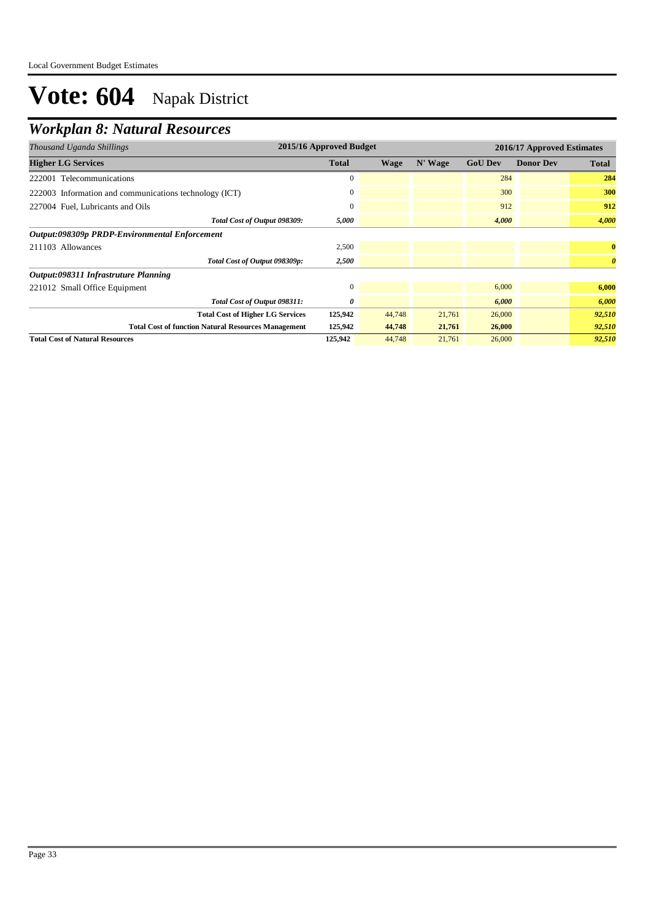# Vote: 604 Napak District

## Workplan 8: Natural Resources

| *Thousand Uganda Shillings* | 2015/16 Approved Budget | | | 2016/17 Approved Estimates | | |
|---|---|---|---|---|---|---|
| **Higher LG Services** | **Total** | **Wage** | **N' Wage** | **GoU Dev** | **Donor Dev** | **Total** |
| 222001 Telecommunications | 0 | | | 284 | | **284** |
| 222003 Information and communications technology (ICT) | 0 | | | 300 | | **300** |
| 227004 Fuel, Lubricants and Oils | 0 | | | 912 | | **912** |
| ***Total Cost of Output 098309:*** | ***5,000*** | | | ***4,000*** | | ***4,000*** |
| ***Output:098309p PRDP-Environmental Enforcement*** | | | | | | |
| 211103 Allowances | 2,500 | | | | | **0** |
| ***Total Cost of Output 098309p:*** | ***2,500*** | | | | | ***0*** |
| ***Output:098311 Infrastruture Planning*** | | | | | | |
| 221012 Small Office Equipment | 0 | | | 6,000 | | **6,000** |
| ***Total Cost of Output 098311:*** | ***0*** | | | ***6,000*** | | ***6,000*** |
| **Total Cost of Higher LG Services** | **125,942** | 44,748 | 21,761 | 26,000 | | ***92,510*** |
| **Total Cost of function Natural Resources Management** | **125,942** | **44,748** | **21,761** | **26,000** | | ***92,510*** |
| **Total Cost of Natural Resources** | **125,942** | 44,748 | 21,761 | 26,000 | | ***92,510*** |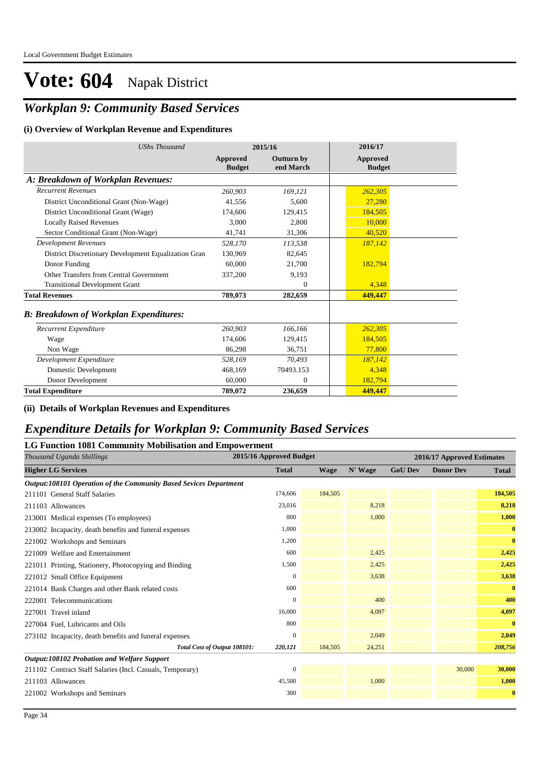# Vote: 604 Napak District

## *Workplan 9: Community Based Services*

### (i) Overview of Workplan Revenue and Expenditures

| *UShs Thousand* | 2015/16 | | 2016/17 |
|---|---|---|---|
| | **Approved Budget** | **Outturn by end March** | **Approved Budget** |
| ***A: Breakdown of Workplan Revenues:*** | | | |
| *Recurrent Revenues* | *260,903* | *169,121* | *262,305* |
| District Unconditional Grant (Non-Wage) | 41,556 | 5,600 | 27,280 |
| District Unconditional Grant (Wage) | 174,606 | 129,415 | 184,505 |
| Locally Raised Revenues | 3,000 | 2,800 | 10,000 |
| Sector Conditional Grant (Non-Wage) | 41,741 | 31,306 | 40,520 |
| *Development Revenues* | *528,170* | *113,538* | *187,142* |
| District Discretionary Development Equalization Gran | 130,969 | 82,645 | |
| Donor Funding | 60,000 | 21,700 | 182,794 |
| Other Transfers from Central Government | 337,200 | 9,193 | |
| Transitional Development Grant | | 0 | 4,348 |
| **Total Revenues** | **789,073** | **282,659** | **449,447** |
| ***B: Breakdown of Workplan Expenditures:*** | | | |
| *Recurrent Expenditure* | *260,903* | *166,166* | *262,305* |
| Wage | 174,606 | 129,415 | 184,505 |
| Non Wage | 86,298 | 36,751 | 77,800 |
| *Development Expenditure* | *528,169* | *70,493* | *187,142* |
| Domestic Development | 468,169 | 70493.153 | 4,348 |
| Donor Development | 60,000 | 0 | 182,794 |
| **Total Expenditure** | **789,072** | **236,659** | **449,447** |

### (ii) Details of Workplan Revenues and Expenditures

## *Expenditure Details for Workplan 9: Community Based Services*

### LG Function 1081 Community Mobilisation and Empowerment

| *Thousand Uganda Shillings* | 2015/16 Approved Budget | 2016/17 Approved Estimates | | | | |
|---|---|---|---|---|---|---|
| **Higher LG Services** | **Total** | **Wage** | **N' Wage** | **GoU Dev** | **Donor Dev** | **Total** |
| ***Output:108101 Operation of the Community Based Sevices Department*** | | | | | | |
| 211101 General Staff Salaries | 174,606 | 184,505 | | | | **184,505** |
| 211103 Allowances | 23,016 | | 8,218 | | | **8,218** |
| 213001 Medical expenses (To employees) | 800 | | 1,000 | | | **1,000** |
| 213002 Incapacity, death benefits and funeral expenses | 1,000 | | | | | **0** |
| 221002 Workshops and Seminars | 1,200 | | | | | **0** |
| 221009 Welfare and Entertainment | 600 | | 2,425 | | | **2,425** |
| 221011 Printing, Stationery, Photocopying and Binding | 1,500 | | 2,425 | | | **2,425** |
| 221012 Small Office Equipment | 0 | | 3,638 | | | **3,638** |
| 221014 Bank Charges and other Bank related costs | 600 | | | | | **0** |
| 222001 Telecommunications | 0 | | 400 | | | **400** |
| 227001 Travel inland | 16,000 | | 4,097 | | | **4,097** |
| 227004 Fuel, Lubricants and Oils | 800 | | | | | **0** |
| 273102 Incapacity, death benefits and funeral expenses | 0 | | 2,049 | | | **2,049** |
| ***Total Cost of Output 108101:*** | ***220,121*** | *184,505* | *24,251* | | | ***208,756*** |
| ***Output:108102 Probation and Welfare Support*** | | | | | | |
| 211102 Contract Staff Salaries (Incl. Casuals, Temporary) | 0 | | | | 30,000 | **30,000** |
| 211103 Allowances | 45,500 | | 1,000 | | | **1,000** |
| 221002 Workshops and Seminars | 300 | | | | | **0** |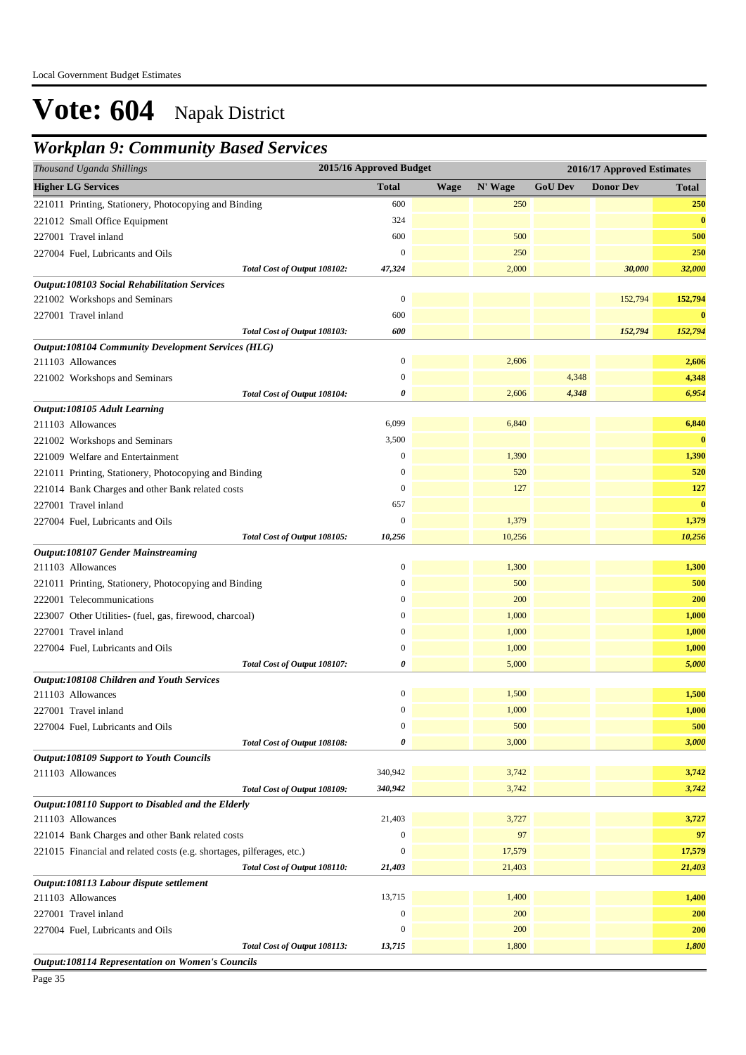Local Government Budget Estimates

# Vote: 604 Napak District

## *Workplan 9: Community Based Services*

| *Thousand Uganda Shillings* | 2015/16 Approved Budget | 2016/17 Approved Estimates | | | | |
|---|---|---|---|---|---|---|
| **Higher LG Services** | **Total** | **Wage** | **N' Wage** | **GoU Dev** | **Donor Dev** | **Total** |
| 221011 Printing, Stationery, Photocopying and Binding | 600 | | 250 | | | **250** |
| 221012 Small Office Equipment | 324 | | | | | **0** |
| 227001 Travel inland | 600 | | 500 | | | **500** |
| 227004 Fuel, Lubricants and Oils | 0 | | 250 | | | **250** |
| *Total Cost of Output 108102:* | *47,324* | | 2,000 | | *30,000* | ***32,000*** |
| ***Output:108103 Social Rehabilitation Services*** | | | | | | |
| 221002 Workshops and Seminars | 0 | | | | 152,794 | **152,794** |
| 227001 Travel inland | 600 | | | | | **0** |
| *Total Cost of Output 108103:* | *600* | | | | *152,794* | ***152,794*** |
| ***Output:108104 Community Development Services (HLG)*** | | | | | | |
| 211103 Allowances | 0 | | 2,606 | | | **2,606** |
| 221002 Workshops and Seminars | 0 | | | 4,348 | | **4,348** |
| *Total Cost of Output 108104:* | *0* | | 2,606 | *4,348* | | ***6,954*** |
| ***Output:108105 Adult Learning*** | | | | | | |
| 211103 Allowances | 6,099 | | 6,840 | | | **6,840** |
| 221002 Workshops and Seminars | 3,500 | | | | | **0** |
| 221009 Welfare and Entertainment | 0 | | 1,390 | | | **1,390** |
| 221011 Printing, Stationery, Photocopying and Binding | 0 | | 520 | | | **520** |
| 221014 Bank Charges and other Bank related costs | 0 | | 127 | | | **127** |
| 227001 Travel inland | 657 | | | | | **0** |
| 227004 Fuel, Lubricants and Oils | 0 | | 1,379 | | | **1,379** |
| *Total Cost of Output 108105:* | *10,256* | | 10,256 | | | ***10,256*** |
| ***Output:108107 Gender Mainstreaming*** | | | | | | |
| 211103 Allowances | 0 | | 1,300 | | | **1,300** |
| 221011 Printing, Stationery, Photocopying and Binding | 0 | | 500 | | | **500** |
| 222001 Telecommunications | 0 | | 200 | | | **200** |
| 223007 Other Utilities- (fuel, gas, firewood, charcoal) | 0 | | 1,000 | | | **1,000** |
| 227001 Travel inland | 0 | | 1,000 | | | **1,000** |
| 227004 Fuel, Lubricants and Oils | 0 | | 1,000 | | | **1,000** |
| *Total Cost of Output 108107:* | *0* | | 5,000 | | | ***5,000*** |
| ***Output:108108 Children and Youth Services*** | | | | | | |
| 211103 Allowances | 0 | | 1,500 | | | **1,500** |
| 227001 Travel inland | 0 | | 1,000 | | | **1,000** |
| 227004 Fuel, Lubricants and Oils | 0 | | 500 | | | **500** |
| *Total Cost of Output 108108:* | *0* | | 3,000 | | | ***3,000*** |
| ***Output:108109 Support to Youth Councils*** | | | | | | |
| 211103 Allowances | 340,942 | | 3,742 | | | **3,742** |
| *Total Cost of Output 108109:* | *340,942* | | 3,742 | | | ***3,742*** |
| ***Output:108110 Support to Disabled and the Elderly*** | | | | | | |
| 211103 Allowances | 21,403 | | 3,727 | | | **3,727** |
| 221014 Bank Charges and other Bank related costs | 0 | | 97 | | | **97** |
| 221015 Financial and related costs (e.g. shortages, pilferages, etc.) | 0 | | 17,579 | | | **17,579** |
| *Total Cost of Output 108110:* | *21,403* | | 21,403 | | | ***21,403*** |
| ***Output:108113 Labour dispute settlement*** | | | | | | |
| 211103 Allowances | 13,715 | | 1,400 | | | **1,400** |
| 227001 Travel inland | 0 | | 200 | | | **200** |
| 227004 Fuel, Lubricants and Oils | 0 | | 200 | | | **200** |
| *Total Cost of Output 108113:* | *13,715* | | 1,800 | | | ***1,800*** |
| ***Output:108114 Representation on Women's Councils*** | | | | | | |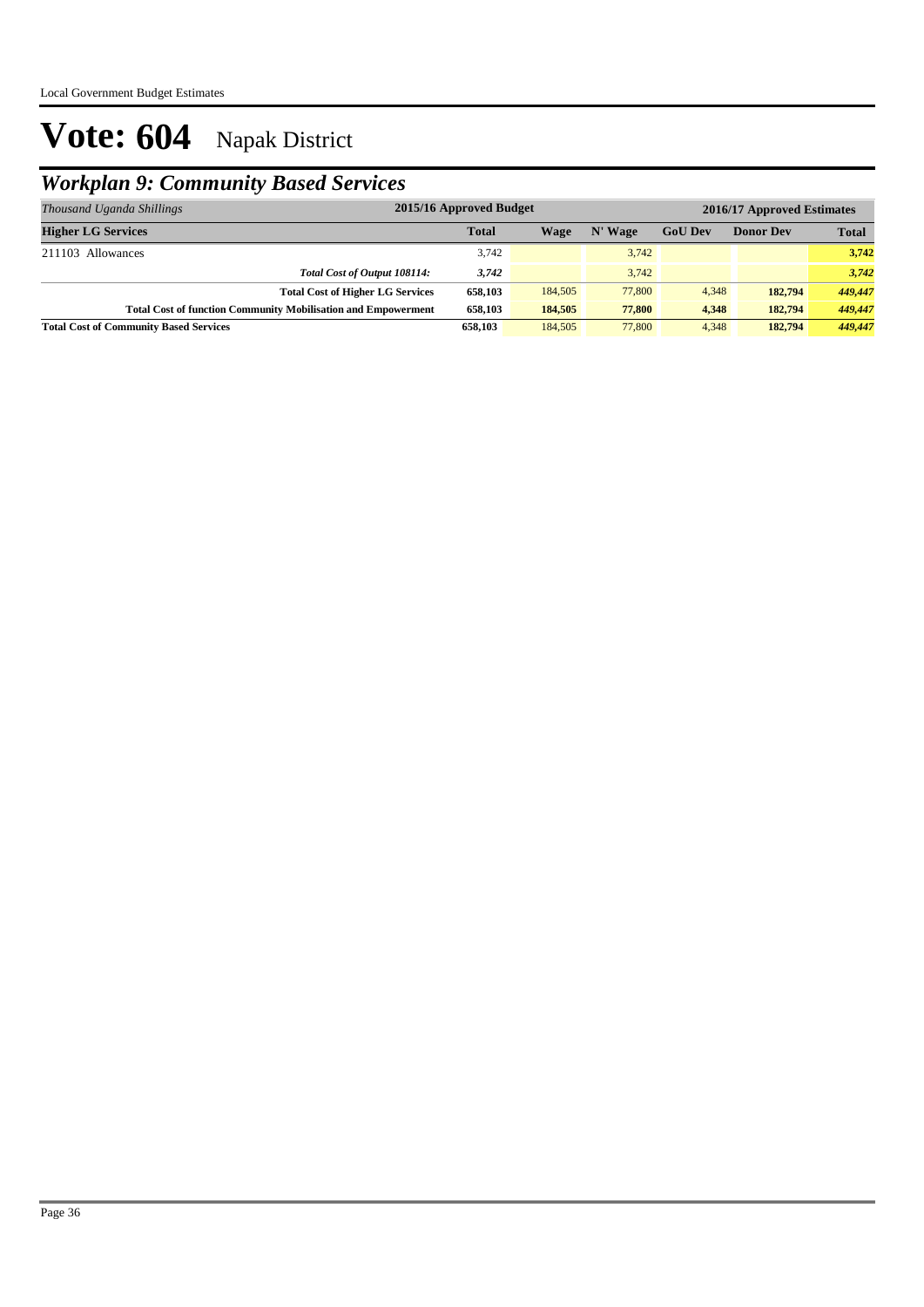# Vote: 604 Napak District

## Workplan 9: Community Based Services

| *Thousand Uganda Shillings* | 2015/16 Approved Budget | 2016/17 Approved Estimates | | | | |
|---|---|---|---|---|---|---|
| **Higher LG Services** | **Total** | **Wage** | **N' Wage** | **GoU Dev** | **Donor Dev** | **Total** |
| 211103 Allowances | 3,742 | | 3,742 | | | **3,742** |
| ***Total Cost of Output 108114:*** | ***3,742*** | | 3,742 | | | ***3,742*** |
| **Total Cost of Higher LG Services** | **658,103** | 184,505 | 77,800 | 4,348 | **182,794** | ***449,447*** |
| **Total Cost of function Community Mobilisation and Empowerment** | **658,103** | **184,505** | **77,800** | **4,348** | **182,794** | ***449,447*** |
| **Total Cost of Community Based Services** | **658,103** | 184,505 | 77,800 | 4,348 | **182,794** | ***449,447*** |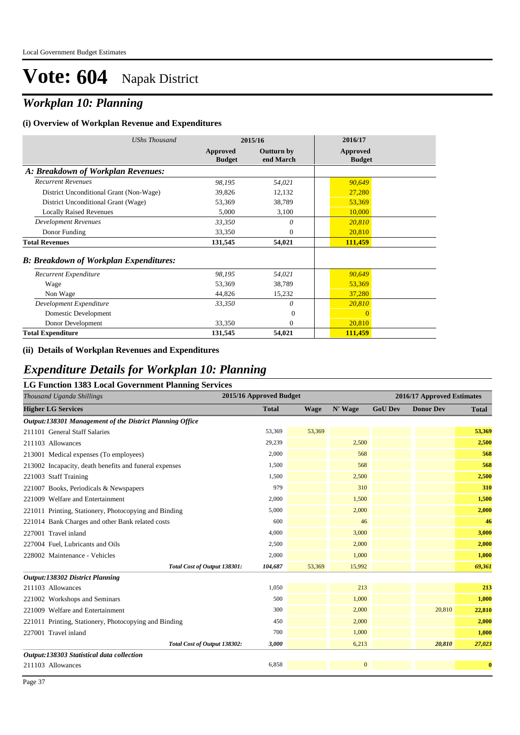# Vote: 604 Napak District

## *Workplan 10: Planning*

### (i) Overview of Workplan Revenue and Expenditures

| *UShs Thousand* | 2015/16 | | 2016/17 |
|---|---|---|---|
| | **Approved Budget** | **Outturn by end March** | **Approved Budget** |
| ***A: Breakdown of Workplan Revenues:*** | | | |
| *Recurrent Revenues* | *98,195* | *54,021* | *90,649* |
| District Unconditional Grant (Non-Wage) | 39,826 | 12,132 | 27,280 |
| District Unconditional Grant (Wage) | 53,369 | 38,789 | 53,369 |
| Locally Raised Revenues | 5,000 | 3,100 | 10,000 |
| *Development Revenues* | *33,350* | *0* | *20,810* |
| Donor Funding | 33,350 | 0 | 20,810 |
| **Total Revenues** | **131,545** | **54,021** | **111,459** |
| ***B: Breakdown of Workplan Expenditures:*** | | | |
| *Recurrent Expenditure* | *98,195* | *54,021* | *90,649* |
| Wage | 53,369 | 38,789 | 53,369 |
| Non Wage | 44,826 | 15,232 | 37,280 |
| *Development Expenditure* | *33,350* | *0* | *20,810* |
| Domestic Development | | 0 | 0 |
| Donor Development | 33,350 | 0 | 20,810 |
| **Total Expenditure** | **131,545** | **54,021** | **111,459** |

### (ii) Details of Workplan Revenues and Expenditures

## *Expenditure Details for Workplan 10: Planning*

### LG Function 1383 Local Government Planning Services

| *Thousand Uganda Shillings* | 2015/16 Approved Budget | 2016/17 Approved Estimates | | | | |
|---|---|---|---|---|---|---|
| **Higher LG Services** | **Total** | **Wage** | **N' Wage** | **GoU Dev** | **Donor Dev** | **Total** |
| ***Output:138301 Management of the District Planning Office*** | | | | | | |
| 211101 General Staff Salaries | 53,369 | 53,369 | | | | **53,369** |
| 211103 Allowances | 29,239 | | 2,500 | | | **2,500** |
| 213001 Medical expenses (To employees) | 2,000 | | 568 | | | **568** |
| 213002 Incapacity, death benefits and funeral expenses | 1,500 | | 568 | | | **568** |
| 221003 Staff Training | 1,500 | | 2,500 | | | **2,500** |
| 221007 Books, Periodicals & Newspapers | 979 | | 310 | | | **310** |
| 221009 Welfare and Entertainment | 2,000 | | 1,500 | | | **1,500** |
| 221011 Printing, Stationery, Photocopying and Binding | 5,000 | | 2,000 | | | **2,000** |
| 221014 Bank Charges and other Bank related costs | 600 | | 46 | | | **46** |
| 227001 Travel inland | 4,000 | | 3,000 | | | **3,000** |
| 227004 Fuel, Lubricants and Oils | 2,500 | | 2,000 | | | **2,000** |
| 228002 Maintenance - Vehicles | 2,000 | | 1,000 | | | **1,000** |
| *Total Cost of Output 138301:* | *104,687* | 53,369 | 15,992 | | | ***69,361*** |
| ***Output:138302 District Planning*** | | | | | | |
| 211103 Allowances | 1,050 | | 213 | | | **213** |
| 221002 Workshops and Seminars | 500 | | 1,000 | | | **1,000** |
| 221009 Welfare and Entertainment | 300 | | 2,000 | | 20,810 | **22,810** |
| 221011 Printing, Stationery, Photocopying and Binding | 450 | | 2,000 | | | **2,000** |
| 227001 Travel inland | 700 | | 1,000 | | | **1,000** |
| *Total Cost of Output 138302:* | *3,000* | | 6,213 | | *20,810* | ***27,023*** |
| ***Output:138303 Statistical data collection*** | | | | | | |
| 211103 Allowances | 6,858 | | 0 | | | **0** |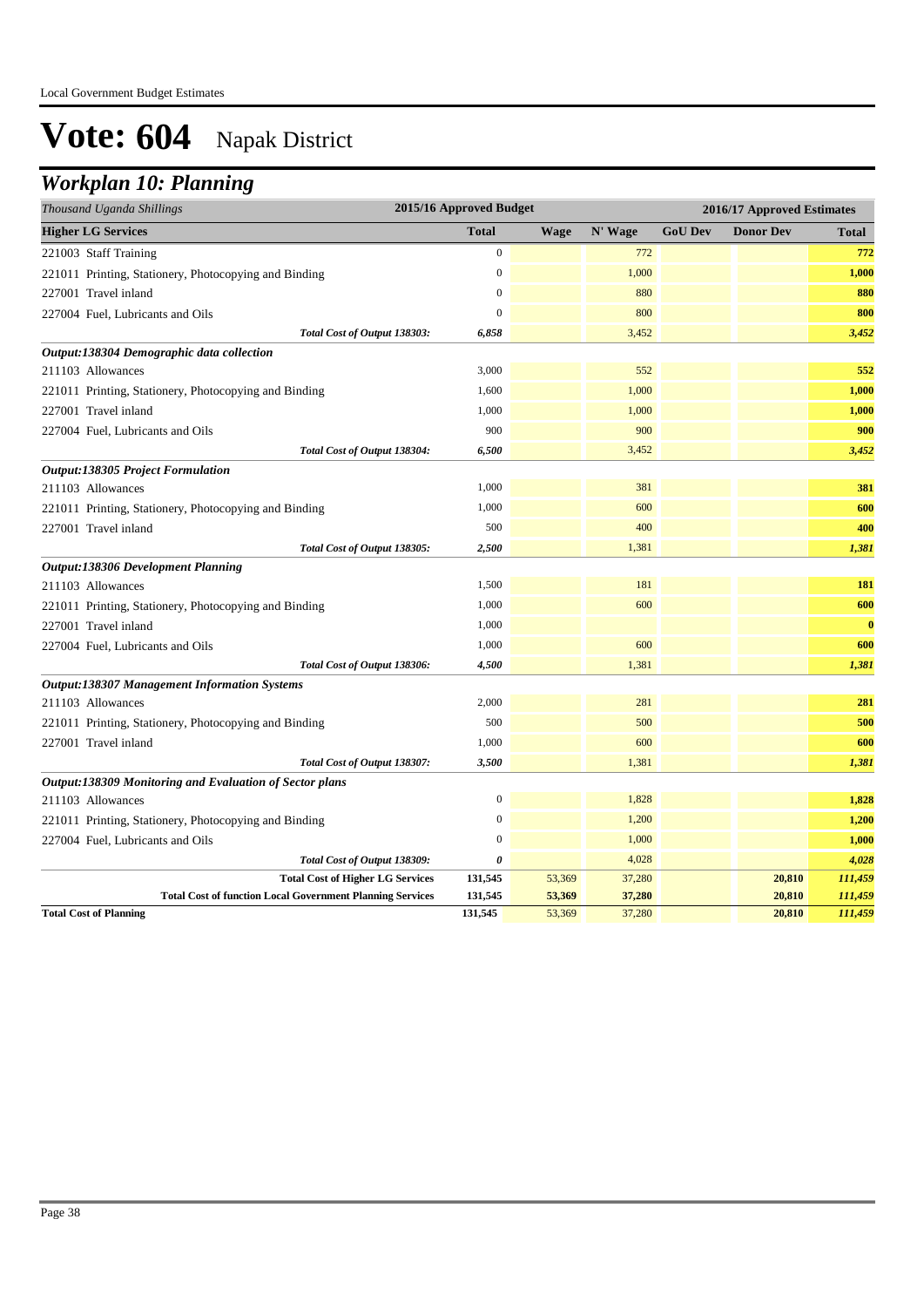# Vote: 604 Napak District

## Workplan 10: Planning

| Thousand Uganda Shillings | 2015/16 Approved Budget | 2016/17 Approved Estimates | | | | |
|---|---|---|---|---|---|---|
| **Higher LG Services** | **Total** | **Wage** | **N' Wage** | **GoU Dev** | **Donor Dev** | **Total** |
| 221003 Staff Training | 0 | | 772 | | | 772 |
| 221011 Printing, Stationery, Photocopying and Binding | 0 | | 1,000 | | | 1,000 |
| 227001 Travel inland | 0 | | 880 | | | 880 |
| 227004 Fuel, Lubricants and Oils | 0 | | 800 | | | 800 |
| *Total Cost of Output 138303:* | *6,858* | | 3,452 | | | *3,452* |
| ***Output:138304 Demographic data collection*** | | | | | | |
| 211103 Allowances | 3,000 | | 552 | | | 552 |
| 221011 Printing, Stationery, Photocopying and Binding | 1,600 | | 1,000 | | | 1,000 |
| 227001 Travel inland | 1,000 | | 1,000 | | | 1,000 |
| 227004 Fuel, Lubricants and Oils | 900 | | 900 | | | 900 |
| *Total Cost of Output 138304:* | *6,500* | | 3,452 | | | *3,452* |
| ***Output:138305 Project Formulation*** | | | | | | |
| 211103 Allowances | 1,000 | | 381 | | | 381 |
| 221011 Printing, Stationery, Photocopying and Binding | 1,000 | | 600 | | | 600 |
| 227001 Travel inland | 500 | | 400 | | | 400 |
| *Total Cost of Output 138305:* | *2,500* | | 1,381 | | | *1,381* |
| ***Output:138306 Development Planning*** | | | | | | |
| 211103 Allowances | 1,500 | | 181 | | | 181 |
| 221011 Printing, Stationery, Photocopying and Binding | 1,000 | | 600 | | | 600 |
| 227001 Travel inland | 1,000 | | | | | 0 |
| 227004 Fuel, Lubricants and Oils | 1,000 | | 600 | | | 600 |
| *Total Cost of Output 138306:* | *4,500* | | 1,381 | | | *1,381* |
| ***Output:138307 Management Information Systems*** | | | | | | |
| 211103 Allowances | 2,000 | | 281 | | | 281 |
| 221011 Printing, Stationery, Photocopying and Binding | 500 | | 500 | | | 500 |
| 227001 Travel inland | 1,000 | | 600 | | | 600 |
| *Total Cost of Output 138307:* | *3,500* | | 1,381 | | | *1,381* |
| ***Output:138309 Monitoring and Evaluation of Sector plans*** | | | | | | |
| 211103 Allowances | 0 | | 1,828 | | | 1,828 |
| 221011 Printing, Stationery, Photocopying and Binding | 0 | | 1,200 | | | 1,200 |
| 227004 Fuel, Lubricants and Oils | 0 | | 1,000 | | | 1,000 |
| *Total Cost of Output 138309:* | *0* | | 4,028 | | | *4,028* |
| **Total Cost of Higher LG Services** | **131,545** | 53,369 | 37,280 | | **20,810** | ***111,459*** |
| **Total Cost of function Local Government Planning Services** | **131,545** | **53,369** | **37,280** | | **20,810** | ***111,459*** |
| **Total Cost of Planning** | **131,545** | 53,369 | 37,280 | | **20,810** | ***111,459*** |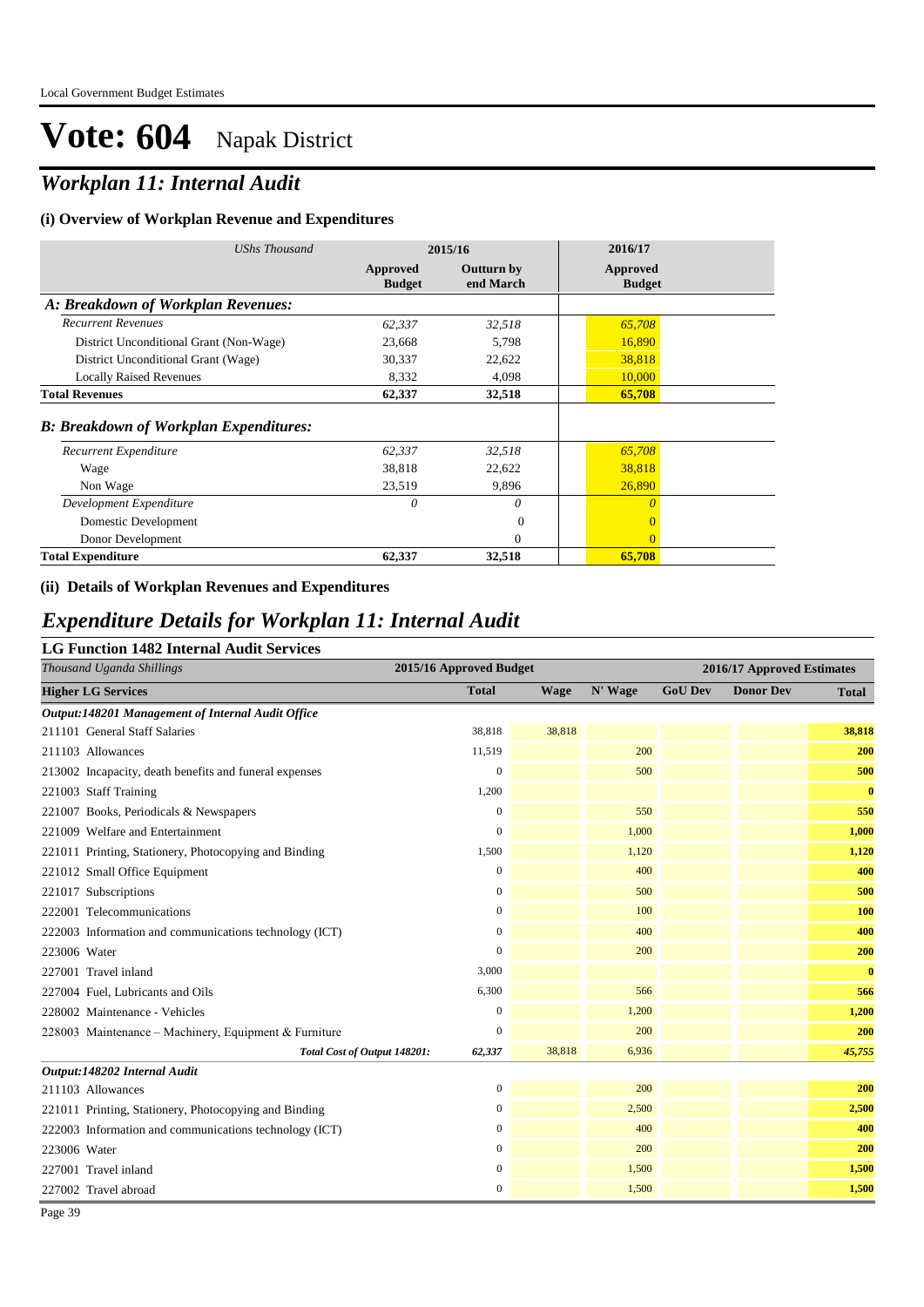Local Government Budget Estimates

# Vote: 604 Napak District

## *Workplan 11: Internal Audit*

### (i) Overview of Workplan Revenue and Expenditures

| *UShs Thousand* | 2015/16 | | 2016/17 |
|---|---|---|---|
| | **Approved Budget** | **Outturn by end March** | **Approved Budget** |
| ***A: Breakdown of Workplan Revenues:*** | | | |
| *Recurrent Revenues* | *62,337* | *32,518* | *65,708* |
| District Unconditional Grant (Non-Wage) | 23,668 | 5,798 | 16,890 |
| District Unconditional Grant (Wage) | 30,337 | 22,622 | 38,818 |
| Locally Raised Revenues | 8,332 | 4,098 | 10,000 |
| **Total Revenues** | **62,337** | **32,518** | **65,708** |
| ***B: Breakdown of Workplan Expenditures:*** | | | |
| *Recurrent Expenditure* | *62,337* | *32,518* | *65,708* |
| Wage | 38,818 | 22,622 | 38,818 |
| Non Wage | 23,519 | 9,896 | 26,890 |
| *Development Expenditure* | *0* | *0* | *0* |
| Domestic Development | | 0 | 0 |
| Donor Development | | 0 | 0 |
| **Total Expenditure** | **62,337** | **32,518** | **65,708** |

### (ii) Details of Workplan Revenues and Expenditures

## *Expenditure Details for Workplan 11: Internal Audit*

### LG Function 1482 Internal Audit Services

| *Thousand Uganda Shillings* | 2015/16 Approved Budget | 2016/17 Approved Estimates | | | | |
|---|---|---|---|---|---|---|
| **Higher LG Services** | **Total** | **Wage** | **N' Wage** | **GoU Dev** | **Donor Dev** | **Total** |
| ***Output:148201 Management of Internal Audit Office*** | | | | | | |
| 211101 General Staff Salaries | 38,818 | 38,818 | | | | **38,818** |
| 211103 Allowances | 11,519 | | 200 | | | **200** |
| 213002 Incapacity, death benefits and funeral expenses | 0 | | 500 | | | **500** |
| 221003 Staff Training | 1,200 | | | | | **0** |
| 221007 Books, Periodicals & Newspapers | 0 | | 550 | | | **550** |
| 221009 Welfare and Entertainment | 0 | | 1,000 | | | **1,000** |
| 221011 Printing, Stationery, Photocopying and Binding | 1,500 | | 1,120 | | | **1,120** |
| 221012 Small Office Equipment | 0 | | 400 | | | **400** |
| 221017 Subscriptions | 0 | | 500 | | | **500** |
| 222001 Telecommunications | 0 | | 100 | | | **100** |
| 222003 Information and communications technology (ICT) | 0 | | 400 | | | **400** |
| 223006 Water | 0 | | 200 | | | **200** |
| 227001 Travel inland | 3,000 | | | | | **0** |
| 227004 Fuel, Lubricants and Oils | 6,300 | | 566 | | | **566** |
| 228002 Maintenance - Vehicles | 0 | | 1,200 | | | **1,200** |
| 228003 Maintenance – Machinery, Equipment & Furniture | 0 | | 200 | | | **200** |
| *Total Cost of Output 148201:* | *62,337* | 38,818 | 6,936 | | | *45,755* |
| ***Output:148202 Internal Audit*** | | | | | | |
| 211103 Allowances | 0 | | 200 | | | **200** |
| 221011 Printing, Stationery, Photocopying and Binding | 0 | | 2,500 | | | **2,500** |
| 222003 Information and communications technology (ICT) | 0 | | 400 | | | **400** |
| 223006 Water | 0 | | 200 | | | **200** |
| 227001 Travel inland | 0 | | 1,500 | | | **1,500** |
| 227002 Travel abroad | 0 | | 1,500 | | | **1,500** |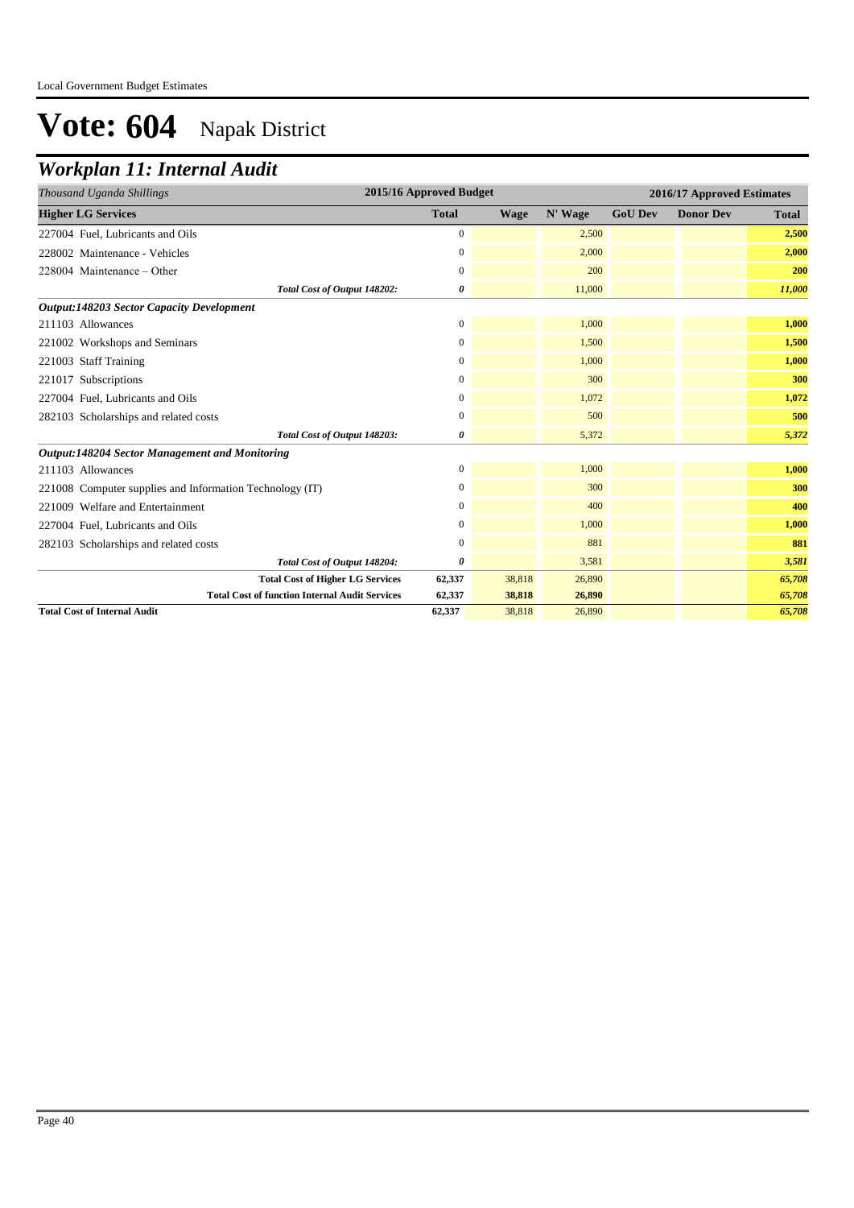# Vote: 604 Napak District

## Workplan 11: Internal Audit

| *Thousand Uganda Shillings* | 2015/16 Approved Budget | 2016/17 Approved Estimates | | | | |
|---|---|---|---|---|---|---|
| **Higher LG Services** | **Total** | **Wage** | **N' Wage** | **GoU Dev** | **Donor Dev** | **Total** |
| 227004 Fuel, Lubricants and Oils | 0 | | 2,500 | | | **2,500** |
| 228002 Maintenance - Vehicles | 0 | | 2,000 | | | **2,000** |
| 228004 Maintenance – Other | 0 | | 200 | | | **200** |
| *Total Cost of Output 148202:* | *0* | | 11,000 | | | ***11,000*** |
| ***Output:148203 Sector Capacity Development*** | | | | | | |
| 211103 Allowances | 0 | | 1,000 | | | **1,000** |
| 221002 Workshops and Seminars | 0 | | 1,500 | | | **1,500** |
| 221003 Staff Training | 0 | | 1,000 | | | **1,000** |
| 221017 Subscriptions | 0 | | 300 | | | **300** |
| 227004 Fuel, Lubricants and Oils | 0 | | 1,072 | | | **1,072** |
| 282103 Scholarships and related costs | 0 | | 500 | | | **500** |
| *Total Cost of Output 148203:* | *0* | | 5,372 | | | ***5,372*** |
| ***Output:148204 Sector Management and Monitoring*** | | | | | | |
| 211103 Allowances | 0 | | 1,000 | | | **1,000** |
| 221008 Computer supplies and Information Technology (IT) | 0 | | 300 | | | **300** |
| 221009 Welfare and Entertainment | 0 | | 400 | | | **400** |
| 227004 Fuel, Lubricants and Oils | 0 | | 1,000 | | | **1,000** |
| 282103 Scholarships and related costs | 0 | | 881 | | | **881** |
| *Total Cost of Output 148204:* | *0* | | 3,581 | | | ***3,581*** |
| **Total Cost of Higher LG Services** | **62,337** | 38,818 | 26,890 | | | ***65,708*** |
| **Total Cost of function Internal Audit Services** | **62,337** | **38,818** | **26,890** | | | ***65,708*** |
| **Total Cost of Internal Audit** | **62,337** | 38,818 | 26,890 | | | ***65,708*** |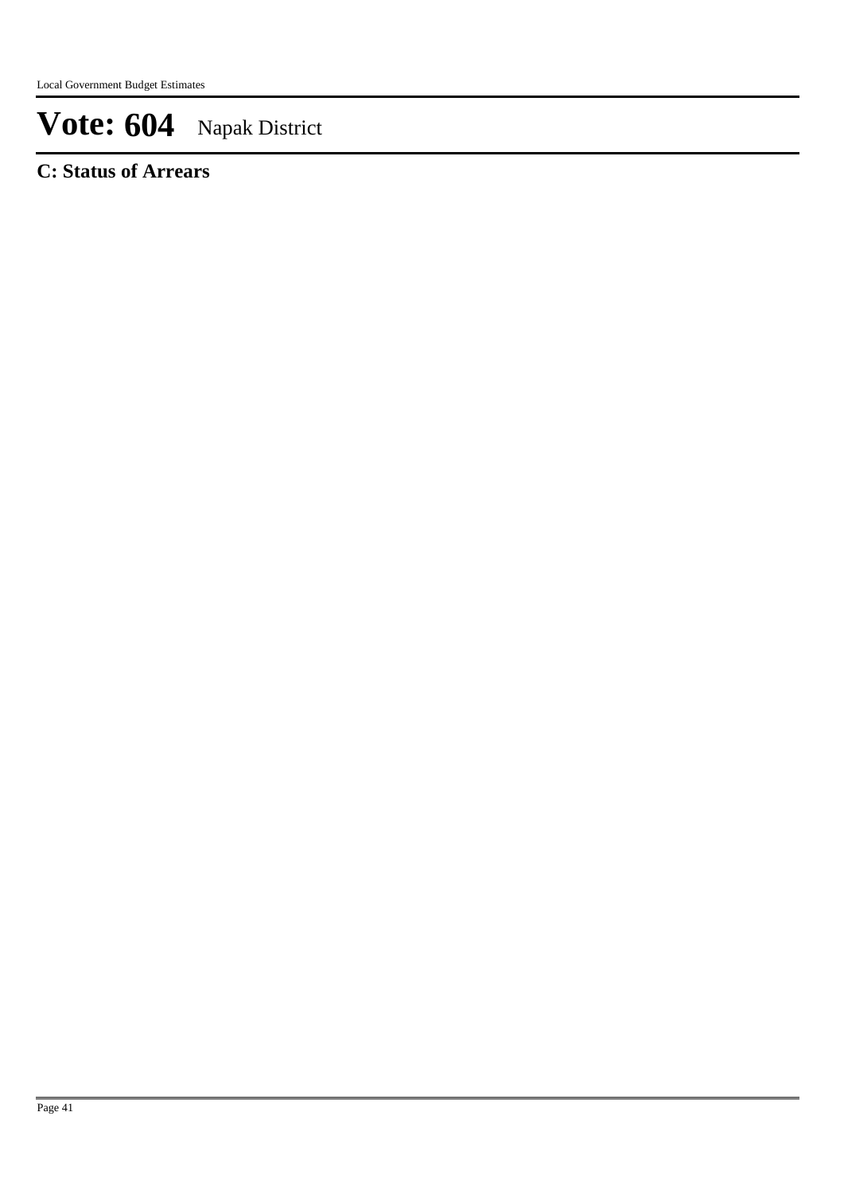# Vote: 604 Napak District

## C: Status of Arrears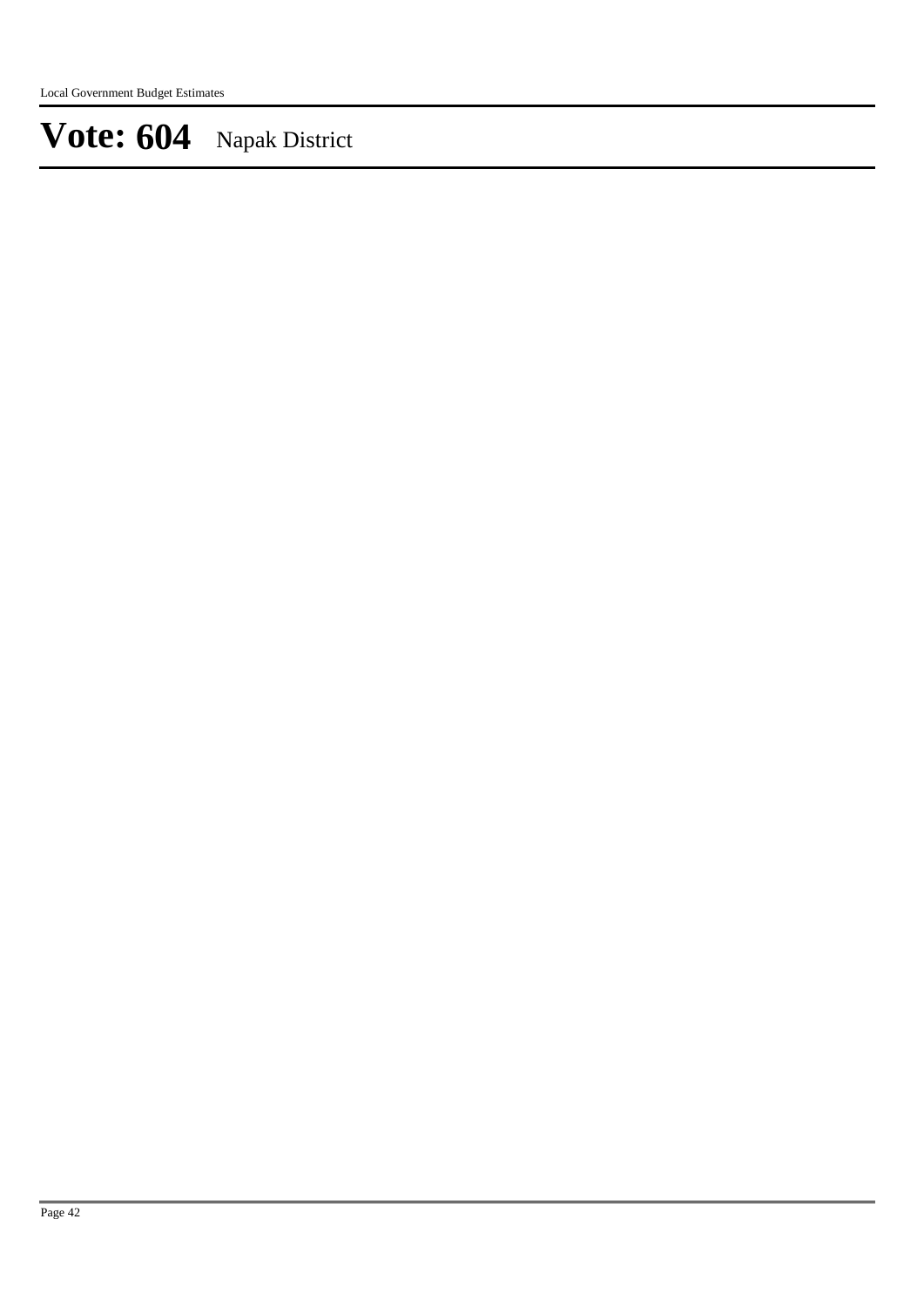# Vote: 604 Napak District